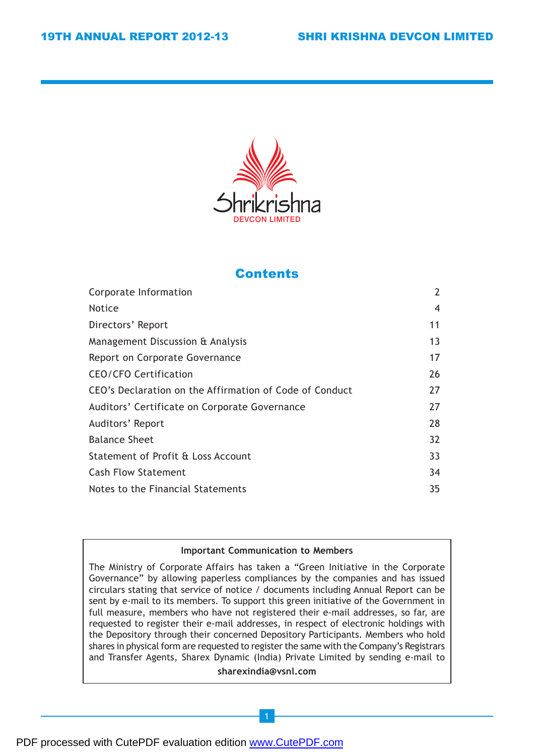Shrikrishna
DEVCON LIMITED

## Contents

| | |
|---|---|
| Corporate Information | 2 |
| Notice | 4 |
| Directors' Report | 11 |
| Management Discussion & Analysis | 13 |
| Report on Corporate Governance | 17 |
| CEO/CFO Certification | 26 |
| CEO's Declaration on the Affirmation of Code of Conduct | 27 |
| Auditors' Certificate on Corporate Governance | 27 |
| Auditors' Report | 28 |
| Balance Sheet | 32 |
| Statement of Profit & Loss Account | 33 |
| Cash Flow Statement | 34 |
| Notes to the Financial Statements | 35 |

**Important Communication to Members**

The Ministry of Corporate Affairs has taken a "Green Initiative in the Corporate Governance" by allowing paperless compliances by the companies and has issued circulars stating that service of notice / documents including Annual Report can be sent by e-mail to its members. To support this green initiative of the Government in full measure, members who have not registered their e-mail addresses, so far, are requested to register their e-mail addresses, in respect of electronic holdings with the Depository through their concerned Depository Participants. Members who hold shares in physical form are requested to register the same with the Company's Registrars and Transfer Agents, Sharex Dynamic (India) Private Limited by sending e-mail to

**sharexindia@vsnl.com**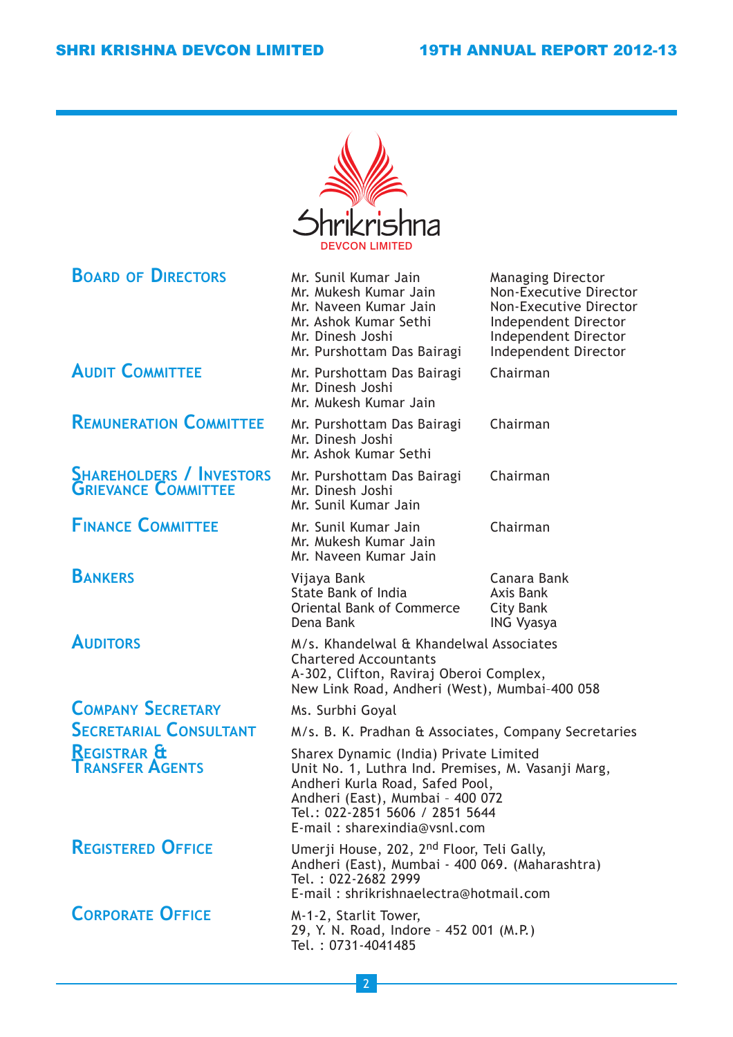Shrikrishna
DEVCON LIMITED

**BOARD OF DIRECTORS**

| | |
|---|---|
| Mr. Sunil Kumar Jain | Managing Director |
| Mr. Mukesh Kumar Jain | Non-Executive Director |
| Mr. Naveen Kumar Jain | Non-Executive Director |
| Mr. Ashok Kumar Sethi | Independent Director |
| Mr. Dinesh Joshi | Independent Director |
| Mr. Purshottam Das Bairagi | Independent Director |

**AUDIT COMMITTEE**

Mr. Purshottam Das Bairagi — Chairman
Mr. Dinesh Joshi
Mr. Mukesh Kumar Jain

**REMUNERATION COMMITTEE**

Mr. Purshottam Das Bairagi — Chairman
Mr. Dinesh Joshi
Mr. Ashok Kumar Sethi

**SHAREHOLDERS / INVESTORS GRIEVANCE COMMITTEE**

Mr. Purshottam Das Bairagi — Chairman
Mr. Dinesh Joshi
Mr. Sunil Kumar Jain

**FINANCE COMMITTEE**

Mr. Sunil Kumar Jain — Chairman
Mr. Mukesh Kumar Jain
Mr. Naveen Kumar Jain

**BANKERS**

| | |
|---|---|
| Vijaya Bank | Canara Bank |
| State Bank of India | Axis Bank |
| Oriental Bank of Commerce | City Bank |
| Dena Bank | ING Vyasya |

**AUDITORS**

M/s. Khandelwal & Khandelwal Associates
Chartered Accountants
A-302, Clifton, Raviraj Oberoi Complex,
New Link Road, Andheri (West), Mumbai-400 058

**COMPANY SECRETARY**

Ms. Surbhi Goyal

**SECRETARIAL CONSULTANT**

M/s. B. K. Pradhan & Associates, Company Secretaries

**REGISTRAR & TRANSFER AGENTS**

Sharex Dynamic (India) Private Limited
Unit No. 1, Luthra Ind. Premises, M. Vasanji Marg,
Andheri Kurla Road, Safed Pool,
Andheri (East), Mumbai – 400 072
Tel.: 022-2851 5606 / 2851 5644
E-mail : sharexindia@vsnl.com

**REGISTERED OFFICE**

Umerji House, 202, 2nd Floor, Teli Gally,
Andheri (East), Mumbai - 400 069. (Maharashtra)
Tel. : 022-2682 2999
E-mail : shrikrishnaelectra@hotmail.com

**CORPORATE OFFICE**

M-1-2, Starlit Tower,
29, Y. N. Road, Indore – 452 001 (M.P.)
Tel. : 0731-4041485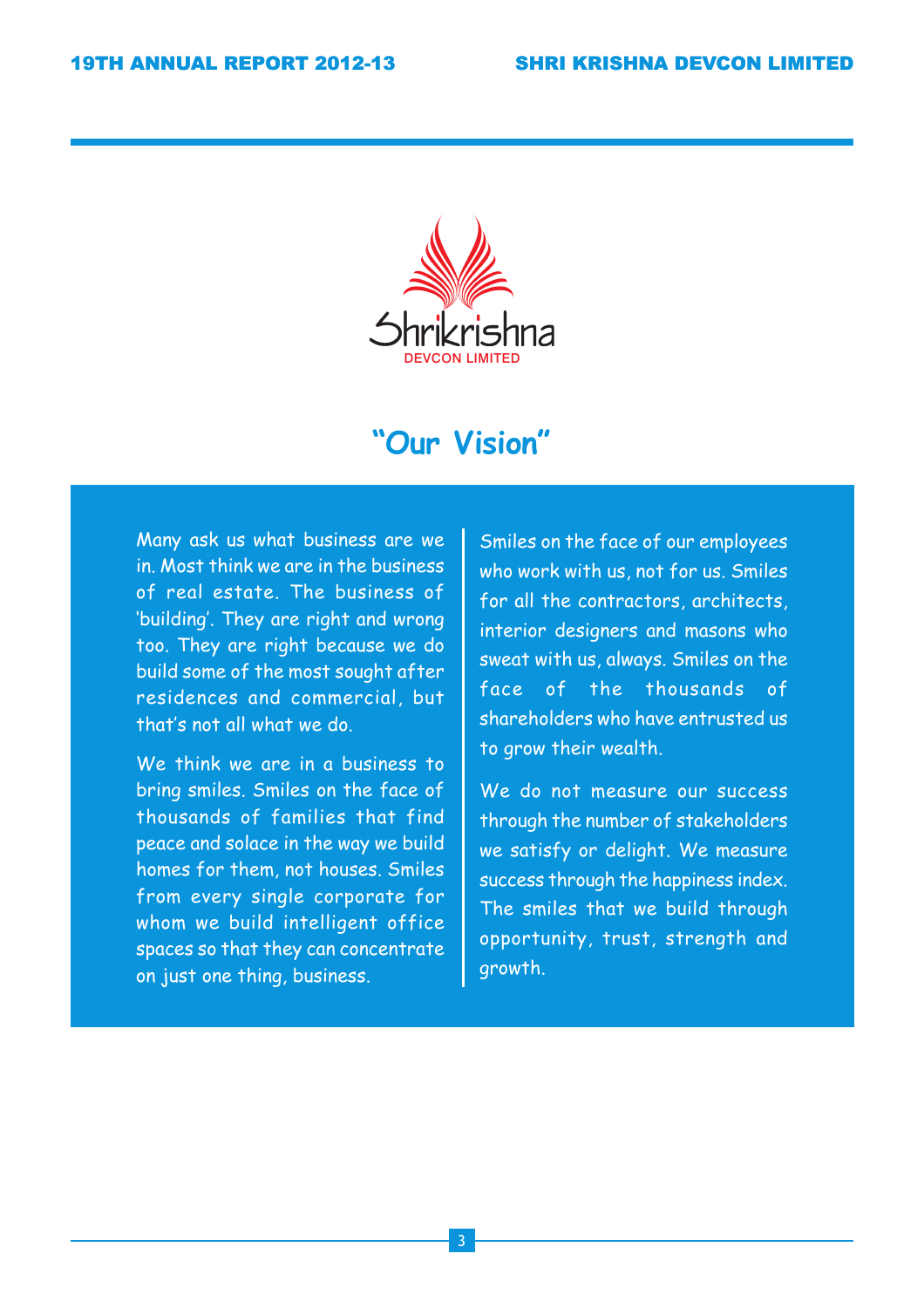Shrikrishna
DEVCON LIMITED

# "Our Vision"

Many ask us what business are we in. Most think we are in the business of real estate. The business of 'building'. They are right and wrong too. They are right because we do build some of the most sought after residences and commercial, but that's not all what we do.

We think we are in a business to bring smiles. Smiles on the face of thousands of families that find peace and solace in the way we build homes for them, not houses. Smiles from every single corporate for whom we build intelligent office spaces so that they can concentrate on just one thing, business.

Smiles on the face of our employees who work with us, not for us. Smiles for all the contractors, architects, interior designers and masons who sweat with us, always. Smiles on the face of the thousands of shareholders who have entrusted us to grow their wealth.

We do not measure our success through the number of stakeholders we satisfy or delight. We measure success through the happiness index. The smiles that we build through opportunity, trust, strength and growth.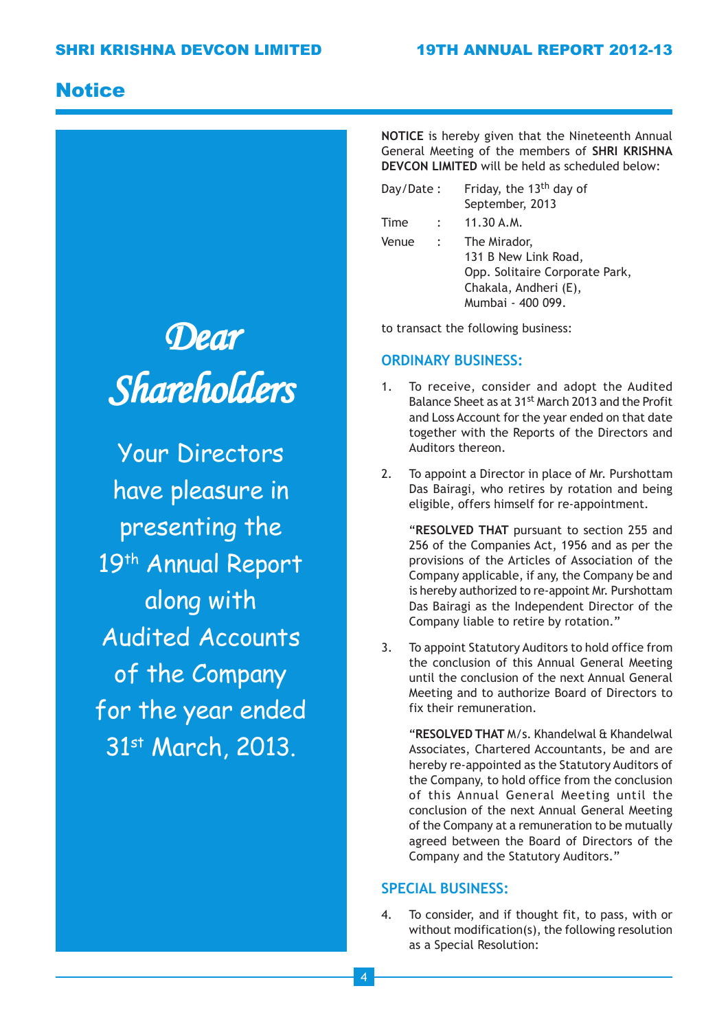# Notice

*Dear Shareholders*

Your Directors have pleasure in presenting the 19th Annual Report along with Audited Accounts of the Company for the year ended 31st March, 2013.

**NOTICE** is hereby given that the Nineteenth Annual General Meeting of the members of **SHRI KRISHNA DEVCON LIMITED** will be held as scheduled below:

| | | |
|---|---|---|
| Day/Date | : | Friday, the 13th day of September, 2013 |
| Time | : | 11.30 A.M. |
| Venue | : | The Mirador, 131 B New Link Road, Opp. Solitaire Corporate Park, Chakala, Andheri (E), Mumbai - 400 099. |

to transact the following business:

## ORDINARY BUSINESS:

1. To receive, consider and adopt the Audited Balance Sheet as at 31st March 2013 and the Profit and Loss Account for the year ended on that date together with the Reports of the Directors and Auditors thereon.

2. To appoint a Director in place of Mr. Purshottam Das Bairagi, who retires by rotation and being eligible, offers himself for re-appointment.

   "**RESOLVED THAT** pursuant to section 255 and 256 of the Companies Act, 1956 and as per the provisions of the Articles of Association of the Company applicable, if any, the Company be and is hereby authorized to re-appoint Mr. Purshottam Das Bairagi as the Independent Director of the Company liable to retire by rotation."

3. To appoint Statutory Auditors to hold office from the conclusion of this Annual General Meeting until the conclusion of the next Annual General Meeting and to authorize Board of Directors to fix their remuneration.

   "**RESOLVED THAT** M/s. Khandelwal & Khandelwal Associates, Chartered Accountants, be and are hereby re-appointed as the Statutory Auditors of the Company, to hold office from the conclusion of this Annual General Meeting until the conclusion of the next Annual General Meeting of the Company at a remuneration to be mutually agreed between the Board of Directors of the Company and the Statutory Auditors."

## SPECIAL BUSINESS:

4. To consider, and if thought fit, to pass, with or without modification(s), the following resolution as a Special Resolution: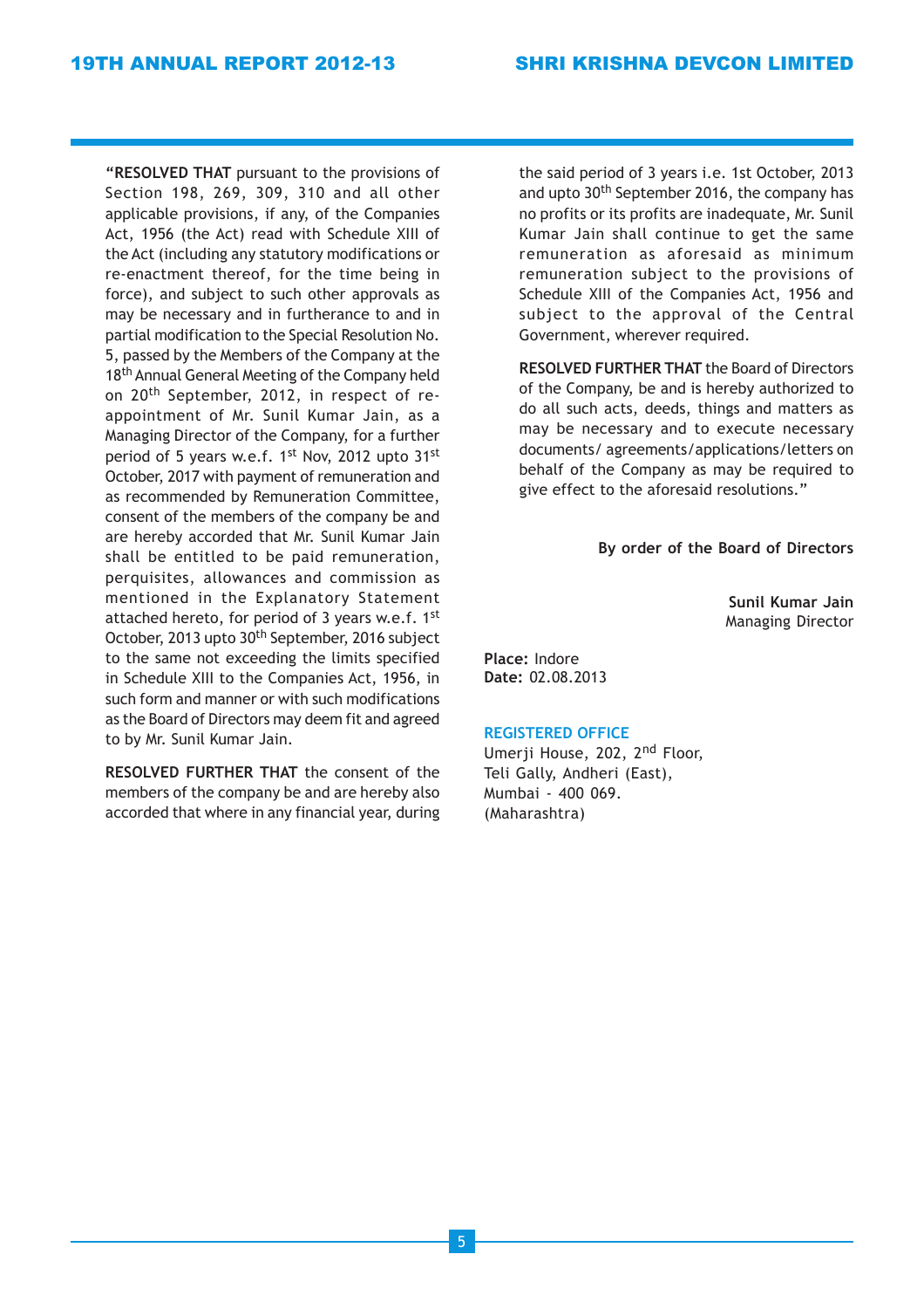"**RESOLVED THAT** pursuant to the provisions of Section 198, 269, 309, 310 and all other applicable provisions, if any, of the Companies Act, 1956 (the Act) read with Schedule XIII of the Act (including any statutory modifications or re-enactment thereof, for the time being in force), and subject to such other approvals as may be necessary and in furtherance to and in partial modification to the Special Resolution No. 5, passed by the Members of the Company at the 18th Annual General Meeting of the Company held on 20th September, 2012, in respect of re-appointment of Mr. Sunil Kumar Jain, as a Managing Director of the Company, for a further period of 5 years w.e.f. 1st Nov, 2012 upto 31st October, 2017 with payment of remuneration and as recommended by Remuneration Committee, consent of the members of the company be and are hereby accorded that Mr. Sunil Kumar Jain shall be entitled to be paid remuneration, perquisites, allowances and commission as mentioned in the Explanatory Statement attached hereto, for period of 3 years w.e.f. 1st October, 2013 upto 30th September, 2016 subject to the same not exceeding the limits specified in Schedule XIII to the Companies Act, 1956, in such form and manner or with such modifications as the Board of Directors may deem fit and agreed to by Mr. Sunil Kumar Jain.

**RESOLVED FURTHER THAT** the consent of the members of the company be and are hereby also accorded that where in any financial year, during the said period of 3 years i.e. 1st October, 2013 and upto 30th September 2016, the company has no profits or its profits are inadequate, Mr. Sunil Kumar Jain shall continue to get the same remuneration as aforesaid as minimum remuneration subject to the provisions of Schedule XIII of the Companies Act, 1956 and subject to the approval of the Central Government, wherever required.

**RESOLVED FURTHER THAT** the Board of Directors of the Company, be and is hereby authorized to do all such acts, deeds, things and matters as may be necessary and to execute necessary documents/ agreements/applications/letters on behalf of the Company as may be required to give effect to the aforesaid resolutions."

**By order of the Board of Directors**

**Sunil Kumar Jain**
Managing Director

**Place:** Indore
**Date:** 02.08.2013

**REGISTERED OFFICE**
Umerji House, 202, 2nd Floor,
Teli Gally, Andheri (East),
Mumbai - 400 069.
(Maharashtra)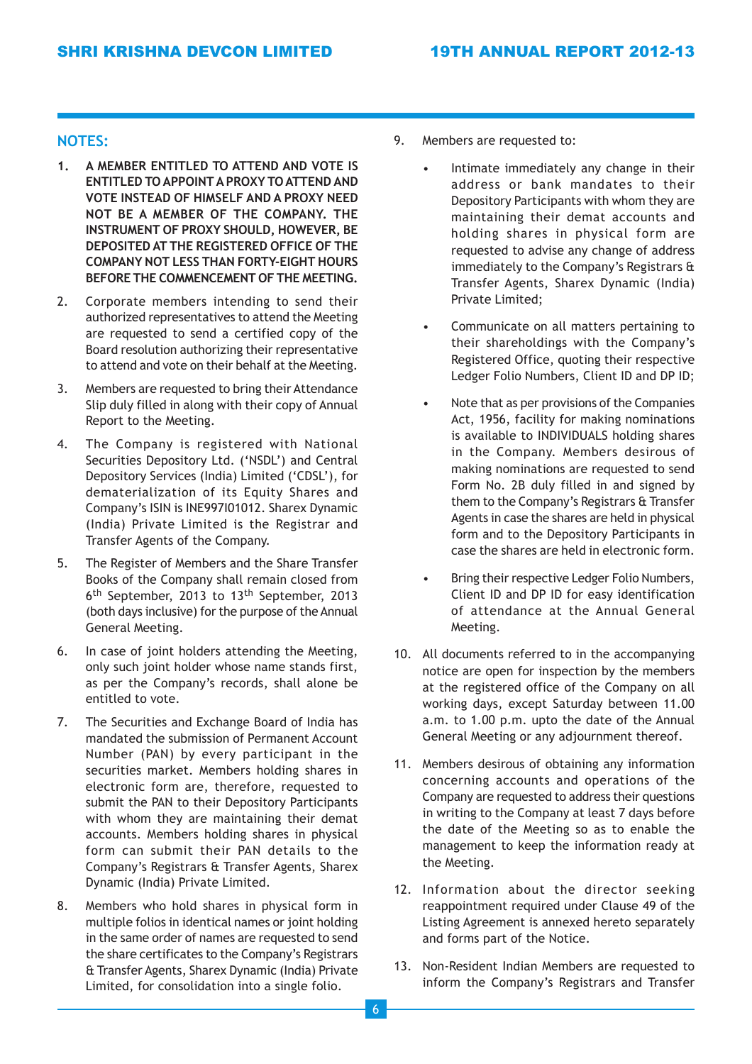## NOTES:

1. **A MEMBER ENTITLED TO ATTEND AND VOTE IS ENTITLED TO APPOINT A PROXY TO ATTEND AND VOTE INSTEAD OF HIMSELF AND A PROXY NEED NOT BE A MEMBER OF THE COMPANY. THE INSTRUMENT OF PROXY SHOULD, HOWEVER, BE DEPOSITED AT THE REGISTERED OFFICE OF THE COMPANY NOT LESS THAN FORTY-EIGHT HOURS BEFORE THE COMMENCEMENT OF THE MEETING.**

2. Corporate members intending to send their authorized representatives to attend the Meeting are requested to send a certified copy of the Board resolution authorizing their representative to attend and vote on their behalf at the Meeting.

3. Members are requested to bring their Attendance Slip duly filled in along with their copy of Annual Report to the Meeting.

4. The Company is registered with National Securities Depository Ltd. ('NSDL') and Central Depository Services (India) Limited ('CDSL'), for dematerialization of its Equity Shares and Company's ISIN is INE997I01012. Sharex Dynamic (India) Private Limited is the Registrar and Transfer Agents of the Company.

5. The Register of Members and the Share Transfer Books of the Company shall remain closed from 6th September, 2013 to 13th September, 2013 (both days inclusive) for the purpose of the Annual General Meeting.

6. In case of joint holders attending the Meeting, only such joint holder whose name stands first, as per the Company's records, shall alone be entitled to vote.

7. The Securities and Exchange Board of India has mandated the submission of Permanent Account Number (PAN) by every participant in the securities market. Members holding shares in electronic form are, therefore, requested to submit the PAN to their Depository Participants with whom they are maintaining their demat accounts. Members holding shares in physical form can submit their PAN details to the Company's Registrars & Transfer Agents, Sharex Dynamic (India) Private Limited.

8. Members who hold shares in physical form in multiple folios in identical names or joint holding in the same order of names are requested to send the share certificates to the Company's Registrars & Transfer Agents, Sharex Dynamic (India) Private Limited, for consolidation into a single folio.

9. Members are requested to:

   - Intimate immediately any change in their address or bank mandates to their Depository Participants with whom they are maintaining their demat accounts and holding shares in physical form are requested to advise any change of address immediately to the Company's Registrars & Transfer Agents, Sharex Dynamic (India) Private Limited;

   - Communicate on all matters pertaining to their shareholdings with the Company's Registered Office, quoting their respective Ledger Folio Numbers, Client ID and DP ID;

   - Note that as per provisions of the Companies Act, 1956, facility for making nominations is available to INDIVIDUALS holding shares in the Company. Members desirous of making nominations are requested to send Form No. 2B duly filled in and signed by them to the Company's Registrars & Transfer Agents in case the shares are held in physical form and to the Depository Participants in case the shares are held in electronic form.

   - Bring their respective Ledger Folio Numbers, Client ID and DP ID for easy identification of attendance at the Annual General Meeting.

10. All documents referred to in the accompanying notice are open for inspection by the members at the registered office of the Company on all working days, except Saturday between 11.00 a.m. to 1.00 p.m. upto the date of the Annual General Meeting or any adjournment thereof.

11. Members desirous of obtaining any information concerning accounts and operations of the Company are requested to address their questions in writing to the Company at least 7 days before the date of the Meeting so as to enable the management to keep the information ready at the Meeting.

12. Information about the director seeking reappointment required under Clause 49 of the Listing Agreement is annexed hereto separately and forms part of the Notice.

13. Non-Resident Indian Members are requested to inform the Company's Registrars and Transfer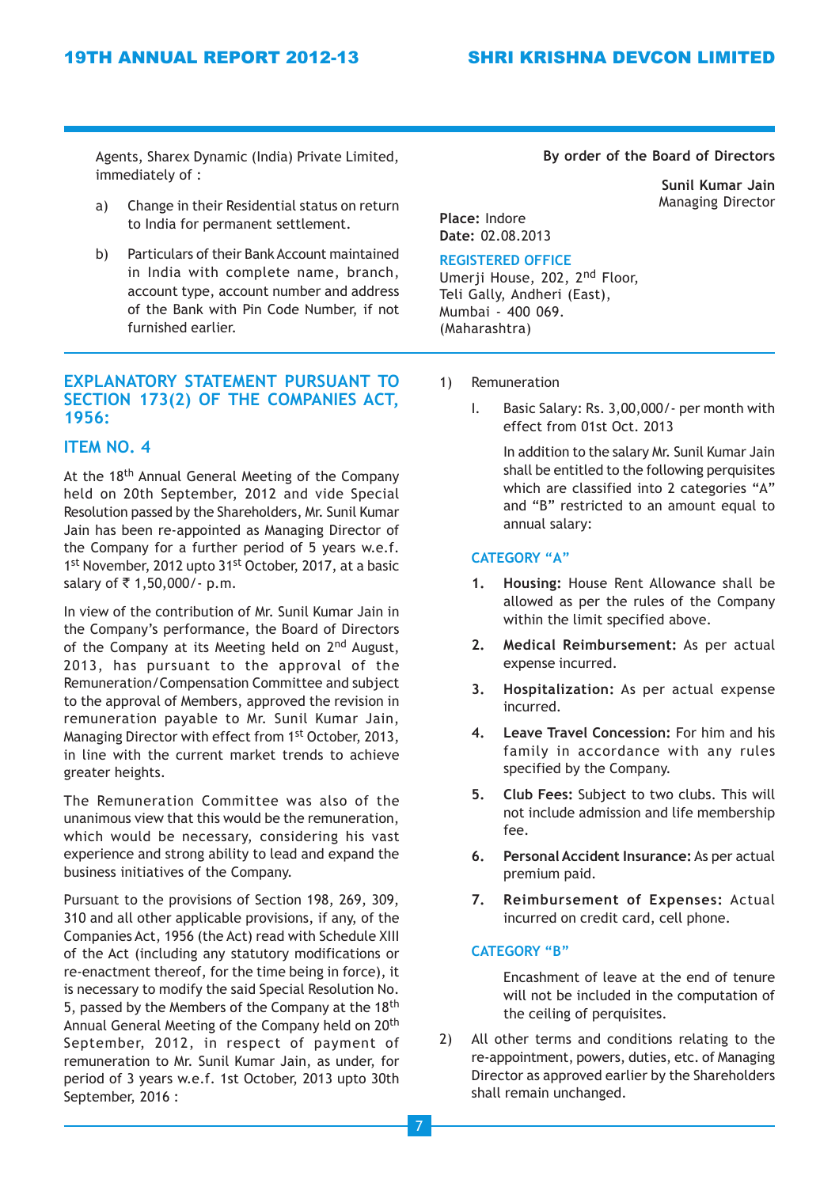Agents, Sharex Dynamic (India) Private Limited, immediately of :

a) Change in their Residential status on return to India for permanent settlement.

b) Particulars of their Bank Account maintained in India with complete name, branch, account type, account number and address of the Bank with Pin Code Number, if not furnished earlier.

**By order of the Board of Directors**

**Sunil Kumar Jain**
Managing Director

**Place:** Indore
**Date:** 02.08.2013

**REGISTERED OFFICE**
Umerji House, 202, 2nd Floor,
Teli Gally, Andheri (East),
Mumbai - 400 069.
(Maharashtra)

## EXPLANATORY STATEMENT PURSUANT TO SECTION 173(2) OF THE COMPANIES ACT, 1956:

### ITEM NO. 4

At the 18th Annual General Meeting of the Company held on 20th September, 2012 and vide Special Resolution passed by the Shareholders, Mr. Sunil Kumar Jain has been re-appointed as Managing Director of the Company for a further period of 5 years w.e.f. 1st November, 2012 upto 31st October, 2017, at a basic salary of ₹ 1,50,000/- p.m.

In view of the contribution of Mr. Sunil Kumar Jain in the Company's performance, the Board of Directors of the Company at its Meeting held on 2nd August, 2013, has pursuant to the approval of the Remuneration/Compensation Committee and subject to the approval of Members, approved the revision in remuneration payable to Mr. Sunil Kumar Jain, Managing Director with effect from 1st October, 2013, in line with the current market trends to achieve greater heights.

The Remuneration Committee was also of the unanimous view that this would be the remuneration, which would be necessary, considering his vast experience and strong ability to lead and expand the business initiatives of the Company.

Pursuant to the provisions of Section 198, 269, 309, 310 and all other applicable provisions, if any, of the Companies Act, 1956 (the Act) read with Schedule XIII of the Act (including any statutory modifications or re-enactment thereof, for the time being in force), it is necessary to modify the said Special Resolution No. 5, passed by the Members of the Company at the 18th Annual General Meeting of the Company held on 20th September, 2012, in respect of payment of remuneration to Mr. Sunil Kumar Jain, as under, for period of 3 years w.e.f. 1st October, 2013 upto 30th September, 2016 :

1) Remuneration

   I. Basic Salary: Rs. 3,00,000/- per month with effect from 01st Oct. 2013

   In addition to the salary Mr. Sunil Kumar Jain shall be entitled to the following perquisites which are classified into 2 categories "A" and "B" restricted to an amount equal to annual salary:

   **CATEGORY "A"**

   1. **Housing:** House Rent Allowance shall be allowed as per the rules of the Company within the limit specified above.
   2. **Medical Reimbursement:** As per actual expense incurred.
   3. **Hospitalization:** As per actual expense incurred.
   4. **Leave Travel Concession:** For him and his family in accordance with any rules specified by the Company.
   5. **Club Fees:** Subject to two clubs. This will not include admission and life membership fee.
   6. **Personal Accident Insurance:** As per actual premium paid.
   7. **Reimbursement of Expenses:** Actual incurred on credit card, cell phone.

   **CATEGORY "B"**

   Encashment of leave at the end of tenure will not be included in the computation of the ceiling of perquisites.

2) All other terms and conditions relating to the re-appointment, powers, duties, etc. of Managing Director as approved earlier by the Shareholders shall remain unchanged.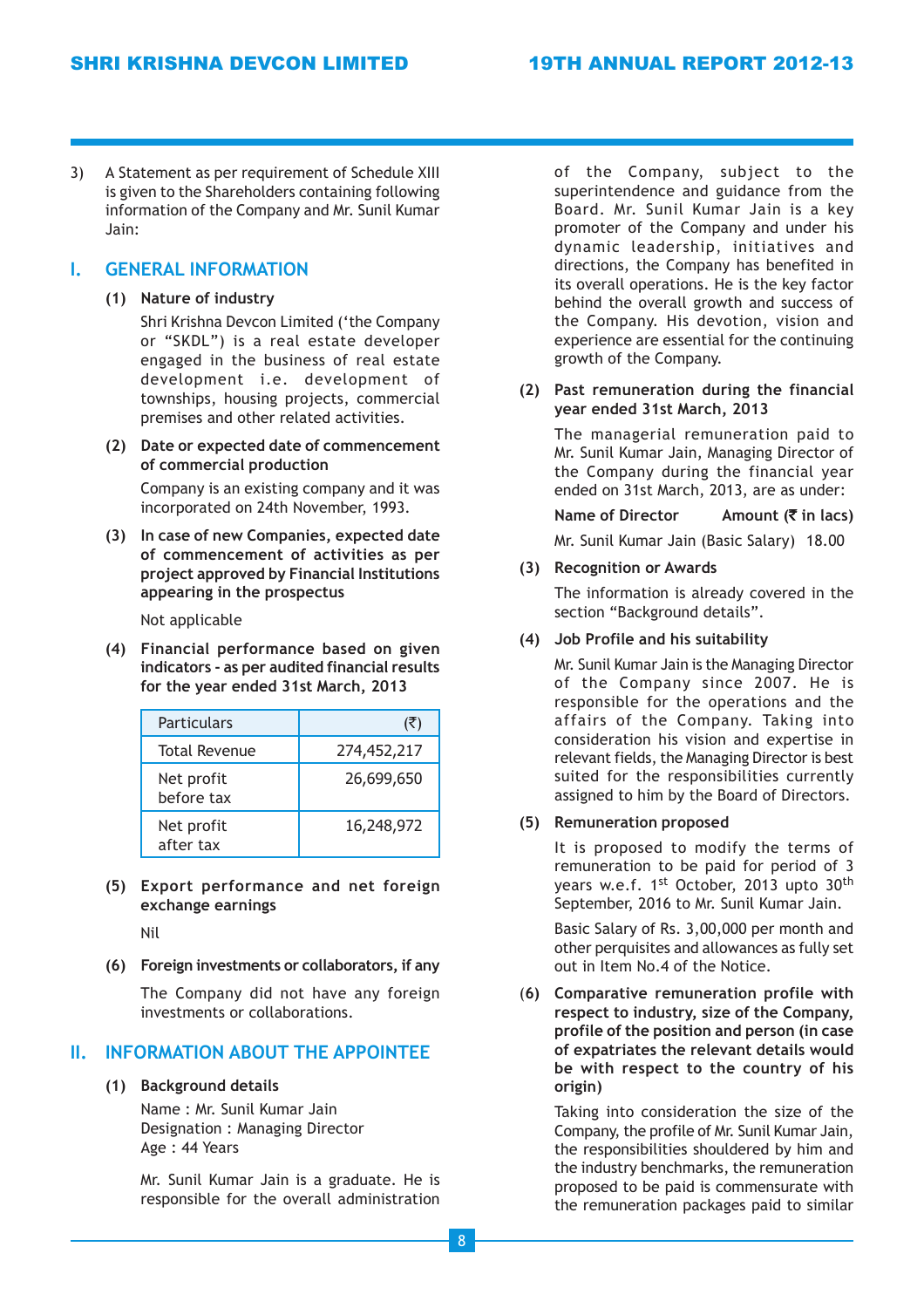3) A Statement as per requirement of Schedule XIII is given to the Shareholders containing following information of the Company and Mr. Sunil Kumar Jain:

## I. GENERAL INFORMATION

**(1) Nature of industry**

Shri Krishna Devcon Limited ('the Company or "SKDL") is a real estate developer engaged in the business of real estate development i.e. development of townships, housing projects, commercial premises and other related activities.

**(2) Date or expected date of commencement of commercial production**

Company is an existing company and it was incorporated on 24th November, 1993.

**(3) In case of new Companies, expected date of commencement of activities as per project approved by Financial Institutions appearing in the prospectus**

Not applicable

**(4) Financial performance based on given indicators - as per audited financial results for the year ended 31st March, 2013**

| Particulars | (₹) |
|---|---|
| Total Revenue | 274,452,217 |
| Net profit before tax | 26,699,650 |
| Net profit after tax | 16,248,972 |

**(5) Export performance and net foreign exchange earnings**

Nil

**(6) Foreign investments or collaborators, if any**

The Company did not have any foreign investments or collaborations.

## II. INFORMATION ABOUT THE APPOINTEE

**(1) Background details**

Name : Mr. Sunil Kumar Jain
Designation : Managing Director
Age : 44 Years

Mr. Sunil Kumar Jain is a graduate. He is responsible for the overall administration of the Company, subject to the superintendence and guidance from the Board. Mr. Sunil Kumar Jain is a key promoter of the Company and under his dynamic leadership, initiatives and directions, the Company has benefited in its overall operations. He is the key factor behind the overall growth and success of the Company. His devotion, vision and experience are essential for the continuing growth of the Company.

**(2) Past remuneration during the financial year ended 31st March, 2013**

The managerial remuneration paid to Mr. Sunil Kumar Jain, Managing Director of the Company during the financial year ended on 31st March, 2013, are as under:

| Name of Director | Amount (₹ in lacs) |
|---|---|
| Mr. Sunil Kumar Jain (Basic Salary) | 18.00 |

**(3) Recognition or Awards**

The information is already covered in the section "Background details".

**(4) Job Profile and his suitability**

Mr. Sunil Kumar Jain is the Managing Director of the Company since 2007. He is responsible for the operations and the affairs of the Company. Taking into consideration his vision and expertise in relevant fields, the Managing Director is best suited for the responsibilities currently assigned to him by the Board of Directors.

**(5) Remuneration proposed**

It is proposed to modify the terms of remuneration to be paid for period of 3 years w.e.f. 1st October, 2013 upto 30th September, 2016 to Mr. Sunil Kumar Jain.

Basic Salary of Rs. 3,00,000 per month and other perquisites and allowances as fully set out in Item No.4 of the Notice.

**(6) Comparative remuneration profile with respect to industry, size of the Company, profile of the position and person (in case of expatriates the relevant details would be with respect to the country of his origin)**

Taking into consideration the size of the Company, the profile of Mr. Sunil Kumar Jain, the responsibilities shouldered by him and the industry benchmarks, the remuneration proposed to be paid is commensurate with the remuneration packages paid to similar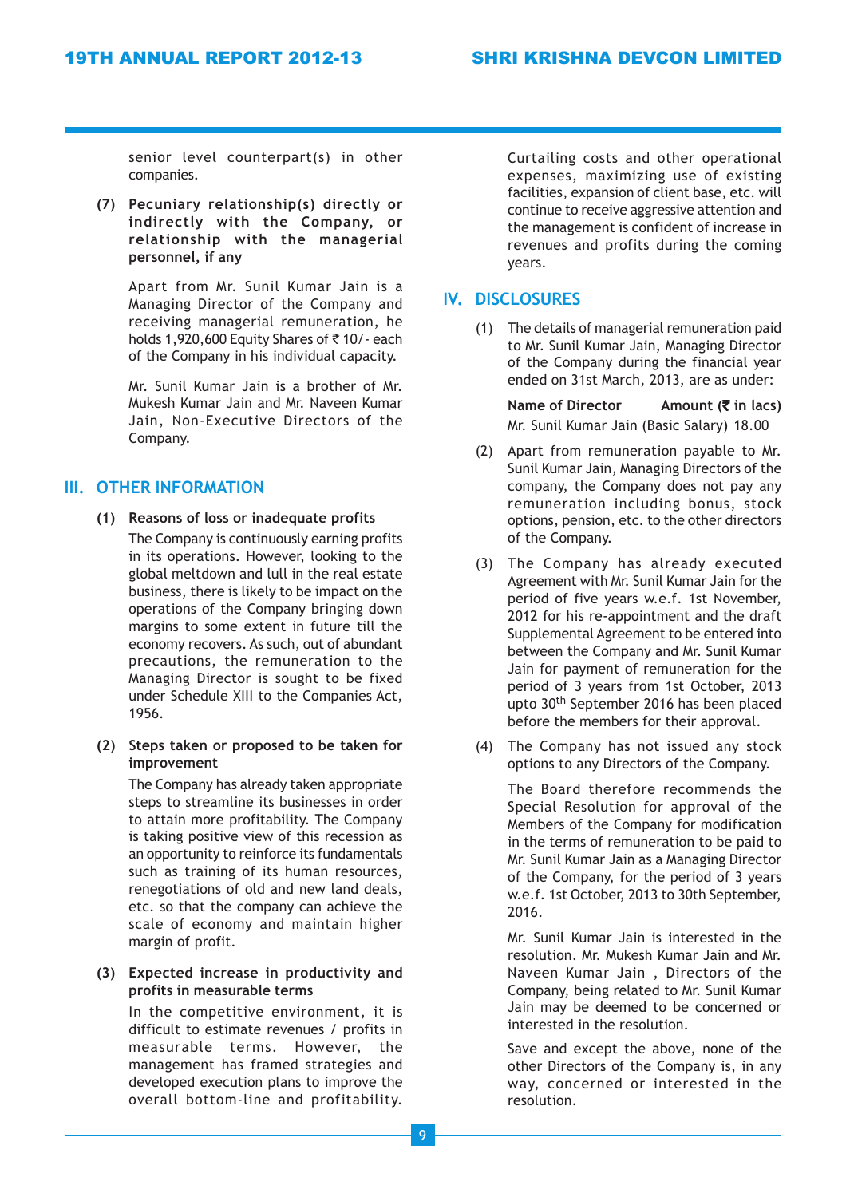senior level counterpart(s) in other companies.

**(7) Pecuniary relationship(s) directly or indirectly with the Company, or relationship with the managerial personnel, if any**

Apart from Mr. Sunil Kumar Jain is a Managing Director of the Company and receiving managerial remuneration, he holds 1,920,600 Equity Shares of ₹ 10/- each of the Company in his individual capacity.

Mr. Sunil Kumar Jain is a brother of Mr. Mukesh Kumar Jain and Mr. Naveen Kumar Jain, Non-Executive Directors of the Company.

## III. OTHER INFORMATION

**(1) Reasons of loss or inadequate profits**

The Company is continuously earning profits in its operations. However, looking to the global meltdown and lull in the real estate business, there is likely to be impact on the operations of the Company bringing down margins to some extent in future till the economy recovers. As such, out of abundant precautions, the remuneration to the Managing Director is sought to be fixed under Schedule XIII to the Companies Act, 1956.

**(2) Steps taken or proposed to be taken for improvement**

The Company has already taken appropriate steps to streamline its businesses in order to attain more profitability. The Company is taking positive view of this recession as an opportunity to reinforce its fundamentals such as training of its human resources, renegotiations of old and new land deals, etc. so that the company can achieve the scale of economy and maintain higher margin of profit.

**(3) Expected increase in productivity and profits in measurable terms**

In the competitive environment, it is difficult to estimate revenues / profits in measurable terms. However, the management has framed strategies and developed execution plans to improve the overall bottom-line and profitability. Curtailing costs and other operational expenses, maximizing use of existing facilities, expansion of client base, etc. will continue to receive aggressive attention and the management is confident of increase in revenues and profits during the coming years.

## IV. DISCLOSURES

(1) The details of managerial remuneration paid to Mr. Sunil Kumar Jain, Managing Director of the Company during the financial year ended on 31st March, 2013, are as under:

| Name of Director | Amount (₹ in lacs) |
|---|---|
| Mr. Sunil Kumar Jain (Basic Salary) | 18.00 |

(2) Apart from remuneration payable to Mr. Sunil Kumar Jain, Managing Directors of the company, the Company does not pay any remuneration including bonus, stock options, pension, etc. to the other directors of the Company.

(3) The Company has already executed Agreement with Mr. Sunil Kumar Jain for the period of five years w.e.f. 1st November, 2012 for his re-appointment and the draft Supplemental Agreement to be entered into between the Company and Mr. Sunil Kumar Jain for payment of remuneration for the period of 3 years from 1st October, 2013 upto 30th September 2016 has been placed before the members for their approval.

(4) The Company has not issued any stock options to any Directors of the Company.

The Board therefore recommends the Special Resolution for approval of the Members of the Company for modification in the terms of remuneration to be paid to Mr. Sunil Kumar Jain as a Managing Director of the Company, for the period of 3 years w.e.f. 1st October, 2013 to 30th September, 2016.

Mr. Sunil Kumar Jain is interested in the resolution. Mr. Mukesh Kumar Jain and Mr. Naveen Kumar Jain , Directors of the Company, being related to Mr. Sunil Kumar Jain may be deemed to be concerned or interested in the resolution.

Save and except the above, none of the other Directors of the Company is, in any way, concerned or interested in the resolution.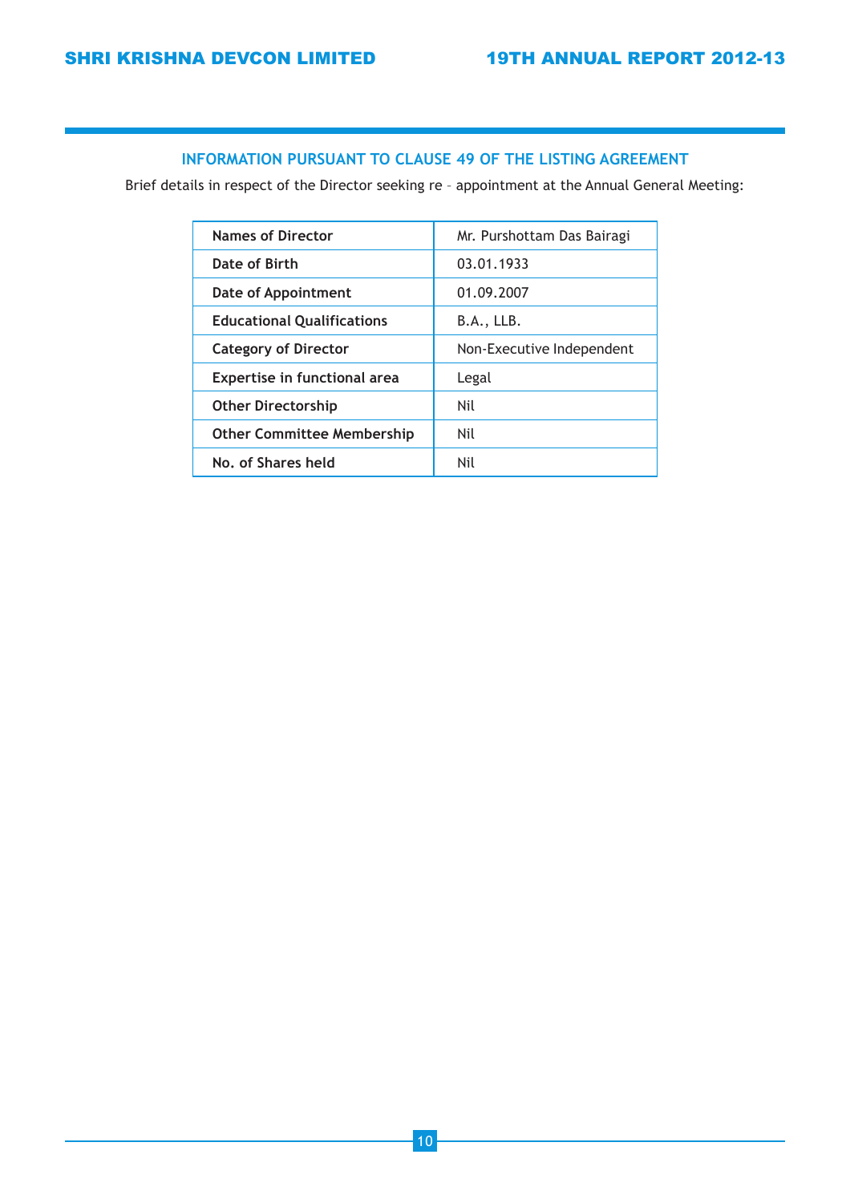## INFORMATION PURSUANT TO CLAUSE 49 OF THE LISTING AGREEMENT

Brief details in respect of the Director seeking re – appointment at the Annual General Meeting:

| Names of Director | Mr. Purshottam Das Bairagi |
|---|---|
| Date of Birth | 03.01.1933 |
| Date of Appointment | 01.09.2007 |
| Educational Qualifications | B.A., LLB. |
| Category of Director | Non-Executive Independent |
| Expertise in functional area | Legal |
| Other Directorship | Nil |
| Other Committee Membership | Nil |
| No. of Shares held | Nil |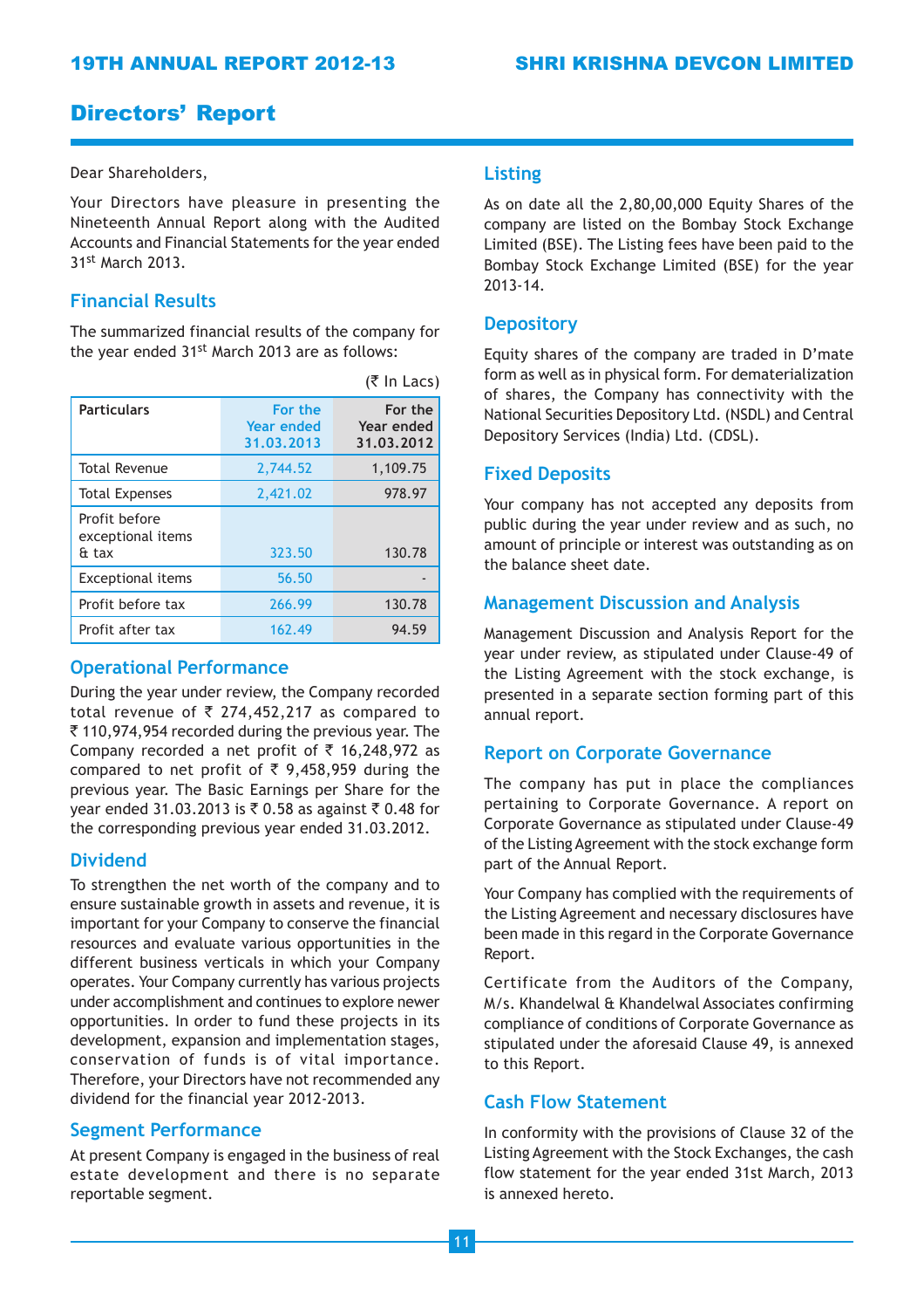# Directors' Report

Dear Shareholders,

Your Directors have pleasure in presenting the Nineteenth Annual Report along with the Audited Accounts and Financial Statements for the year ended 31st March 2013.

## Financial Results

The summarized financial results of the company for the year ended 31st March 2013 are as follows:

(₹ In Lacs)

| Particulars | For the Year ended 31.03.2013 | For the Year ended 31.03.2012 |
|---|---|---|
| Total Revenue | 2,744.52 | 1,109.75 |
| Total Expenses | 2,421.02 | 978.97 |
| Profit before exceptional items & tax | 323.50 | 130.78 |
| Exceptional items | 56.50 | - |
| Profit before tax | 266.99 | 130.78 |
| Profit after tax | 162.49 | 94.59 |

## Operational Performance

During the year under review, the Company recorded total revenue of ₹ 274,452,217 as compared to ₹ 110,974,954 recorded during the previous year. The Company recorded a net profit of ₹ 16,248,972 as compared to net profit of ₹ 9,458,959 during the previous year. The Basic Earnings per Share for the year ended 31.03.2013 is ₹ 0.58 as against ₹ 0.48 for the corresponding previous year ended 31.03.2012.

## Dividend

To strengthen the net worth of the company and to ensure sustainable growth in assets and revenue, it is important for your Company to conserve the financial resources and evaluate various opportunities in the different business verticals in which your Company operates. Your Company currently has various projects under accomplishment and continues to explore newer opportunities. In order to fund these projects in its development, expansion and implementation stages, conservation of funds is of vital importance. Therefore, your Directors have not recommended any dividend for the financial year 2012-2013.

## Segment Performance

At present Company is engaged in the business of real estate development and there is no separate reportable segment.

## Listing

As on date all the 2,80,00,000 Equity Shares of the company are listed on the Bombay Stock Exchange Limited (BSE). The Listing fees have been paid to the Bombay Stock Exchange Limited (BSE) for the year 2013-14.

## Depository

Equity shares of the company are traded in D'mate form as well as in physical form. For dematerialization of shares, the Company has connectivity with the National Securities Depository Ltd. (NSDL) and Central Depository Services (India) Ltd. (CDSL).

## Fixed Deposits

Your company has not accepted any deposits from public during the year under review and as such, no amount of principle or interest was outstanding as on the balance sheet date.

## Management Discussion and Analysis

Management Discussion and Analysis Report for the year under review, as stipulated under Clause-49 of the Listing Agreement with the stock exchange, is presented in a separate section forming part of this annual report.

## Report on Corporate Governance

The company has put in place the compliances pertaining to Corporate Governance. A report on Corporate Governance as stipulated under Clause-49 of the Listing Agreement with the stock exchange form part of the Annual Report.

Your Company has complied with the requirements of the Listing Agreement and necessary disclosures have been made in this regard in the Corporate Governance Report.

Certificate from the Auditors of the Company, M/s. Khandelwal & Khandelwal Associates confirming compliance of conditions of Corporate Governance as stipulated under the aforesaid Clause 49, is annexed to this Report.

## Cash Flow Statement

In conformity with the provisions of Clause 32 of the Listing Agreement with the Stock Exchanges, the cash flow statement for the year ended 31st March, 2013 is annexed hereto.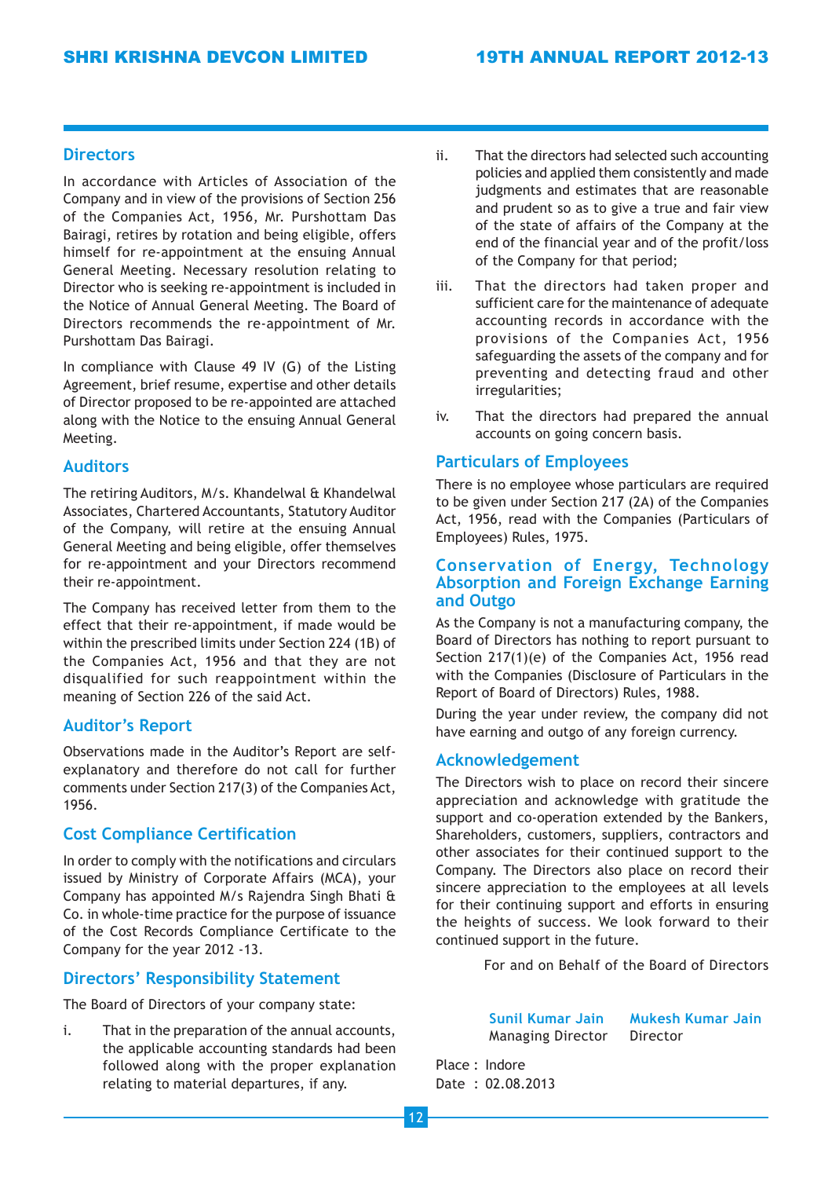## Directors

In accordance with Articles of Association of the Company and in view of the provisions of Section 256 of the Companies Act, 1956, Mr. Purshottam Das Bairagi, retires by rotation and being eligible, offers himself for re-appointment at the ensuing Annual General Meeting. Necessary resolution relating to Director who is seeking re-appointment is included in the Notice of Annual General Meeting. The Board of Directors recommends the re-appointment of Mr. Purshottam Das Bairagi.

In compliance with Clause 49 IV (G) of the Listing Agreement, brief resume, expertise and other details of Director proposed to be re-appointed are attached along with the Notice to the ensuing Annual General Meeting.

## Auditors

The retiring Auditors, M/s. Khandelwal & Khandelwal Associates, Chartered Accountants, Statutory Auditor of the Company, will retire at the ensuing Annual General Meeting and being eligible, offer themselves for re-appointment and your Directors recommend their re-appointment.

The Company has received letter from them to the effect that their re-appointment, if made would be within the prescribed limits under Section 224 (1B) of the Companies Act, 1956 and that they are not disqualified for such reappointment within the meaning of Section 226 of the said Act.

## Auditor's Report

Observations made in the Auditor's Report are self-explanatory and therefore do not call for further comments under Section 217(3) of the Companies Act, 1956.

## Cost Compliance Certification

In order to comply with the notifications and circulars issued by Ministry of Corporate Affairs (MCA), your Company has appointed M/s Rajendra Singh Bhati & Co. in whole-time practice for the purpose of issuance of the Cost Records Compliance Certificate to the Company for the year 2012 -13.

## Directors' Responsibility Statement

The Board of Directors of your company state:

i. That in the preparation of the annual accounts, the applicable accounting standards had been followed along with the proper explanation relating to material departures, if any.

ii. That the directors had selected such accounting policies and applied them consistently and made judgments and estimates that are reasonable and prudent so as to give a true and fair view of the state of affairs of the Company at the end of the financial year and of the profit/loss of the Company for that period;

iii. That the directors had taken proper and sufficient care for the maintenance of adequate accounting records in accordance with the provisions of the Companies Act, 1956 safeguarding the assets of the company and for preventing and detecting fraud and other irregularities;

iv. That the directors had prepared the annual accounts on going concern basis.

## Particulars of Employees

There is no employee whose particulars are required to be given under Section 217 (2A) of the Companies Act, 1956, read with the Companies (Particulars of Employees) Rules, 1975.

## Conservation of Energy, Technology Absorption and Foreign Exchange Earning and Outgo

As the Company is not a manufacturing company, the Board of Directors has nothing to report pursuant to Section 217(1)(e) of the Companies Act, 1956 read with the Companies (Disclosure of Particulars in the Report of Board of Directors) Rules, 1988.

During the year under review, the company did not have earning and outgo of any foreign currency.

## Acknowledgement

The Directors wish to place on record their sincere appreciation and acknowledge with gratitude the support and co-operation extended by the Bankers, Shareholders, customers, suppliers, contractors and other associates for their continued support to the Company. The Directors also place on record their sincere appreciation to the employees at all levels for their continuing support and efforts in ensuring the heights of success. We look forward to their continued support in the future.

For and on Behalf of the Board of Directors

**Sunil Kumar Jain**
Managing Director

**Mukesh Kumar Jain**
Director

Place : Indore
Date : 02.08.2013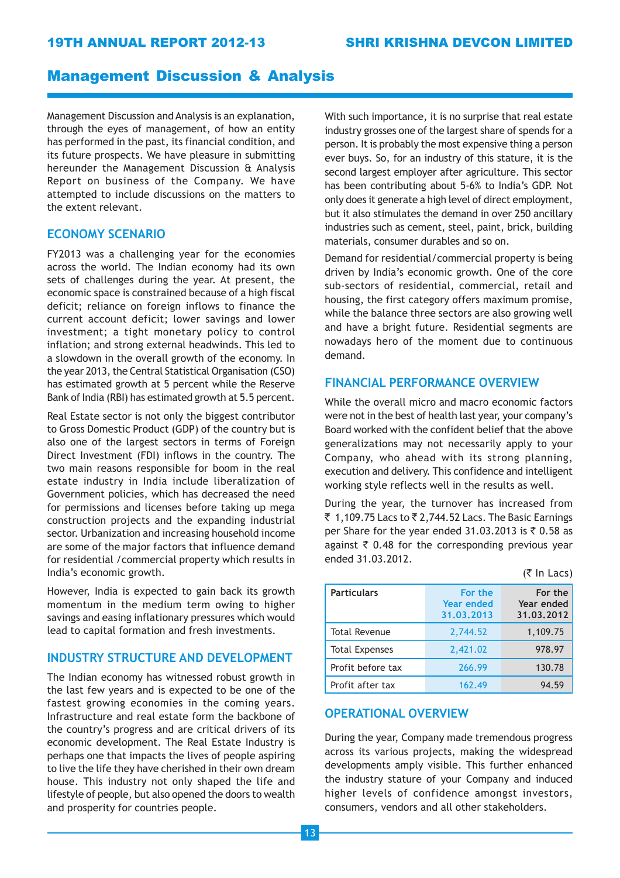## Management Discussion & Analysis

Management Discussion and Analysis is an explanation, through the eyes of management, of how an entity has performed in the past, its financial condition, and its future prospects. We have pleasure in submitting hereunder the Management Discussion & Analysis Report on business of the Company. We have attempted to include discussions on the matters to the extent relevant.

### ECONOMY SCENARIO

FY2013 was a challenging year for the economies across the world. The Indian economy had its own sets of challenges during the year. At present, the economic space is constrained because of a high fiscal deficit; reliance on foreign inflows to finance the current account deficit; lower savings and lower investment; a tight monetary policy to control inflation; and strong external headwinds. This led to a slowdown in the overall growth of the economy. In the year 2013, the Central Statistical Organisation (CSO) has estimated growth at 5 percent while the Reserve Bank of India (RBI) has estimated growth at 5.5 percent.

Real Estate sector is not only the biggest contributor to Gross Domestic Product (GDP) of the country but is also one of the largest sectors in terms of Foreign Direct Investment (FDI) inflows in the country. The two main reasons responsible for boom in the real estate industry in India include liberalization of Government policies, which has decreased the need for permissions and licenses before taking up mega construction projects and the expanding industrial sector. Urbanization and increasing household income are some of the major factors that influence demand for residential /commercial property which results in India's economic growth.

However, India is expected to gain back its growth momentum in the medium term owing to higher savings and easing inflationary pressures which would lead to capital formation and fresh investments.

### INDUSTRY STRUCTURE AND DEVELOPMENT

The Indian economy has witnessed robust growth in the last few years and is expected to be one of the fastest growing economies in the coming years. Infrastructure and real estate form the backbone of the country's progress and are critical drivers of its economic development. The Real Estate Industry is perhaps one that impacts the lives of people aspiring to live the life they have cherished in their own dream house. This industry not only shaped the life and lifestyle of people, but also opened the doors to wealth and prosperity for countries people.

With such importance, it is no surprise that real estate industry grosses one of the largest share of spends for a person. It is probably the most expensive thing a person ever buys. So, for an industry of this stature, it is the second largest employer after agriculture. This sector has been contributing about 5-6% to India's GDP. Not only does it generate a high level of direct employment, but it also stimulates the demand in over 250 ancillary industries such as cement, steel, paint, brick, building materials, consumer durables and so on.

Demand for residential/commercial property is being driven by India's economic growth. One of the core sub-sectors of residential, commercial, retail and housing, the first category offers maximum promise, while the balance three sectors are also growing well and have a bright future. Residential segments are nowadays hero of the moment due to continuous demand.

### FINANCIAL PERFORMANCE OVERVIEW

While the overall micro and macro economic factors were not in the best of health last year, your company's Board worked with the confident belief that the above generalizations may not necessarily apply to your Company, who ahead with its strong planning, execution and delivery. This confidence and intelligent working style reflects well in the results as well.

During the year, the turnover has increased from ₹ 1,109.75 Lacs to ₹ 2,744.52 Lacs. The Basic Earnings per Share for the year ended 31.03.2013 is ₹ 0.58 as against ₹ 0.48 for the corresponding previous year ended 31.03.2012.

(₹ In Lacs)

| Particulars | For the Year ended 31.03.2013 | For the Year ended 31.03.2012 |
|---|---|---|
| Total Revenue | 2,744.52 | 1,109.75 |
| Total Expenses | 2,421.02 | 978.97 |
| Profit before tax | 266.99 | 130.78 |
| Profit after tax | 162.49 | 94.59 |

### OPERATIONAL OVERVIEW

During the year, Company made tremendous progress across its various projects, making the widespread developments amply visible. This further enhanced the industry stature of your Company and induced higher levels of confidence amongst investors, consumers, vendors and all other stakeholders.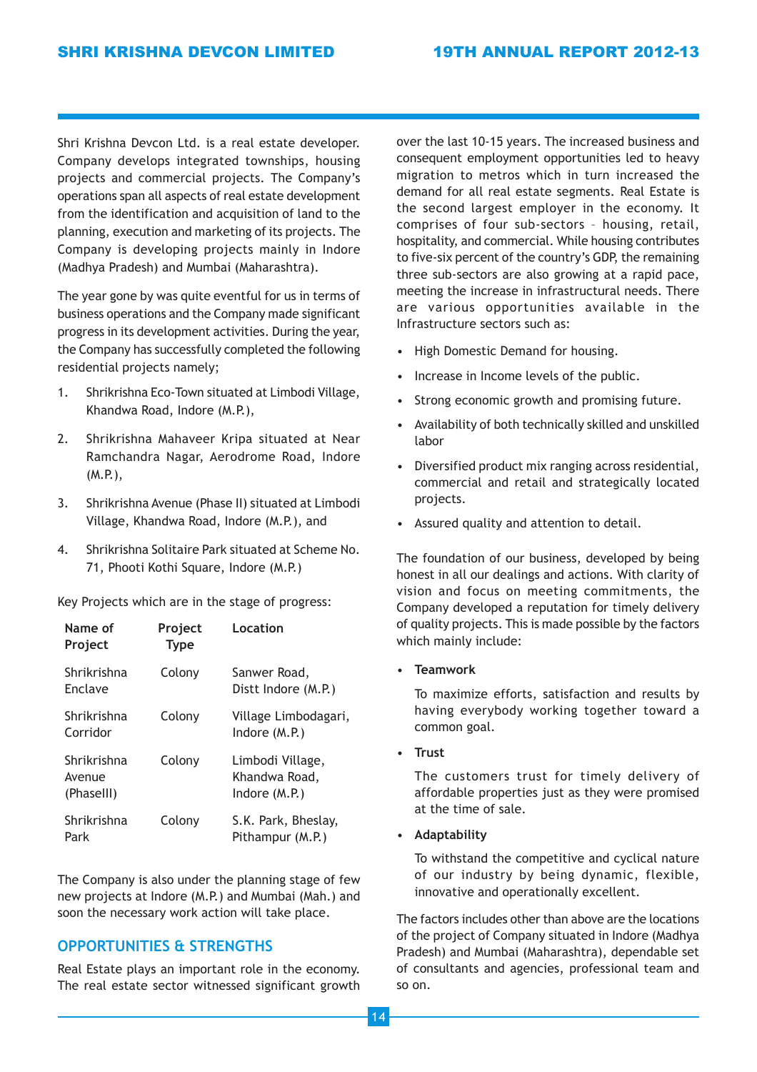Shri Krishna Devcon Ltd. is a real estate developer. Company develops integrated townships, housing projects and commercial projects. The Company's operations span all aspects of real estate development from the identification and acquisition of land to the planning, execution and marketing of its projects. The Company is developing projects mainly in Indore (Madhya Pradesh) and Mumbai (Maharashtra).

The year gone by was quite eventful for us in terms of business operations and the Company made significant progress in its development activities. During the year, the Company has successfully completed the following residential projects namely;

1. Shrikrishna Eco-Town situated at Limbodi Village, Khandwa Road, Indore (M.P.),
2. Shrikrishna Mahaveer Kripa situated at Near Ramchandra Nagar, Aerodrome Road, Indore (M.P.),
3. Shrikrishna Avenue (Phase II) situated at Limbodi Village, Khandwa Road, Indore (M.P.), and
4. Shrikrishna Solitaire Park situated at Scheme No. 71, Phooti Kothi Square, Indore (M.P.)

Key Projects which are in the stage of progress:

| Name of Project | Project Type | Location |
|---|---|---|
| Shrikrishna Enclave | Colony | Sanwer Road, Distt Indore (M.P.) |
| Shrikrishna Corridor | Colony | Village Limbodagari, Indore (M.P.) |
| Shrikrishna Avenue (PhaseIII) | Colony | Limbodi Village, Khandwa Road, Indore (M.P.) |
| Shrikrishna Park | Colony | S.K. Park, Bheslay, Pithampur (M.P.) |

The Company is also under the planning stage of few new projects at Indore (M.P.) and Mumbai (Mah.) and soon the necessary work action will take place.

## OPPORTUNITIES & STRENGTHS

Real Estate plays an important role in the economy. The real estate sector witnessed significant growth over the last 10-15 years. The increased business and consequent employment opportunities led to heavy migration to metros which in turn increased the demand for all real estate segments. Real Estate is the second largest employer in the economy. It comprises of four sub-sectors – housing, retail, hospitality, and commercial. While housing contributes to five-six percent of the country's GDP, the remaining three sub-sectors are also growing at a rapid pace, meeting the increase in infrastructural needs. There are various opportunities available in the Infrastructure sectors such as:

- High Domestic Demand for housing.
- Increase in Income levels of the public.
- Strong economic growth and promising future.
- Availability of both technically skilled and unskilled labor
- Diversified product mix ranging across residential, commercial and retail and strategically located projects.
- Assured quality and attention to detail.

The foundation of our business, developed by being honest in all our dealings and actions. With clarity of vision and focus on meeting commitments, the Company developed a reputation for timely delivery of quality projects. This is made possible by the factors which mainly include:

- **Teamwork**

  To maximize efforts, satisfaction and results by having everybody working together toward a common goal.

- **Trust**

  The customers trust for timely delivery of affordable properties just as they were promised at the time of sale.

- **Adaptability**

  To withstand the competitive and cyclical nature of our industry by being dynamic, flexible, innovative and operationally excellent.

The factors includes other than above are the locations of the project of Company situated in Indore (Madhya Pradesh) and Mumbai (Maharashtra), dependable set of consultants and agencies, professional team and so on.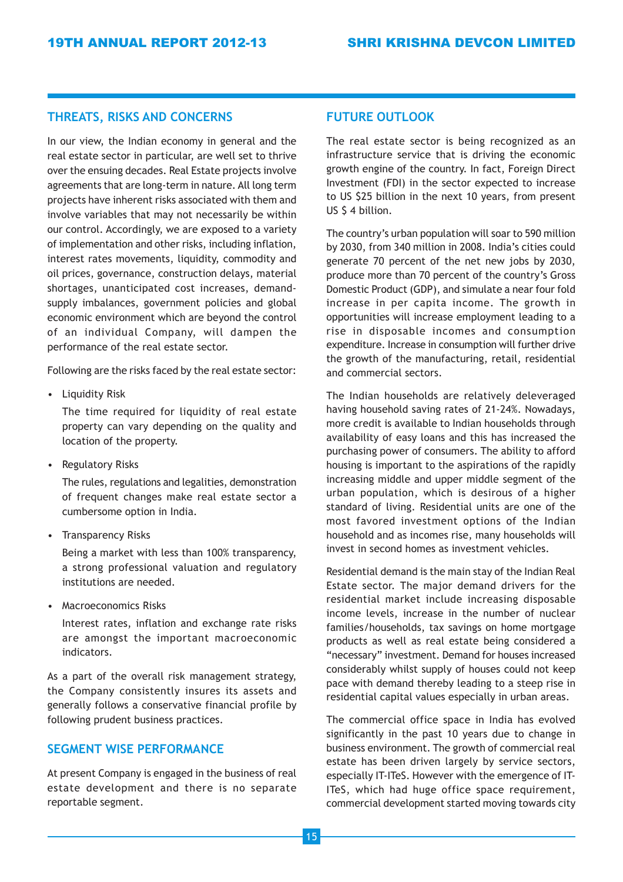## THREATS, RISKS AND CONCERNS

In our view, the Indian economy in general and the real estate sector in particular, are well set to thrive over the ensuing decades. Real Estate projects involve agreements that are long-term in nature. All long term projects have inherent risks associated with them and involve variables that may not necessarily be within our control. Accordingly, we are exposed to a variety of implementation and other risks, including inflation, interest rates movements, liquidity, commodity and oil prices, governance, construction delays, material shortages, unanticipated cost increases, demand-supply imbalances, government policies and global economic environment which are beyond the control of an individual Company, will dampen the performance of the real estate sector.

Following are the risks faced by the real estate sector:

- Liquidity Risk

  The time required for liquidity of real estate property can vary depending on the quality and location of the property.

- Regulatory Risks

  The rules, regulations and legalities, demonstration of frequent changes make real estate sector a cumbersome option in India.

- Transparency Risks

  Being a market with less than 100% transparency, a strong professional valuation and regulatory institutions are needed.

- Macroeconomics Risks

  Interest rates, inflation and exchange rate risks are amongst the important macroeconomic indicators.

As a part of the overall risk management strategy, the Company consistently insures its assets and generally follows a conservative financial profile by following prudent business practices.

## SEGMENT WISE PERFORMANCE

At present Company is engaged in the business of real estate development and there is no separate reportable segment.

## FUTURE OUTLOOK

The real estate sector is being recognized as an infrastructure service that is driving the economic growth engine of the country. In fact, Foreign Direct Investment (FDI) in the sector expected to increase to US $25 billion in the next 10 years, from present US $ 4 billion.

The country's urban population will soar to 590 million by 2030, from 340 million in 2008. India's cities could generate 70 percent of the net new jobs by 2030, produce more than 70 percent of the country's Gross Domestic Product (GDP), and simulate a near four fold increase in per capita income. The growth in opportunities will increase employment leading to a rise in disposable incomes and consumption expenditure. Increase in consumption will further drive the growth of the manufacturing, retail, residential and commercial sectors.

The Indian households are relatively deleveraged having household saving rates of 21-24%. Nowadays, more credit is available to Indian households through availability of easy loans and this has increased the purchasing power of consumers. The ability to afford housing is important to the aspirations of the rapidly increasing middle and upper middle segment of the urban population, which is desirous of a higher standard of living. Residential units are one of the most favored investment options of the Indian household and as incomes rise, many households will invest in second homes as investment vehicles.

Residential demand is the main stay of the Indian Real Estate sector. The major demand drivers for the residential market include increasing disposable income levels, increase in the number of nuclear families/households, tax savings on home mortgage products as well as real estate being considered a "necessary" investment. Demand for houses increased considerably whilst supply of houses could not keep pace with demand thereby leading to a steep rise in residential capital values especially in urban areas.

The commercial office space in India has evolved significantly in the past 10 years due to change in business environment. The growth of commercial real estate has been driven largely by service sectors, especially IT-ITeS. However with the emergence of IT-ITeS, which had huge office space requirement, commercial development started moving towards city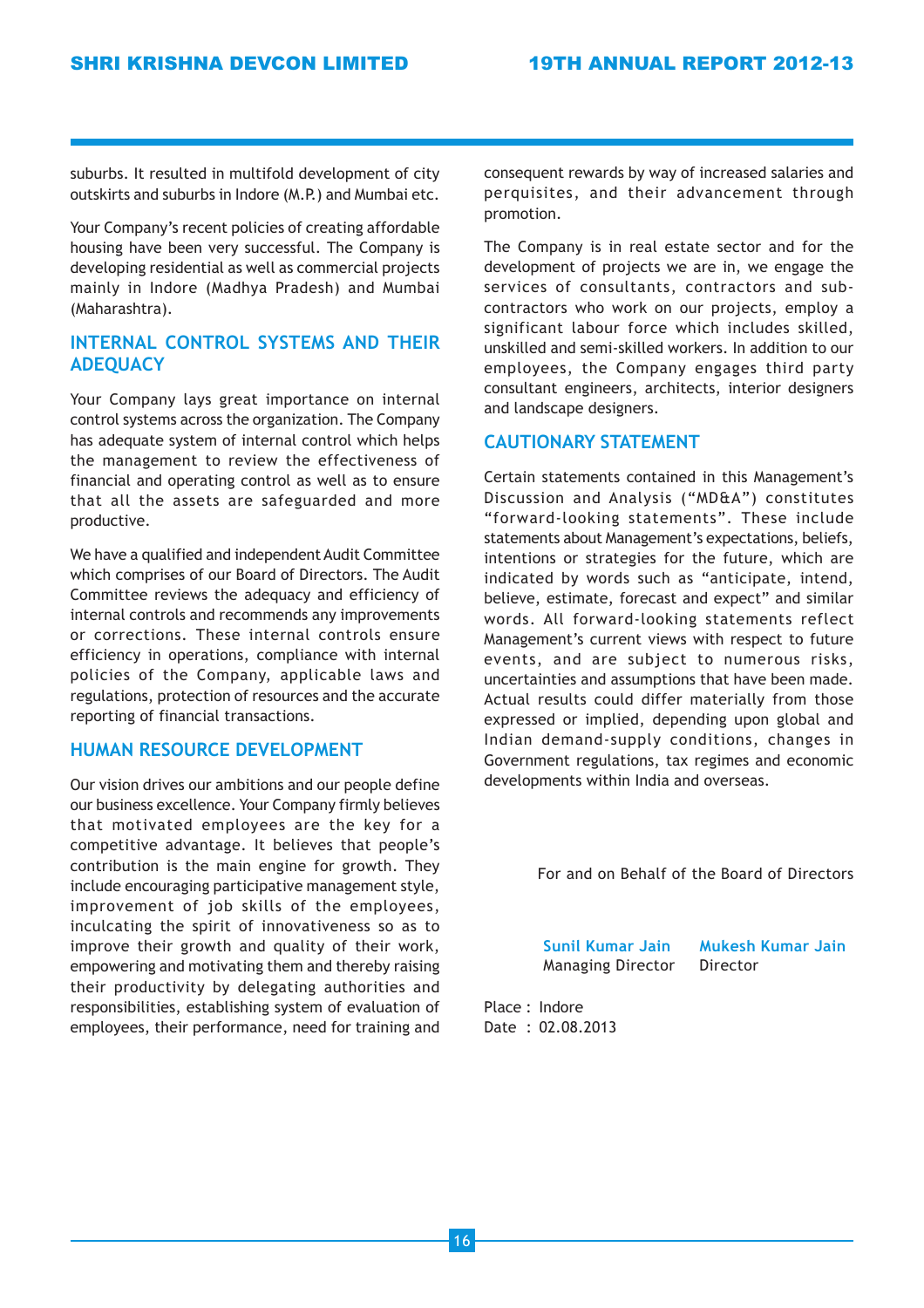suburbs. It resulted in multifold development of city outskirts and suburbs in Indore (M.P.) and Mumbai etc.

Your Company's recent policies of creating affordable housing have been very successful. The Company is developing residential as well as commercial projects mainly in Indore (Madhya Pradesh) and Mumbai (Maharashtra).

## INTERNAL CONTROL SYSTEMS AND THEIR ADEQUACY

Your Company lays great importance on internal control systems across the organization. The Company has adequate system of internal control which helps the management to review the effectiveness of financial and operating control as well as to ensure that all the assets are safeguarded and more productive.

We have a qualified and independent Audit Committee which comprises of our Board of Directors. The Audit Committee reviews the adequacy and efficiency of internal controls and recommends any improvements or corrections. These internal controls ensure efficiency in operations, compliance with internal policies of the Company, applicable laws and regulations, protection of resources and the accurate reporting of financial transactions.

## HUMAN RESOURCE DEVELOPMENT

Our vision drives our ambitions and our people define our business excellence. Your Company firmly believes that motivated employees are the key for a competitive advantage. It believes that people's contribution is the main engine for growth. They include encouraging participative management style, improvement of job skills of the employees, inculcating the spirit of innovativeness so as to improve their growth and quality of their work, empowering and motivating them and thereby raising their productivity by delegating authorities and responsibilities, establishing system of evaluation of employees, their performance, need for training and consequent rewards by way of increased salaries and perquisites, and their advancement through promotion.

The Company is in real estate sector and for the development of projects we are in, we engage the services of consultants, contractors and sub-contractors who work on our projects, employ a significant labour force which includes skilled, unskilled and semi-skilled workers. In addition to our employees, the Company engages third party consultant engineers, architects, interior designers and landscape designers.

## CAUTIONARY STATEMENT

Certain statements contained in this Management's Discussion and Analysis ("MD&A") constitutes "forward-looking statements". These include statements about Management's expectations, beliefs, intentions or strategies for the future, which are indicated by words such as "anticipate, intend, believe, estimate, forecast and expect" and similar words. All forward-looking statements reflect Management's current views with respect to future events, and are subject to numerous risks, uncertainties and assumptions that have been made. Actual results could differ materially from those expressed or implied, depending upon global and Indian demand-supply conditions, changes in Government regulations, tax regimes and economic developments within India and overseas.

For and on Behalf of the Board of Directors

**Sunil Kumar Jain**
Managing Director

**Mukesh Kumar Jain**
Director

Place : Indore
Date : 02.08.2013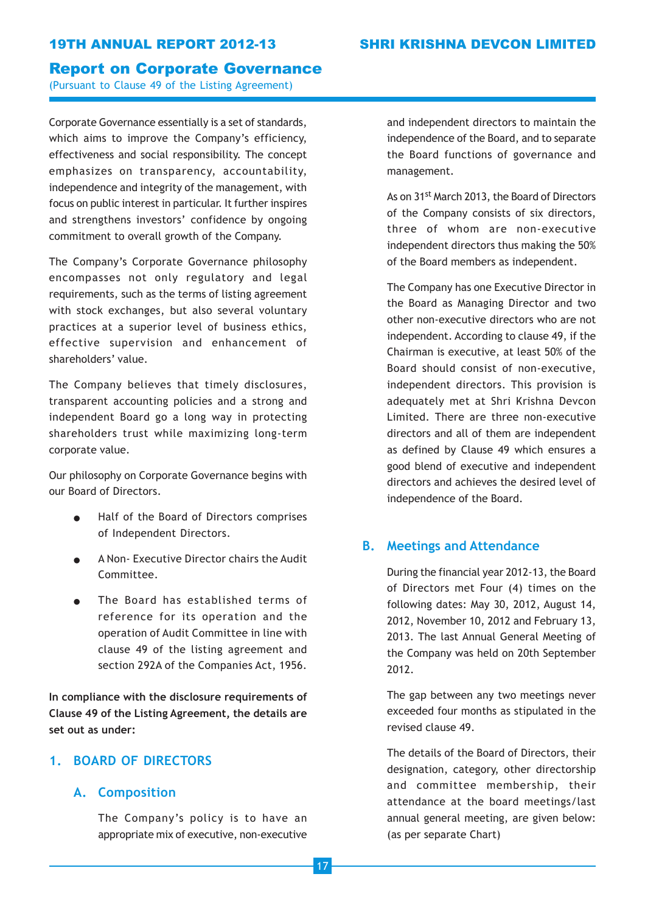# Report on Corporate Governance

(Pursuant to Clause 49 of the Listing Agreement)

Corporate Governance essentially is a set of standards, which aims to improve the Company's efficiency, effectiveness and social responsibility. The concept emphasizes on transparency, accountability, independence and integrity of the management, with focus on public interest in particular. It further inspires and strengthens investors' confidence by ongoing commitment to overall growth of the Company.

The Company's Corporate Governance philosophy encompasses not only regulatory and legal requirements, such as the terms of listing agreement with stock exchanges, but also several voluntary practices at a superior level of business ethics, effective supervision and enhancement of shareholders' value.

The Company believes that timely disclosures, transparent accounting policies and a strong and independent Board go a long way in protecting shareholders trust while maximizing long-term corporate value.

Our philosophy on Corporate Governance begins with our Board of Directors.

- Half of the Board of Directors comprises of Independent Directors.
- A Non- Executive Director chairs the Audit Committee.
- The Board has established terms of reference for its operation and the operation of Audit Committee in line with clause 49 of the listing agreement and section 292A of the Companies Act, 1956.

**In compliance with the disclosure requirements of Clause 49 of the Listing Agreement, the details are set out as under:**

## 1. BOARD OF DIRECTORS

### A. Composition

The Company's policy is to have an appropriate mix of executive, non-executive and independent directors to maintain the independence of the Board, and to separate the Board functions of governance and management.

As on 31st March 2013, the Board of Directors of the Company consists of six directors, three of whom are non-executive independent directors thus making the 50% of the Board members as independent.

The Company has one Executive Director in the Board as Managing Director and two other non-executive directors who are not independent. According to clause 49, if the Chairman is executive, at least 50% of the Board should consist of non-executive, independent directors. This provision is adequately met at Shri Krishna Devcon Limited. There are three non-executive directors and all of them are independent as defined by Clause 49 which ensures a good blend of executive and independent directors and achieves the desired level of independence of the Board.

### B. Meetings and Attendance

During the financial year 2012-13, the Board of Directors met Four (4) times on the following dates: May 30, 2012, August 14, 2012, November 10, 2012 and February 13, 2013. The last Annual General Meeting of the Company was held on 20th September 2012.

The gap between any two meetings never exceeded four months as stipulated in the revised clause 49.

The details of the Board of Directors, their designation, category, other directorship and committee membership, their attendance at the board meetings/last annual general meeting, are given below: (as per separate Chart)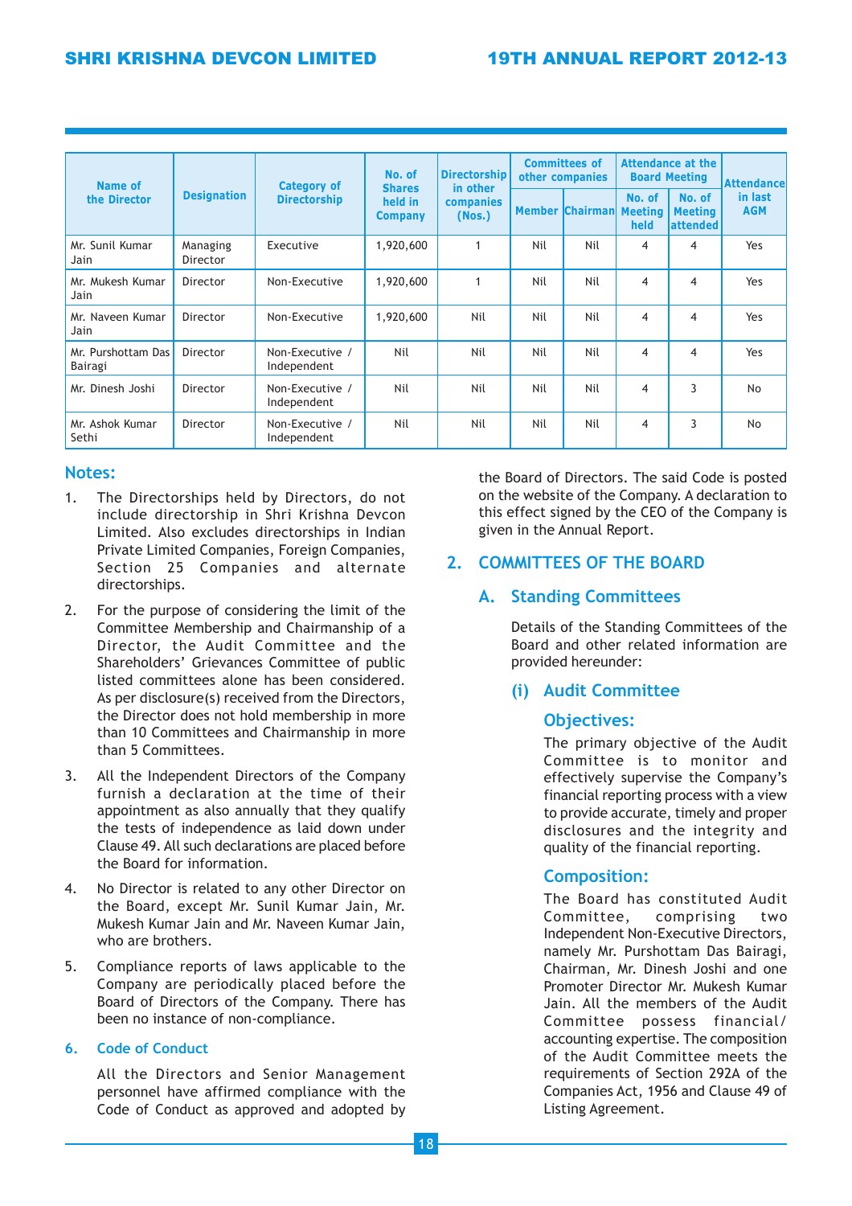| Name of the Director | Designation | Category of Directorship | No. of Shares held in Company | Directorship in other companies (Nos.) | Committees of other companies | | Attendance at the Board Meeting | | Attendance in last AGM |
|---|---|---|---|---|---|---|---|---|---|
| | | | | | Member | Chairman | No. of Meeting held | No. of Meeting attended | |
| Mr. Sunil Kumar Jain | Managing Director | Executive | 1,920,600 | 1 | Nil | Nil | 4 | 4 | Yes |
| Mr. Mukesh Kumar Jain | Director | Non-Executive | 1,920,600 | 1 | Nil | Nil | 4 | 4 | Yes |
| Mr. Naveen Kumar Jain | Director | Non-Executive | 1,920,600 | Nil | Nil | Nil | 4 | 4 | Yes |
| Mr. Purshottam Das Bairagi | Director | Non-Executive / Independent | Nil | Nil | Nil | Nil | 4 | 4 | Yes |
| Mr. Dinesh Joshi | Director | Non-Executive / Independent | Nil | Nil | Nil | Nil | 4 | 3 | No |
| Mr. Ashok Kumar Sethi | Director | Non-Executive / Independent | Nil | Nil | Nil | Nil | 4 | 3 | No |

## Notes:

1. The Directorships held by Directors, do not include directorship in Shri Krishna Devcon Limited. Also excludes directorships in Indian Private Limited Companies, Foreign Companies, Section 25 Companies and alternate directorships.
2. For the purpose of considering the limit of the Committee Membership and Chairmanship of a Director, the Audit Committee and the Shareholders' Grievances Committee of public listed committees alone has been considered. As per disclosure(s) received from the Directors, the Director does not hold membership in more than 10 Committees and Chairmanship in more than 5 Committees.
3. All the Independent Directors of the Company furnish a declaration at the time of their appointment as also annually that they qualify the tests of independence as laid down under Clause 49. All such declarations are placed before the Board for information.
4. No Director is related to any other Director on the Board, except Mr. Sunil Kumar Jain, Mr. Mukesh Kumar Jain and Mr. Naveen Kumar Jain, who are brothers.
5. Compliance reports of laws applicable to the Company are periodically placed before the Board of Directors of the Company. There has been no instance of non-compliance.

### 6. Code of Conduct

All the Directors and Senior Management personnel have affirmed compliance with the Code of Conduct as approved and adopted by the Board of Directors. The said Code is posted on the website of the Company. A declaration to this effect signed by the CEO of the Company is given in the Annual Report.

## 2. COMMITTEES OF THE BOARD

### A. Standing Committees

Details of the Standing Committees of the Board and other related information are provided hereunder:

#### (i) Audit Committee

**Objectives:**

The primary objective of the Audit Committee is to monitor and effectively supervise the Company's financial reporting process with a view to provide accurate, timely and proper disclosures and the integrity and quality of the financial reporting.

**Composition:**

The Board has constituted Audit Committee, comprising two Independent Non-Executive Directors, namely Mr. Purshottam Das Bairagi, Chairman, Mr. Dinesh Joshi and one Promoter Director Mr. Mukesh Kumar Jain. All the members of the Audit Committee possess financial/accounting expertise. The composition of the Audit Committee meets the requirements of Section 292A of the Companies Act, 1956 and Clause 49 of Listing Agreement.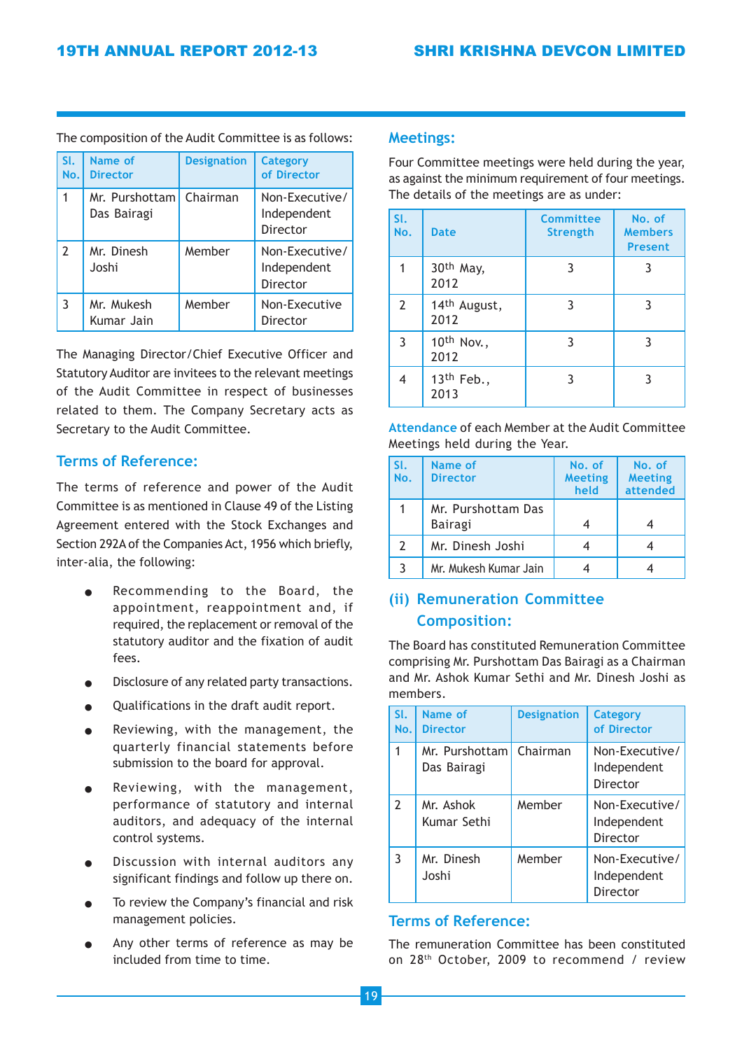The composition of the Audit Committee is as follows:

| Sl. No. | Name of Director | Designation | Category of Director |
|---|---|---|---|
| 1 | Mr. Purshottam Das Bairagi | Chairman | Non-Executive/ Independent Director |
| 2 | Mr. Dinesh Joshi | Member | Non-Executive/ Independent Director |
| 3 | Mr. Mukesh Kumar Jain | Member | Non-Executive Director |

The Managing Director/Chief Executive Officer and Statutory Auditor are invitees to the relevant meetings of the Audit Committee in respect of businesses related to them. The Company Secretary acts as Secretary to the Audit Committee.

## Terms of Reference:

The terms of reference and power of the Audit Committee is as mentioned in Clause 49 of the Listing Agreement entered with the Stock Exchanges and Section 292A of the Companies Act, 1956 which briefly, inter-alia, the following:

- Recommending to the Board, the appointment, reappointment and, if required, the replacement or removal of the statutory auditor and the fixation of audit fees.
- Disclosure of any related party transactions.
- Qualifications in the draft audit report.
- Reviewing, with the management, the quarterly financial statements before submission to the board for approval.
- Reviewing, with the management, performance of statutory and internal auditors, and adequacy of the internal control systems.
- Discussion with internal auditors any significant findings and follow up there on.
- To review the Company's financial and risk management policies.
- Any other terms of reference as may be included from time to time.

## Meetings:

Four Committee meetings were held during the year, as against the minimum requirement of four meetings. The details of the meetings are as under:

| Sl. No. | Date | Committee Strength | No. of Members Present |
|---|---|---|---|
| 1 | 30th May, 2012 | 3 | 3 |
| 2 | 14th August, 2012 | 3 | 3 |
| 3 | 10th Nov., 2012 | 3 | 3 |
| 4 | 13th Feb., 2013 | 3 | 3 |

Attendance of each Member at the Audit Committee Meetings held during the Year.

| Sl. No. | Name of Director | No. of Meeting held | No. of Meeting attended |
|---|---|---|---|
| 1 | Mr. Purshottam Das Bairagi | 4 | 4 |
| 2 | Mr. Dinesh Joshi | 4 | 4 |
| 3 | Mr. Mukesh Kumar Jain | 4 | 4 |

## (ii) Remuneration Committee Composition:

The Board has constituted Remuneration Committee comprising Mr. Purshottam Das Bairagi as a Chairman and Mr. Ashok Kumar Sethi and Mr. Dinesh Joshi as members.

| Sl. No. | Name of Director | Designation | Category of Director |
|---|---|---|---|
| 1 | Mr. Purshottam Das Bairagi | Chairman | Non-Executive/ Independent Director |
| 2 | Mr. Ashok Kumar Sethi | Member | Non-Executive/ Independent Director |
| 3 | Mr. Dinesh Joshi | Member | Non-Executive/ Independent Director |

## Terms of Reference:

The remuneration Committee has been constituted on 28th October, 2009 to recommend / review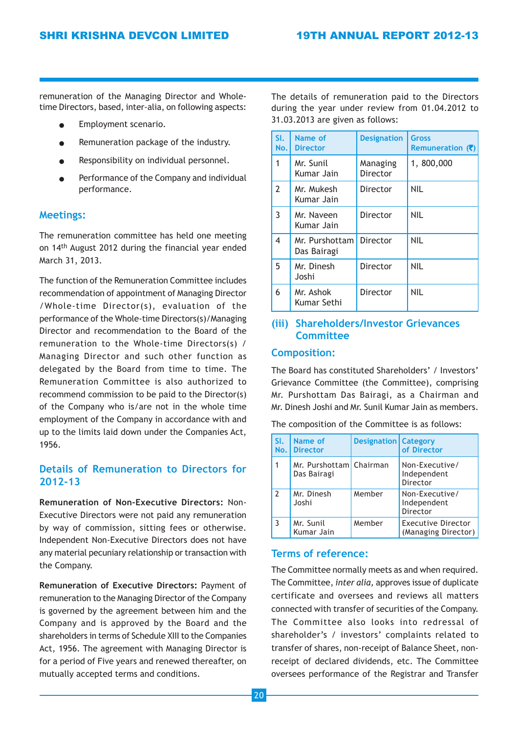remuneration of the Managing Director and Whole-time Directors, based, inter-alia, on following aspects:

- Employment scenario.
- Remuneration package of the industry.
- Responsibility on individual personnel.
- Performance of the Company and individual performance.

### Meetings:

The remuneration committee has held one meeting on 14th August 2012 during the financial year ended March 31, 2013.

The function of the Remuneration Committee includes recommendation of appointment of Managing Director /Whole-time Director(s), evaluation of the performance of the Whole-time Directors(s)/Managing Director and recommendation to the Board of the remuneration to the Whole-time Directors(s) / Managing Director and such other function as delegated by the Board from time to time. The Remuneration Committee is also authorized to recommend commission to be paid to the Director(s) of the Company who is/are not in the whole time employment of the Company in accordance with and up to the limits laid down under the Companies Act, 1956.

### Details of Remuneration to Directors for 2012-13

**Remuneration of Non-Executive Directors:** Non-Executive Directors were not paid any remuneration by way of commission, sitting fees or otherwise. Independent Non-Executive Directors does not have any material pecuniary relationship or transaction with the Company.

**Remuneration of Executive Directors:** Payment of remuneration to the Managing Director of the Company is governed by the agreement between him and the Company and is approved by the Board and the shareholders in terms of Schedule XIII to the Companies Act, 1956. The agreement with Managing Director is for a period of Five years and renewed thereafter, on mutually accepted terms and conditions.

The details of remuneration paid to the Directors during the year under review from 01.04.2012 to 31.03.2013 are given as follows:

| Sl. No. | Name of Director | Designation | Gross Remuneration (₹) |
|---|---|---|---|
| 1 | Mr. Sunil Kumar Jain | Managing Director | 1, 800,000 |
| 2 | Mr. Mukesh Kumar Jain | Director | NIL |
| 3 | Mr. Naveen Kumar Jain | Director | NIL |
| 4 | Mr. Purshottam Das Bairagi | Director | NIL |
| 5 | Mr. Dinesh Joshi | Director | NIL |
| 6 | Mr. Ashok Kumar Sethi | Director | NIL |

## (iii) Shareholders/Investor Grievances Committee

### Composition:

The Board has constituted Shareholders' / Investors' Grievance Committee (the Committee), comprising Mr. Purshottam Das Bairagi, as a Chairman and Mr. Dinesh Joshi and Mr. Sunil Kumar Jain as members.

The composition of the Committee is as follows:

| Sl. No. | Name of Director | Designation | Category of Director |
|---|---|---|---|
| 1 | Mr. Purshottam Das Bairagi | Chairman | Non-Executive/ Independent Director |
| 2 | Mr. Dinesh Joshi | Member | Non-Executive/ Independent Director |
| 3 | Mr. Sunil Kumar Jain | Member | Executive Director (Managing Director) |

### Terms of reference:

The Committee normally meets as and when required. The Committee, *inter alia,* approves issue of duplicate certificate and oversees and reviews all matters connected with transfer of securities of the Company. The Committee also looks into redressal of shareholder's / investors' complaints related to transfer of shares, non-receipt of Balance Sheet, non-receipt of declared dividends, etc. The Committee oversees performance of the Registrar and Transfer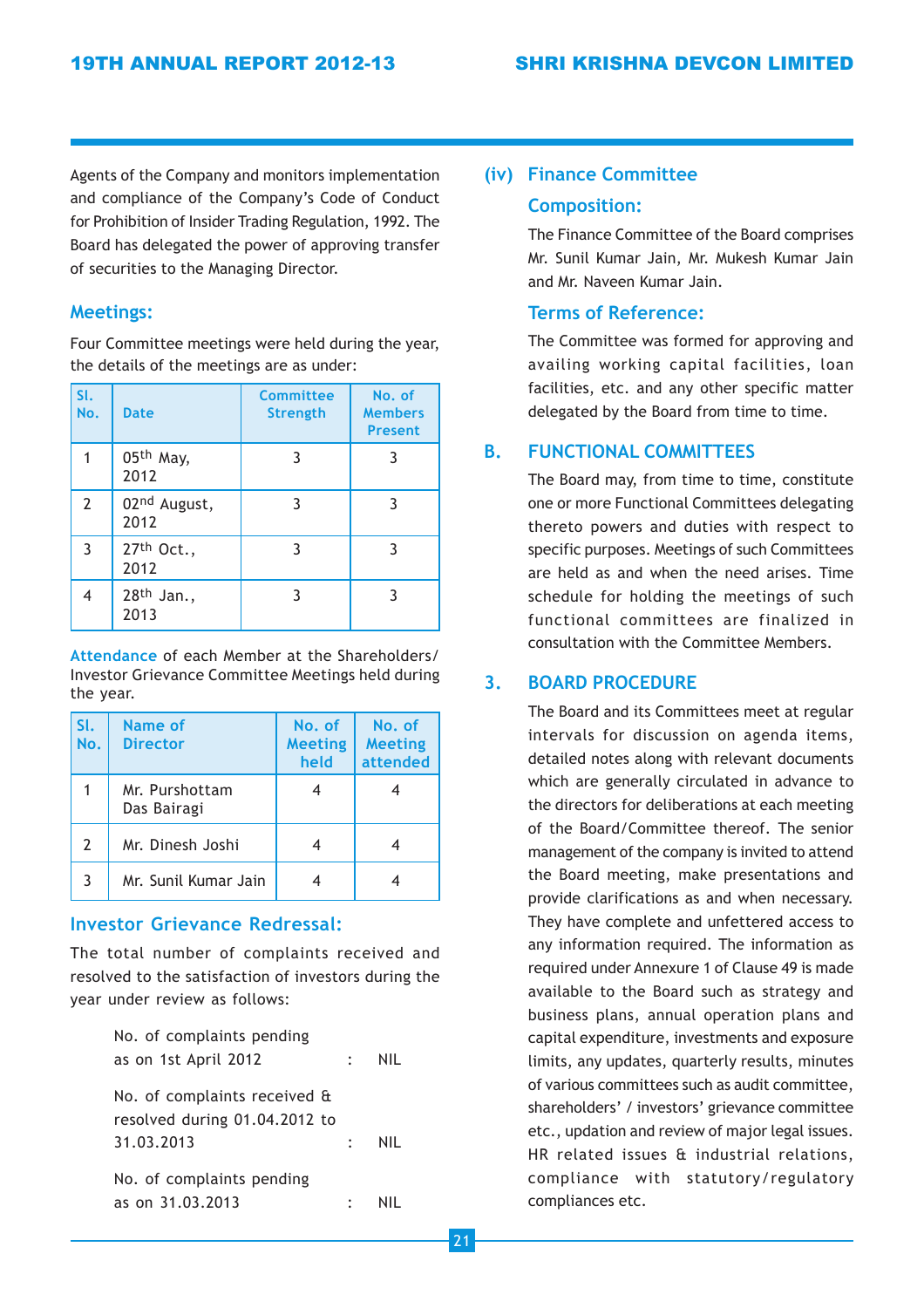Agents of the Company and monitors implementation and compliance of the Company's Code of Conduct for Prohibition of Insider Trading Regulation, 1992. The Board has delegated the power of approving transfer of securities to the Managing Director.

### Meetings:

Four Committee meetings were held during the year, the details of the meetings are as under:

| Sl. No. | Date | Committee Strength | No. of Members Present |
|---|---|---|---|
| 1 | 05th May, 2012 | 3 | 3 |
| 2 | 02nd August, 2012 | 3 | 3 |
| 3 | 27th Oct., 2012 | 3 | 3 |
| 4 | 28th Jan., 2013 | 3 | 3 |

**Attendance** of each Member at the Shareholders/ Investor Grievance Committee Meetings held during the year.

| Sl. No. | Name of Director | No. of Meeting held | No. of Meeting attended |
|---|---|---|---|
| 1 | Mr. Purshottam Das Bairagi | 4 | 4 |
| 2 | Mr. Dinesh Joshi | 4 | 4 |
| 3 | Mr. Sunil Kumar Jain | 4 | 4 |

### Investor Grievance Redressal:

The total number of complaints received and resolved to the satisfaction of investors during the year under review as follows:

No. of complaints pending as on 1st April 2012 : NIL

No. of complaints received & resolved during 01.04.2012 to 31.03.2013 : NIL

No. of complaints pending as on 31.03.2013 : NIL

## (iv) Finance Committee

### Composition:

The Finance Committee of the Board comprises Mr. Sunil Kumar Jain, Mr. Mukesh Kumar Jain and Mr. Naveen Kumar Jain.

### Terms of Reference:

The Committee was formed for approving and availing working capital facilities, loan facilities, etc. and any other specific matter delegated by the Board from time to time.

## B. FUNCTIONAL COMMITTEES

The Board may, from time to time, constitute one or more Functional Committees delegating thereto powers and duties with respect to specific purposes. Meetings of such Committees are held as and when the need arises. Time schedule for holding the meetings of such functional committees are finalized in consultation with the Committee Members.

## 3. BOARD PROCEDURE

The Board and its Committees meet at regular intervals for discussion on agenda items, detailed notes along with relevant documents which are generally circulated in advance to the directors for deliberations at each meeting of the Board/Committee thereof. The senior management of the company is invited to attend the Board meeting, make presentations and provide clarifications as and when necessary. They have complete and unfettered access to any information required. The information as required under Annexure 1 of Clause 49 is made available to the Board such as strategy and business plans, annual operation plans and capital expenditure, investments and exposure limits, any updates, quarterly results, minutes of various committees such as audit committee, shareholders' / investors' grievance committee etc., updation and review of major legal issues. HR related issues & industrial relations, compliance with statutory/regulatory compliances etc.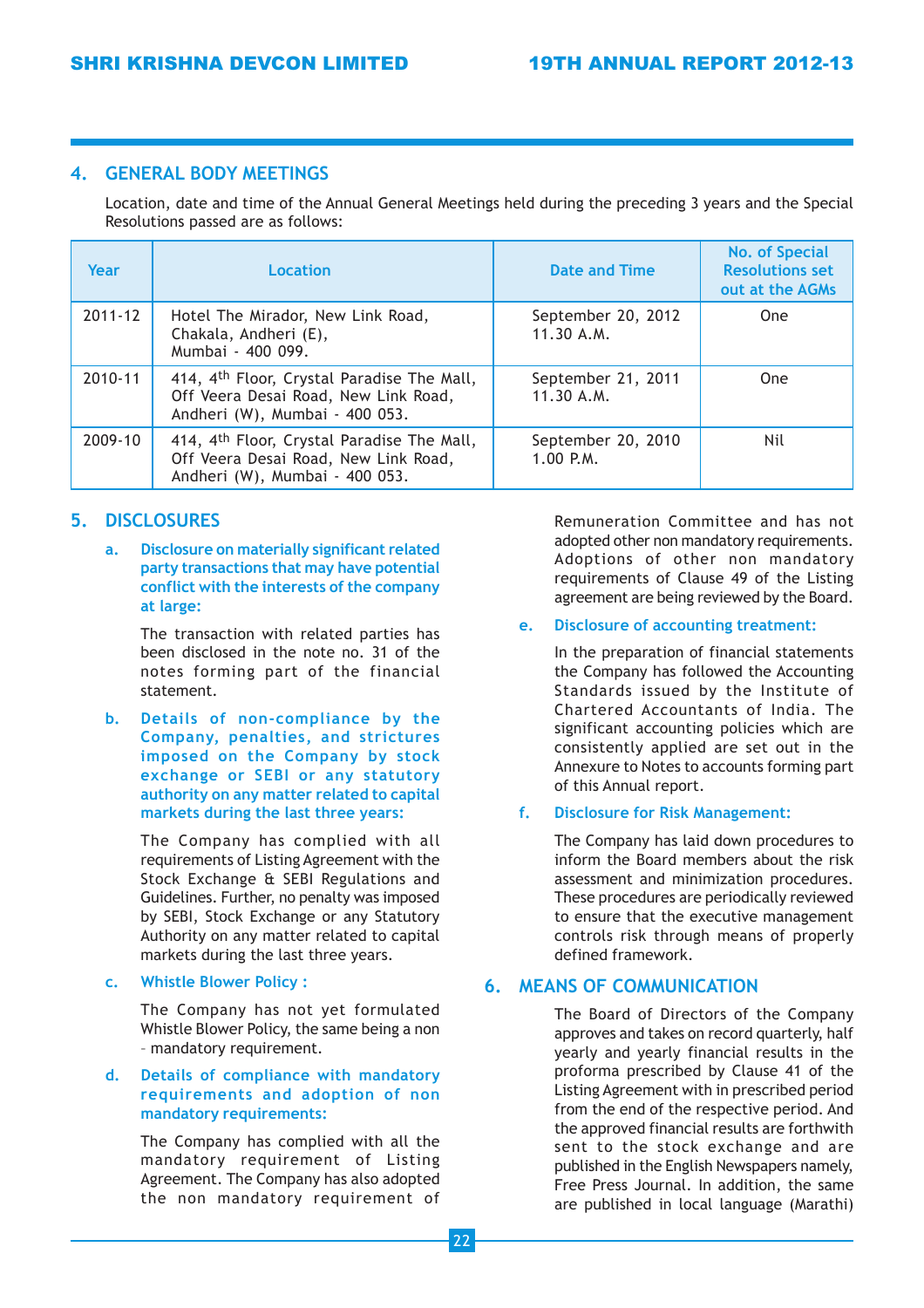## 4. GENERAL BODY MEETINGS

Location, date and time of the Annual General Meetings held during the preceding 3 years and the Special Resolutions passed are as follows:

| Year | Location | Date and Time | No. of Special Resolutions set out at the AGMs |
|---|---|---|---|
| 2011-12 | Hotel The Mirador, New Link Road, Chakala, Andheri (E), Mumbai - 400 099. | September 20, 2012 11.30 A.M. | One |
| 2010-11 | 414, 4th Floor, Crystal Paradise The Mall, Off Veera Desai Road, New Link Road, Andheri (W), Mumbai - 400 053. | September 21, 2011 11.30 A.M. | One |
| 2009-10 | 414, 4th Floor, Crystal Paradise The Mall, Off Veera Desai Road, New Link Road, Andheri (W), Mumbai - 400 053. | September 20, 2010 1.00 P.M. | Nil |

## 5. DISCLOSURES

**a. Disclosure on materially significant related party transactions that may have potential conflict with the interests of the company at large:**

The transaction with related parties has been disclosed in the note no. 31 of the notes forming part of the financial statement.

**b. Details of non-compliance by the Company, penalties, and strictures imposed on the Company by stock exchange or SEBI or any statutory authority on any matter related to capital markets during the last three years:**

The Company has complied with all requirements of Listing Agreement with the Stock Exchange & SEBI Regulations and Guidelines. Further, no penalty was imposed by SEBI, Stock Exchange or any Statutory Authority on any matter related to capital markets during the last three years.

**c. Whistle Blower Policy :**

The Company has not yet formulated Whistle Blower Policy, the same being a non - mandatory requirement.

**d. Details of compliance with mandatory requirements and adoption of non mandatory requirements:**

The Company has complied with all the mandatory requirement of Listing Agreement. The Company has also adopted the non mandatory requirement of Remuneration Committee and has not adopted other non mandatory requirements. Adoptions of other non mandatory requirements of Clause 49 of the Listing agreement are being reviewed by the Board.

**e. Disclosure of accounting treatment:**

In the preparation of financial statements the Company has followed the Accounting Standards issued by the Institute of Chartered Accountants of India. The significant accounting policies which are consistently applied are set out in the Annexure to Notes to accounts forming part of this Annual report.

**f. Disclosure for Risk Management:**

The Company has laid down procedures to inform the Board members about the risk assessment and minimization procedures. These procedures are periodically reviewed to ensure that the executive management controls risk through means of properly defined framework.

## 6. MEANS OF COMMUNICATION

The Board of Directors of the Company approves and takes on record quarterly, half yearly and yearly financial results in the proforma prescribed by Clause 41 of the Listing Agreement with in prescribed period from the end of the respective period. And the approved financial results are forthwith sent to the stock exchange and are published in the English Newspapers namely, Free Press Journal. In addition, the same are published in local language (Marathi)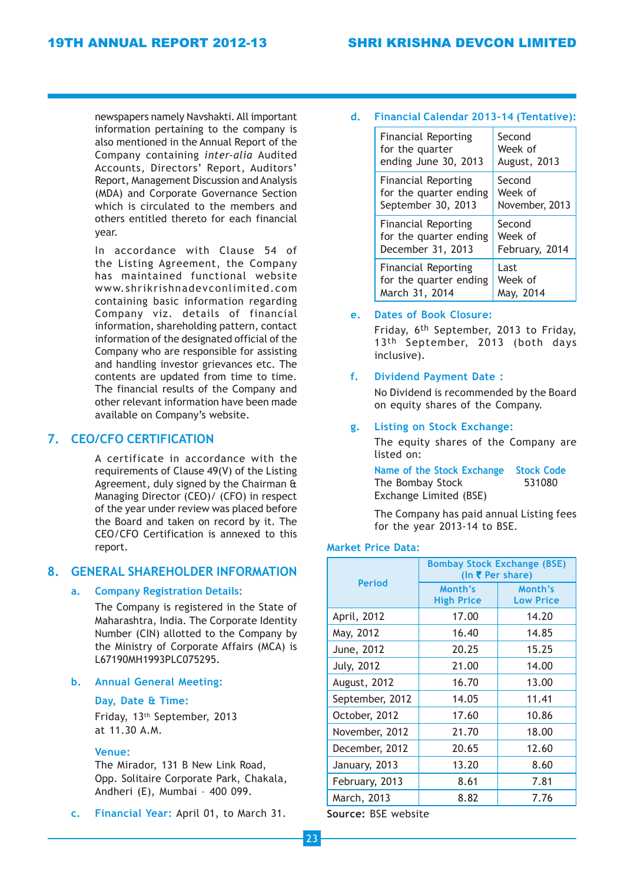newspapers namely Navshakti. All important information pertaining to the company is also mentioned in the Annual Report of the Company containing *inter-alia* Audited Accounts, Directors' Report, Auditors' Report, Management Discussion and Analysis (MDA) and Corporate Governance Section which is circulated to the members and others entitled thereto for each financial year.

In accordance with Clause 54 of the Listing Agreement, the Company has maintained functional website www.shrikrishnadevconlimited.com containing basic information regarding Company viz. details of financial information, shareholding pattern, contact information of the designated official of the Company who are responsible for assisting and handling investor grievances etc. The contents are updated from time to time. The financial results of the Company and other relevant information have been made available on Company's website.

## 7. CEO/CFO CERTIFICATION

A certificate in accordance with the requirements of Clause 49(V) of the Listing Agreement, duly signed by the Chairman & Managing Director (CEO)/ (CFO) in respect of the year under review was placed before the Board and taken on record by it. The CEO/CFO Certification is annexed to this report.

## 8. GENERAL SHAREHOLDER INFORMATION

### a. Company Registration Details:

The Company is registered in the State of Maharashtra, India. The Corporate Identity Number (CIN) allotted to the Company by the Ministry of Corporate Affairs (MCA) is L67190MH1993PLC075295.

### b. Annual General Meeting:

**Day, Date & Time:**

Friday, 13th September, 2013 at 11.30 A.M.

**Venue:**

The Mirador, 131 B New Link Road, Opp. Solitaire Corporate Park, Chakala, Andheri (E), Mumbai – 400 099.

### c. Financial Year: April 01, to March 31.

### d. Financial Calendar 2013-14 (Tentative):

| | |
|---|---|
| Financial Reporting for the quarter ending June 30, 2013 | Second Week of August, 2013 |
| Financial Reporting for the quarter ending September 30, 2013 | Second Week of November, 2013 |
| Financial Reporting for the quarter ending December 31, 2013 | Second Week of February, 2014 |
| Financial Reporting for the quarter ending March 31, 2014 | Last Week of May, 2014 |

### e. Dates of Book Closure:

Friday, 6th September, 2013 to Friday, 13th September, 2013 (both days inclusive).

### f. Dividend Payment Date :

No Dividend is recommended by the Board on equity shares of the Company.

### g. Listing on Stock Exchange:

The equity shares of the Company are listed on:

| Name of the Stock Exchange | Stock Code |
|---|---|
| The Bombay Stock Exchange Limited (BSE) | 531080 |

The Company has paid annual Listing fees for the year 2013-14 to BSE.

**Market Price Data:**

| Period | Bombay Stock Exchange (BSE) (In ₹ Per share) | |
|---|---|---|
| | Month's High Price | Month's Low Price |
| April, 2012 | 17.00 | 14.20 |
| May, 2012 | 16.40 | 14.85 |
| June, 2012 | 20.25 | 15.25 |
| July, 2012 | 21.00 | 14.00 |
| August, 2012 | 16.70 | 13.00 |
| September, 2012 | 14.05 | 11.41 |
| October, 2012 | 17.60 | 10.86 |
| November, 2012 | 21.70 | 18.00 |
| December, 2012 | 20.65 | 12.60 |
| January, 2013 | 13.20 | 8.60 |
| February, 2013 | 8.61 | 7.81 |
| March, 2013 | 8.82 | 7.76 |

**Source:** BSE website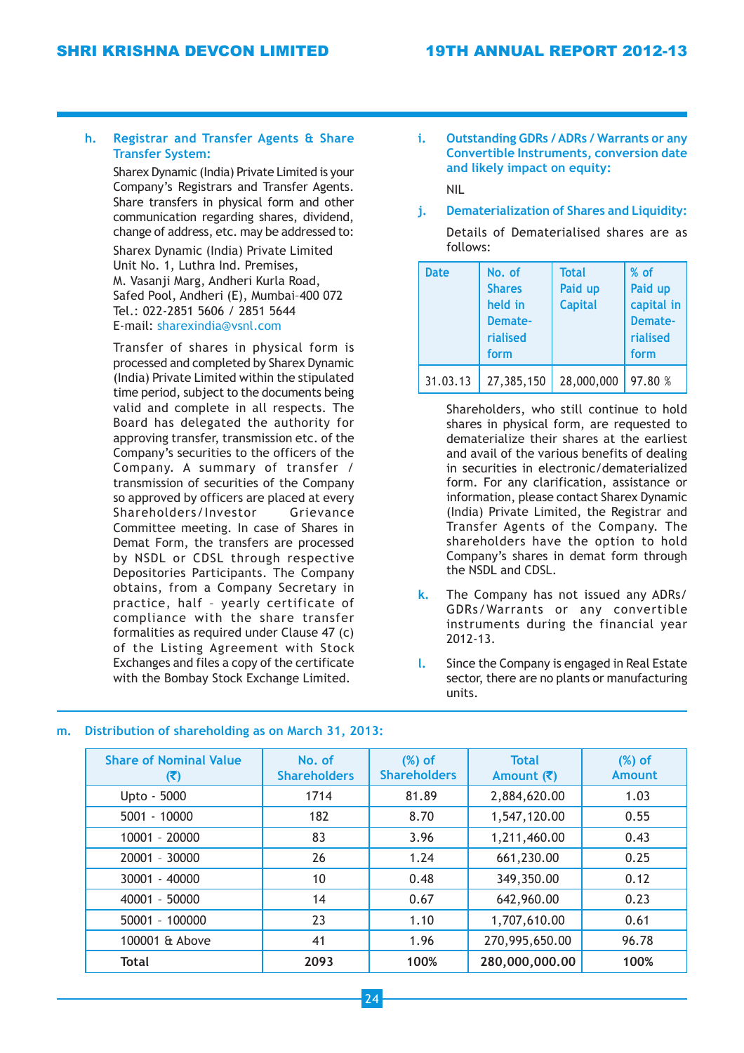**h. Registrar and Transfer Agents & Share Transfer System:**

Sharex Dynamic (India) Private Limited is your Company's Registrars and Transfer Agents. Share transfers in physical form and other communication regarding shares, dividend, change of address, etc. may be addressed to:

Sharex Dynamic (India) Private Limited
Unit No. 1, Luthra Ind. Premises,
M. Vasanji Marg, Andheri Kurla Road,
Safed Pool, Andheri (E), Mumbai–400 072
Tel.: 022-2851 5606 / 2851 5644
E-mail: sharexindia@vsnl.com

Transfer of shares in physical form is processed and completed by Sharex Dynamic (India) Private Limited within the stipulated time period, subject to the documents being valid and complete in all respects. The Board has delegated the authority for approving transfer, transmission etc. of the Company's securities to the officers of the Company. A summary of transfer / transmission of securities of the Company so approved by officers are placed at every Shareholders/Investor Grievance Committee meeting. In case of Shares in Demat Form, the transfers are processed by NSDL or CDSL through respective Depositories Participants. The Company obtains, from a Company Secretary in practice, half – yearly certificate of compliance with the share transfer formalities as required under Clause 47 (c) of the Listing Agreement with Stock Exchanges and files a copy of the certificate with the Bombay Stock Exchange Limited.

**i. Outstanding GDRs / ADRs / Warrants or any Convertible Instruments, conversion date and likely impact on equity:**

NIL

**j. Dematerialization of Shares and Liquidity:**

Details of Dematerialised shares are as follows:

| Date | No. of Shares held in Dematerialised form | Total Paid up Capital | % of Paid up capital in Dematerialised form |
|---|---|---|---|
| 31.03.13 | 27,385,150 | 28,000,000 | 97.80 % |

Shareholders, who still continue to hold shares in physical form, are requested to dematerialize their shares at the earliest and avail of the various benefits of dealing in securities in electronic/dematerialized form. For any clarification, assistance or information, please contact Sharex Dynamic (India) Private Limited, the Registrar and Transfer Agents of the Company. The shareholders have the option to hold Company's shares in demat form through the NSDL and CDSL.

**k.** The Company has not issued any ADRs/ GDRs/Warrants or any convertible instruments during the financial year 2012-13.

**l.** Since the Company is engaged in Real Estate sector, there are no plants or manufacturing units.

**m. Distribution of shareholding as on March 31, 2013:**

| Share of Nominal Value (₹) | No. of Shareholders | (%) of Shareholders | Total Amount (₹) | (%) of Amount |
|---|---|---|---|---|
| Upto - 5000 | 1714 | 81.89 | 2,884,620.00 | 1.03 |
| 5001 - 10000 | 182 | 8.70 | 1,547,120.00 | 0.55 |
| 10001 – 20000 | 83 | 3.96 | 1,211,460.00 | 0.43 |
| 20001 – 30000 | 26 | 1.24 | 661,230.00 | 0.25 |
| 30001 - 40000 | 10 | 0.48 | 349,350.00 | 0.12 |
| 40001 – 50000 | 14 | 0.67 | 642,960.00 | 0.23 |
| 50001 – 100000 | 23 | 1.10 | 1,707,610.00 | 0.61 |
| 100001 & Above | 41 | 1.96 | 270,995,650.00 | 96.78 |
| **Total** | **2093** | **100%** | **280,000,000.00** | **100%** |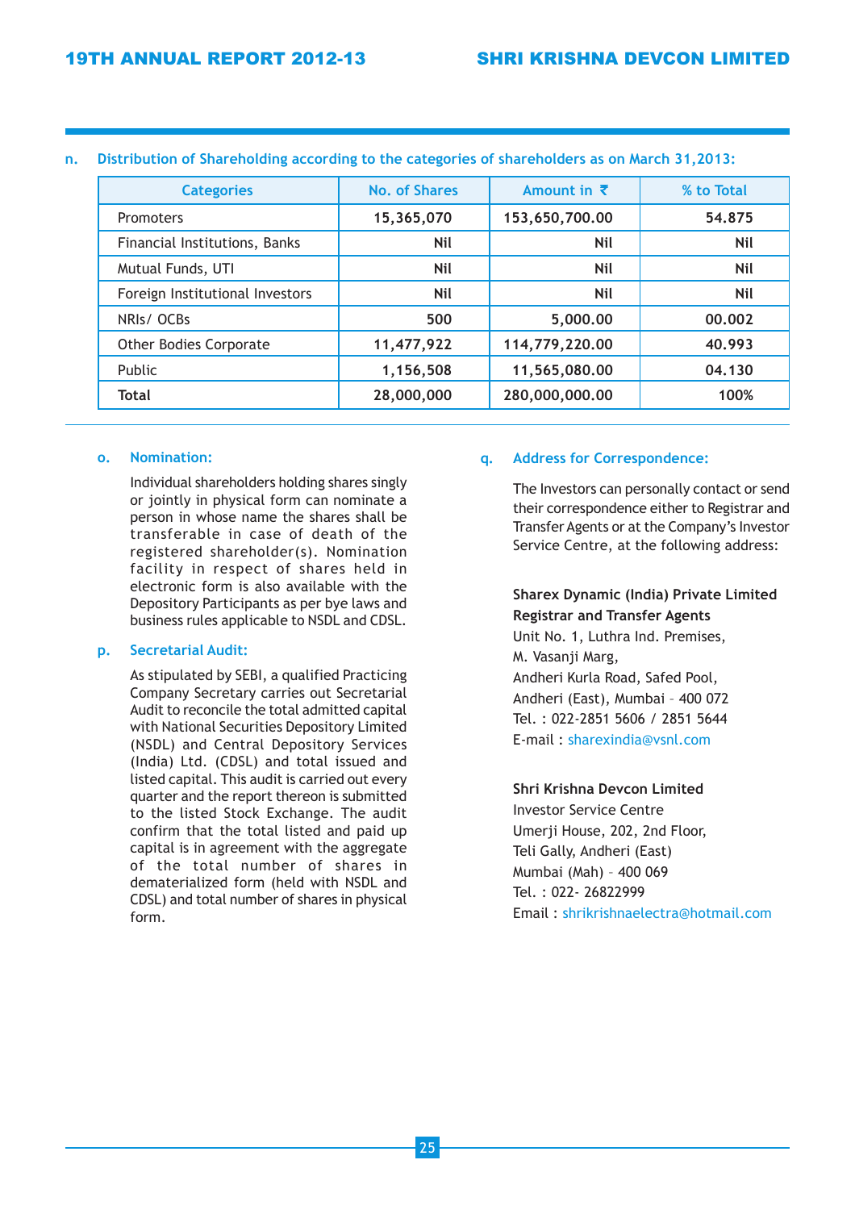**n. Distribution of Shareholding according to the categories of shareholders as on March 31,2013:**

| Categories | No. of Shares | Amount in ₹ | % to Total |
|---|---|---|---|
| Promoters | 15,365,070 | 153,650,700.00 | 54.875 |
| Financial Institutions, Banks | Nil | Nil | Nil |
| Mutual Funds, UTI | Nil | Nil | Nil |
| Foreign Institutional Investors | Nil | Nil | Nil |
| NRIs/ OCBs | 500 | 5,000.00 | 00.002 |
| Other Bodies Corporate | 11,477,922 | 114,779,220.00 | 40.993 |
| Public | 1,156,508 | 11,565,080.00 | 04.130 |
| **Total** | **28,000,000** | **280,000,000.00** | **100%** |

**o. Nomination:**

Individual shareholders holding shares singly or jointly in physical form can nominate a person in whose name the shares shall be transferable in case of death of the registered shareholder(s). Nomination facility in respect of shares held in electronic form is also available with the Depository Participants as per bye laws and business rules applicable to NSDL and CDSL.

**p. Secretarial Audit:**

As stipulated by SEBI, a qualified Practicing Company Secretary carries out Secretarial Audit to reconcile the total admitted capital with National Securities Depository Limited (NSDL) and Central Depository Services (India) Ltd. (CDSL) and total issued and listed capital. This audit is carried out every quarter and the report thereon is submitted to the listed Stock Exchange. The audit confirm that the total listed and paid up capital is in agreement with the aggregate of the total number of shares in dematerialized form (held with NSDL and CDSL) and total number of shares in physical form.

**q. Address for Correspondence:**

The Investors can personally contact or send their correspondence either to Registrar and Transfer Agents or at the Company's Investor Service Centre, at the following address:

**Sharex Dynamic (India) Private Limited**
**Registrar and Transfer Agents**
Unit No. 1, Luthra Ind. Premises,
M. Vasanji Marg,
Andheri Kurla Road, Safed Pool,
Andheri (East), Mumbai – 400 072
Tel. : 022-2851 5606 / 2851 5644
E-mail : sharexindia@vsnl.com

**Shri Krishna Devcon Limited**
Investor Service Centre
Umerji House, 202, 2nd Floor,
Teli Gally, Andheri (East)
Mumbai (Mah) – 400 069
Tel. : 022- 26822999
Email : shrikrishnaelectra@hotmail.com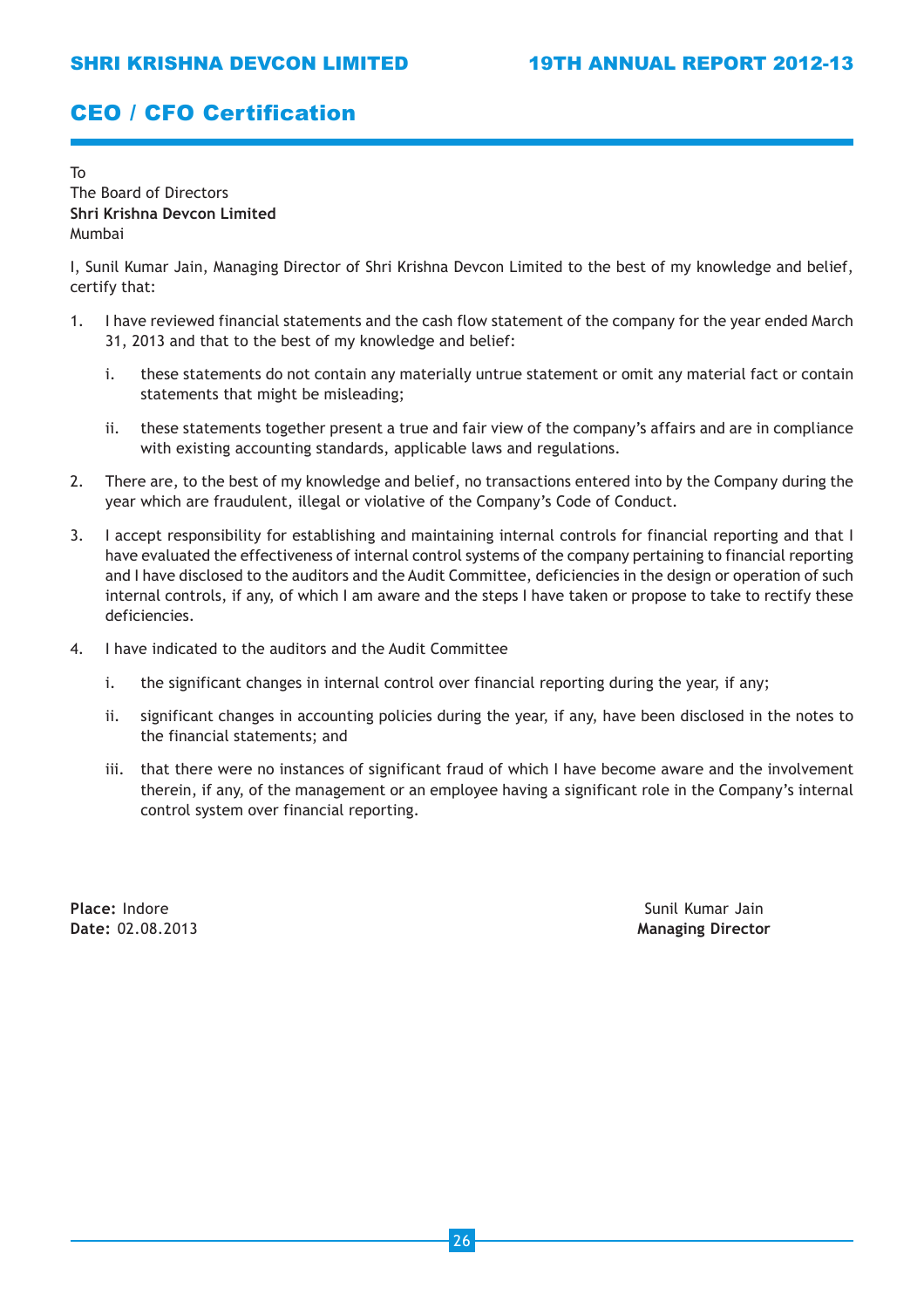# CEO / CFO Certification

To
The Board of Directors
**Shri Krishna Devcon Limited**
Mumbai

I, Sunil Kumar Jain, Managing Director of Shri Krishna Devcon Limited to the best of my knowledge and belief, certify that:

1. I have reviewed financial statements and the cash flow statement of the company for the year ended March 31, 2013 and that to the best of my knowledge and belief:

   i. these statements do not contain any materially untrue statement or omit any material fact or contain statements that might be misleading;

   ii. these statements together present a true and fair view of the company's affairs and are in compliance with existing accounting standards, applicable laws and regulations.

2. There are, to the best of my knowledge and belief, no transactions entered into by the Company during the year which are fraudulent, illegal or violative of the Company's Code of Conduct.

3. I accept responsibility for establishing and maintaining internal controls for financial reporting and that I have evaluated the effectiveness of internal control systems of the company pertaining to financial reporting and I have disclosed to the auditors and the Audit Committee, deficiencies in the design or operation of such internal controls, if any, of which I am aware and the steps I have taken or propose to take to rectify these deficiencies.

4. I have indicated to the auditors and the Audit Committee

   i. the significant changes in internal control over financial reporting during the year, if any;

   ii. significant changes in accounting policies during the year, if any, have been disclosed in the notes to the financial statements; and

   iii. that there were no instances of significant fraud of which I have become aware and the involvement therein, if any, of the management or an employee having a significant role in the Company's internal control system over financial reporting.

**Place:** Indore
**Date:** 02.08.2013

Sunil Kumar Jain
**Managing Director**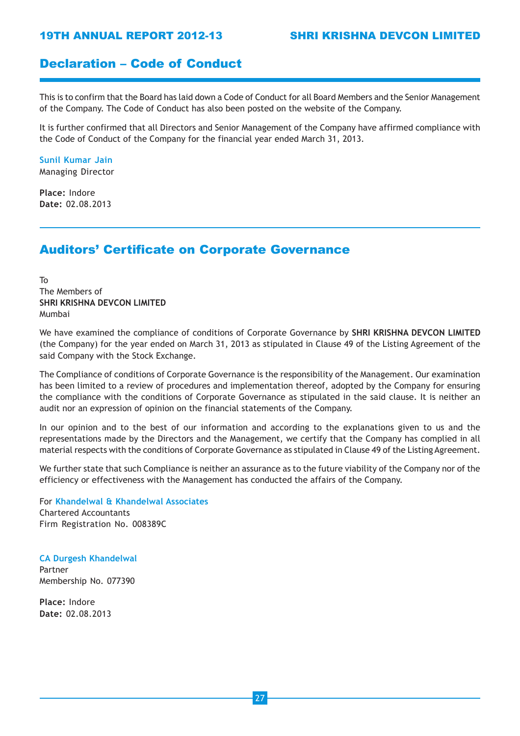## Declaration – Code of Conduct

This is to confirm that the Board has laid down a Code of Conduct for all Board Members and the Senior Management of the Company. The Code of Conduct has also been posted on the website of the Company.

It is further confirmed that all Directors and Senior Management of the Company have affirmed compliance with the Code of Conduct of the Company for the financial year ended March 31, 2013.

**Sunil Kumar Jain**
Managing Director

**Place:** Indore
**Date:** 02.08.2013

## Auditors' Certificate on Corporate Governance

To
The Members of
**SHRI KRISHNA DEVCON LIMITED**
Mumbai

We have examined the compliance of conditions of Corporate Governance by **SHRI KRISHNA DEVCON LIMITED** (the Company) for the year ended on March 31, 2013 as stipulated in Clause 49 of the Listing Agreement of the said Company with the Stock Exchange.

The Compliance of conditions of Corporate Governance is the responsibility of the Management. Our examination has been limited to a review of procedures and implementation thereof, adopted by the Company for ensuring the compliance with the conditions of Corporate Governance as stipulated in the said clause. It is neither an audit nor an expression of opinion on the financial statements of the Company.

In our opinion and to the best of our information and according to the explanations given to us and the representations made by the Directors and the Management, we certify that the Company has complied in all material respects with the conditions of Corporate Governance as stipulated in Clause 49 of the Listing Agreement.

We further state that such Compliance is neither an assurance as to the future viability of the Company nor of the efficiency or effectiveness with the Management has conducted the affairs of the Company.

For **Khandelwal & Khandelwal Associates**
Chartered Accountants
Firm Registration No. 008389C

**CA Durgesh Khandelwal**
Partner
Membership No. 077390

**Place:** Indore
**Date:** 02.08.2013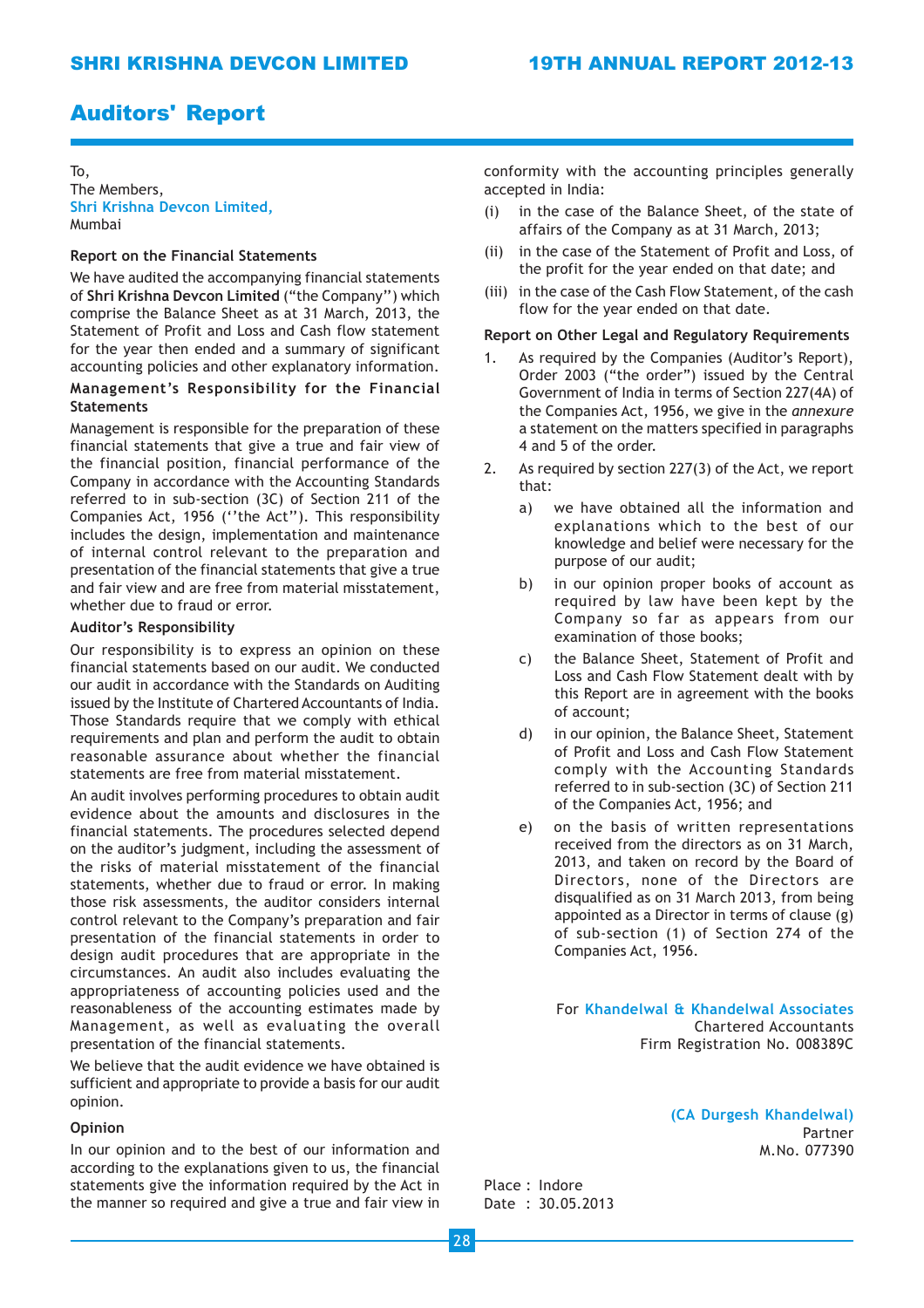# Auditors' Report

To,
The Members,
Shri Krishna Devcon Limited,
Mumbai

### Report on the Financial Statements

We have audited the accompanying financial statements of **Shri Krishna Devcon Limited** ("the Company") which comprise the Balance Sheet as at 31 March, 2013, the Statement of Profit and Loss and Cash flow statement for the year then ended and a summary of significant accounting policies and other explanatory information.

### Management's Responsibility for the Financial Statements

Management is responsible for the preparation of these financial statements that give a true and fair view of the financial position, financial performance of the Company in accordance with the Accounting Standards referred to in sub-section (3C) of Section 211 of the Companies Act, 1956 (''the Act"). This responsibility includes the design, implementation and maintenance of internal control relevant to the preparation and presentation of the financial statements that give a true and fair view and are free from material misstatement, whether due to fraud or error.

### Auditor's Responsibility

Our responsibility is to express an opinion on these financial statements based on our audit. We conducted our audit in accordance with the Standards on Auditing issued by the Institute of Chartered Accountants of India. Those Standards require that we comply with ethical requirements and plan and perform the audit to obtain reasonable assurance about whether the financial statements are free from material misstatement.

An audit involves performing procedures to obtain audit evidence about the amounts and disclosures in the financial statements. The procedures selected depend on the auditor's judgment, including the assessment of the risks of material misstatement of the financial statements, whether due to fraud or error. In making those risk assessments, the auditor considers internal control relevant to the Company's preparation and fair presentation of the financial statements in order to design audit procedures that are appropriate in the circumstances. An audit also includes evaluating the appropriateness of accounting policies used and the reasonableness of the accounting estimates made by Management, as well as evaluating the overall presentation of the financial statements.

We believe that the audit evidence we have obtained is sufficient and appropriate to provide a basis for our audit opinion.

### Opinion

In our opinion and to the best of our information and according to the explanations given to us, the financial statements give the information required by the Act in the manner so required and give a true and fair view in conformity with the accounting principles generally accepted in India:

(i) in the case of the Balance Sheet, of the state of affairs of the Company as at 31 March, 2013;

(ii) in the case of the Statement of Profit and Loss, of the profit for the year ended on that date; and

(iii) in the case of the Cash Flow Statement, of the cash flow for the year ended on that date.

### Report on Other Legal and Regulatory Requirements

1. As required by the Companies (Auditor's Report), Order 2003 ("the order") issued by the Central Government of India in terms of Section 227(4A) of the Companies Act, 1956, we give in the *annexure* a statement on the matters specified in paragraphs 4 and 5 of the order.

2. As required by section 227(3) of the Act, we report that:

   a) we have obtained all the information and explanations which to the best of our knowledge and belief were necessary for the purpose of our audit;

   b) in our opinion proper books of account as required by law have been kept by the Company so far as appears from our examination of those books;

   c) the Balance Sheet, Statement of Profit and Loss and Cash Flow Statement dealt with by this Report are in agreement with the books of account;

   d) in our opinion, the Balance Sheet, Statement of Profit and Loss and Cash Flow Statement comply with the Accounting Standards referred to in sub-section (3C) of Section 211 of the Companies Act, 1956; and

   e) on the basis of written representations received from the directors as on 31 March, 2013, and taken on record by the Board of Directors, none of the Directors are disqualified as on 31 March 2013, from being appointed as a Director in terms of clause (g) of sub-section (1) of Section 274 of the Companies Act, 1956.

For Khandelwal & Khandelwal Associates
Chartered Accountants
Firm Registration No. 008389C

(CA Durgesh Khandelwal)
Partner
M.No. 077390

Place : Indore
Date : 30.05.2013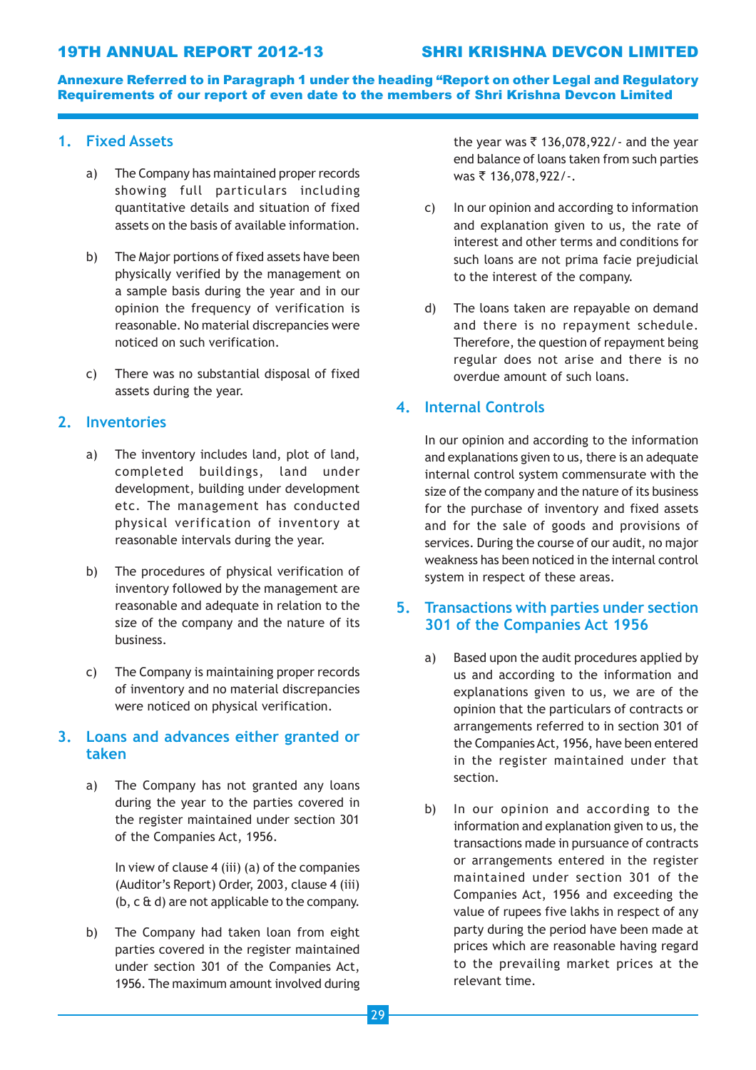**Annexure Referred to in Paragraph 1 under the heading "Report on other Legal and Regulatory Requirements of our report of even date to the members of Shri Krishna Devcon Limited**

## 1. Fixed Assets

a) The Company has maintained proper records showing full particulars including quantitative details and situation of fixed assets on the basis of available information.

b) The Major portions of fixed assets have been physically verified by the management on a sample basis during the year and in our opinion the frequency of verification is reasonable. No material discrepancies were noticed on such verification.

c) There was no substantial disposal of fixed assets during the year.

## 2. Inventories

a) The inventory includes land, plot of land, completed buildings, land under development, building under development etc. The management has conducted physical verification of inventory at reasonable intervals during the year.

b) The procedures of physical verification of inventory followed by the management are reasonable and adequate in relation to the size of the company and the nature of its business.

c) The Company is maintaining proper records of inventory and no material discrepancies were noticed on physical verification.

## 3. Loans and advances either granted or taken

a) The Company has not granted any loans during the year to the parties covered in the register maintained under section 301 of the Companies Act, 1956.

In view of clause 4 (iii) (a) of the companies (Auditor's Report) Order, 2003, clause 4 (iii) (b, c & d) are not applicable to the company.

b) The Company had taken loan from eight parties covered in the register maintained under section 301 of the Companies Act, 1956. The maximum amount involved during the year was ₹ 136,078,922/- and the year end balance of loans taken from such parties was ₹ 136,078,922/-.

c) In our opinion and according to information and explanation given to us, the rate of interest and other terms and conditions for such loans are not prima facie prejudicial to the interest of the company.

d) The loans taken are repayable on demand and there is no repayment schedule. Therefore, the question of repayment being regular does not arise and there is no overdue amount of such loans.

## 4. Internal Controls

In our opinion and according to the information and explanations given to us, there is an adequate internal control system commensurate with the size of the company and the nature of its business for the purchase of inventory and fixed assets and for the sale of goods and provisions of services. During the course of our audit, no major weakness has been noticed in the internal control system in respect of these areas.

## 5. Transactions with parties under section 301 of the Companies Act 1956

a) Based upon the audit procedures applied by us and according to the information and explanations given to us, we are of the opinion that the particulars of contracts or arrangements referred to in section 301 of the Companies Act, 1956, have been entered in the register maintained under that section.

b) In our opinion and according to the information and explanation given to us, the transactions made in pursuance of contracts or arrangements entered in the register maintained under section 301 of the Companies Act, 1956 and exceeding the value of rupees five lakhs in respect of any party during the period have been made at prices which are reasonable having regard to the prevailing market prices at the relevant time.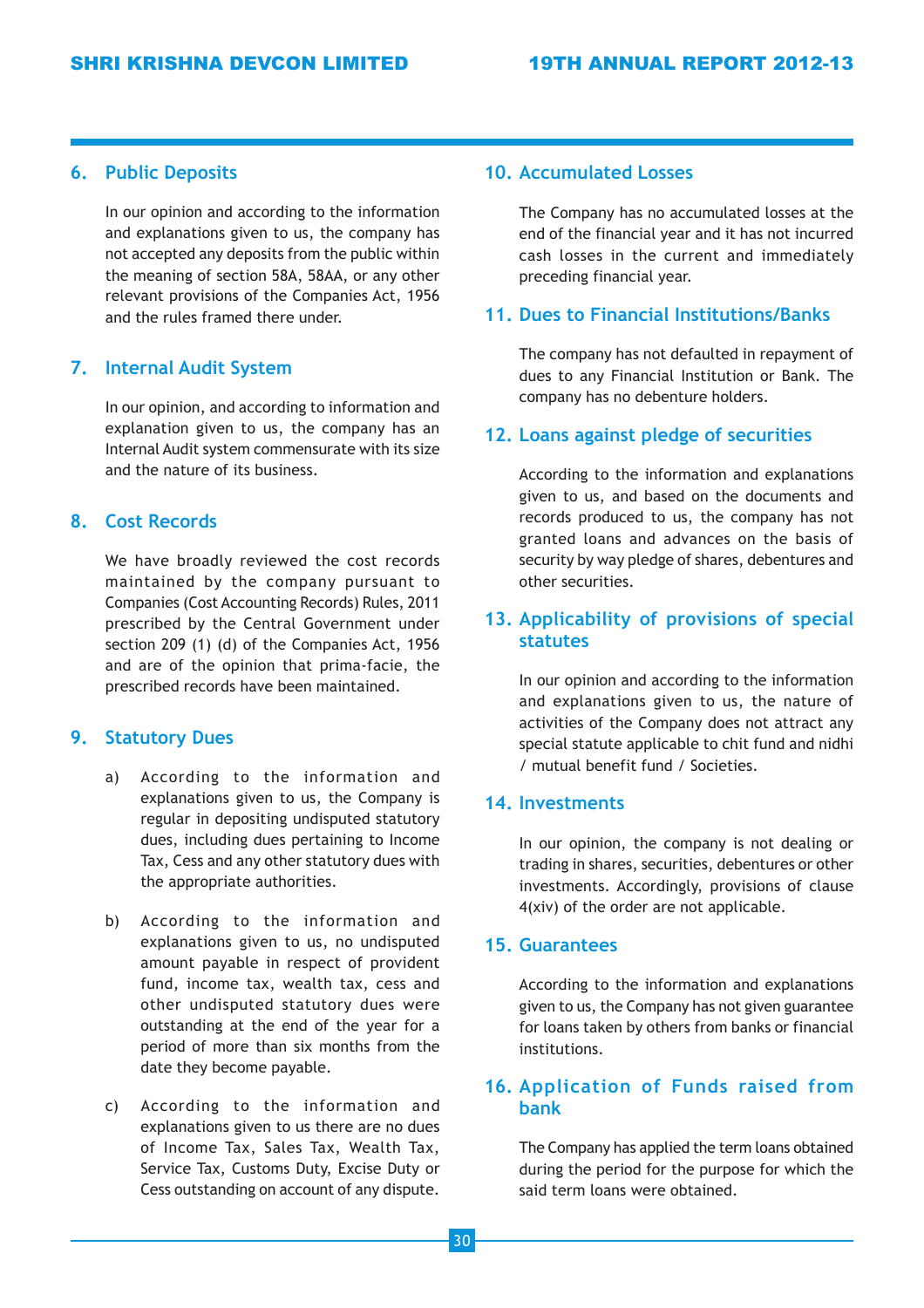## 6. Public Deposits

In our opinion and according to the information and explanations given to us, the company has not accepted any deposits from the public within the meaning of section 58A, 58AA, or any other relevant provisions of the Companies Act, 1956 and the rules framed there under.

## 7. Internal Audit System

In our opinion, and according to information and explanation given to us, the company has an Internal Audit system commensurate with its size and the nature of its business.

## 8. Cost Records

We have broadly reviewed the cost records maintained by the company pursuant to Companies (Cost Accounting Records) Rules, 2011 prescribed by the Central Government under section 209 (1) (d) of the Companies Act, 1956 and are of the opinion that prima-facie, the prescribed records have been maintained.

## 9. Statutory Dues

a) According to the information and explanations given to us, the Company is regular in depositing undisputed statutory dues, including dues pertaining to Income Tax, Cess and any other statutory dues with the appropriate authorities.

b) According to the information and explanations given to us, no undisputed amount payable in respect of provident fund, income tax, wealth tax, cess and other undisputed statutory dues were outstanding at the end of the year for a period of more than six months from the date they become payable.

c) According to the information and explanations given to us there are no dues of Income Tax, Sales Tax, Wealth Tax, Service Tax, Customs Duty, Excise Duty or Cess outstanding on account of any dispute.

## 10. Accumulated Losses

The Company has no accumulated losses at the end of the financial year and it has not incurred cash losses in the current and immediately preceding financial year.

## 11. Dues to Financial Institutions/Banks

The company has not defaulted in repayment of dues to any Financial Institution or Bank. The company has no debenture holders.

## 12. Loans against pledge of securities

According to the information and explanations given to us, and based on the documents and records produced to us, the company has not granted loans and advances on the basis of security by way pledge of shares, debentures and other securities.

## 13. Applicability of provisions of special statutes

In our opinion and according to the information and explanations given to us, the nature of activities of the Company does not attract any special statute applicable to chit fund and nidhi / mutual benefit fund / Societies.

## 14. Investments

In our opinion, the company is not dealing or trading in shares, securities, debentures or other investments. Accordingly, provisions of clause 4(xiv) of the order are not applicable.

## 15. Guarantees

According to the information and explanations given to us, the Company has not given guarantee for loans taken by others from banks or financial institutions.

## 16. Application of Funds raised from bank

The Company has applied the term loans obtained during the period for the purpose for which the said term loans were obtained.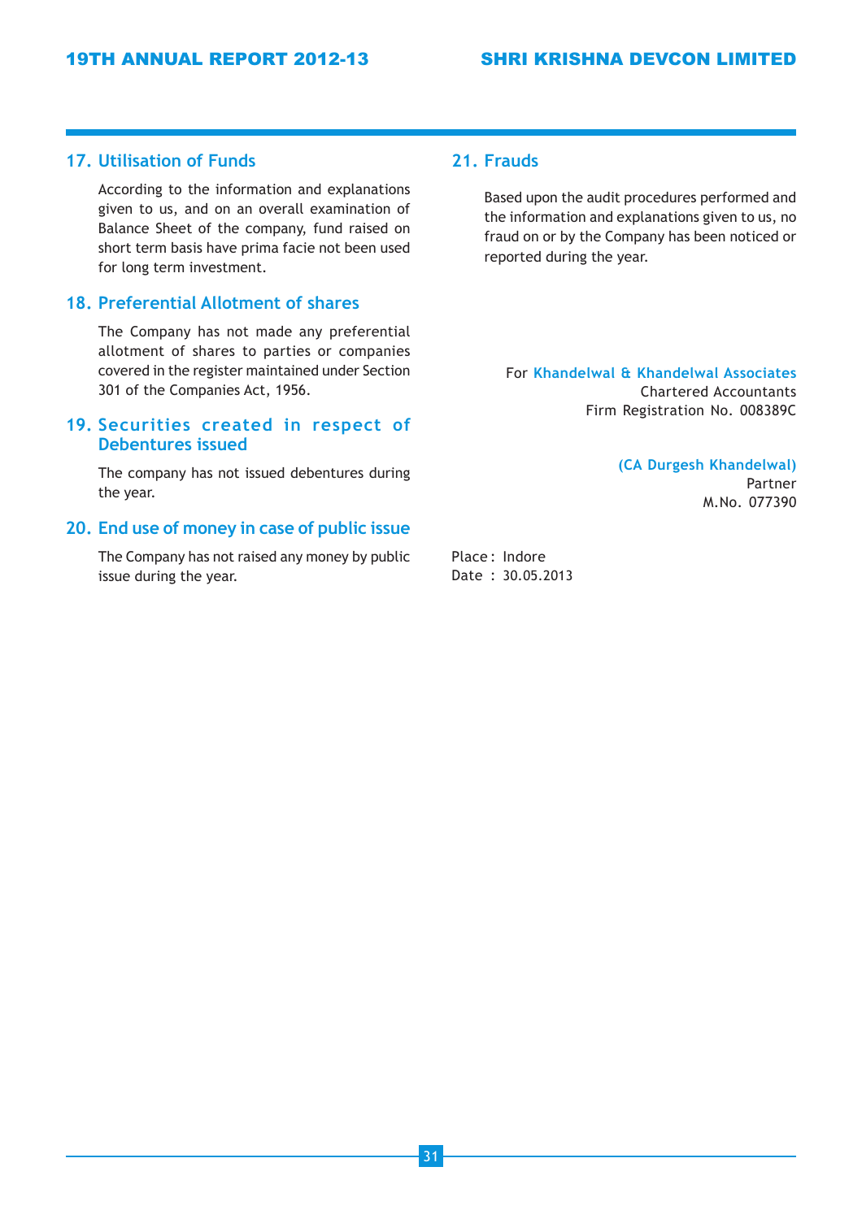## 17. Utilisation of Funds

According to the information and explanations given to us, and on an overall examination of Balance Sheet of the company, fund raised on short term basis have prima facie not been used for long term investment.

## 18. Preferential Allotment of shares

The Company has not made any preferential allotment of shares to parties or companies covered in the register maintained under Section 301 of the Companies Act, 1956.

## 19. Securities created in respect of Debentures issued

The company has not issued debentures during the year.

## 20. End use of money in case of public issue

The Company has not raised any money by public issue during the year.

## 21. Frauds

Based upon the audit procedures performed and the information and explanations given to us, no fraud on or by the Company has been noticed or reported during the year.

For **Khandelwal & Khandelwal Associates**
Chartered Accountants
Firm Registration No. 008389C

**(CA Durgesh Khandelwal)**
Partner
M.No. 077390

Place : Indore
Date : 30.05.2013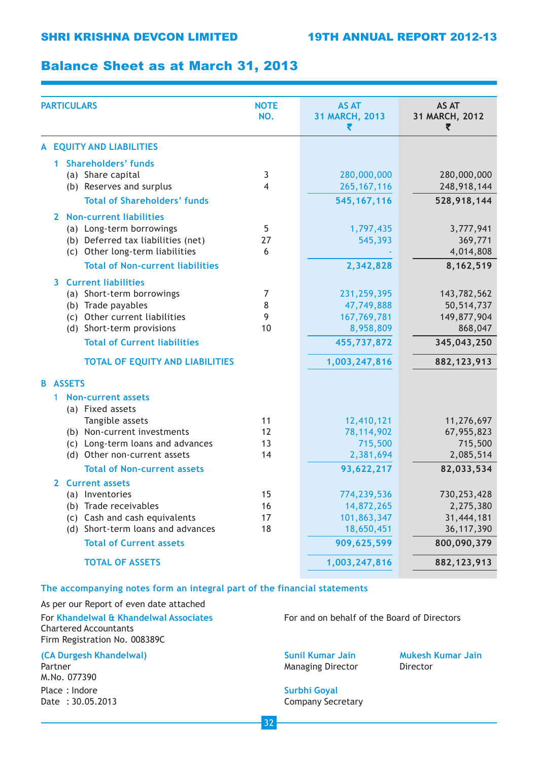## Balance Sheet as at March 31, 2013

| PARTICULARS | NOTE NO. | AS AT 31 MARCH, 2013 ₹ | AS AT 31 MARCH, 2012 ₹ |
|---|---|---|---|
| **A EQUITY AND LIABILITIES** | | | |
| **1 Shareholders' funds** | | | |
| (a) Share capital | 3 | 280,000,000 | 280,000,000 |
| (b) Reserves and surplus | 4 | 265,167,116 | 248,918,144 |
| **Total of Shareholders' funds** | | **545,167,116** | **528,918,144** |
| **2 Non-current liabilities** | | | |
| (a) Long-term borrowings | 5 | 1,797,435 | 3,777,941 |
| (b) Deferred tax liabilities (net) | 27 | 545,393 | 369,771 |
| (c) Other long-term liabilities | 6 | - | 4,014,808 |
| **Total of Non-current liabilities** | | **2,342,828** | **8,162,519** |
| **3 Current liabilities** | | | |
| (a) Short-term borrowings | 7 | 231,259,395 | 143,782,562 |
| (b) Trade payables | 8 | 47,749,888 | 50,514,737 |
| (c) Other current liabilities | 9 | 167,769,781 | 149,877,904 |
| (d) Short-term provisions | 10 | 8,958,809 | 868,047 |
| **Total of Current liabilities** | | **455,737,872** | **345,043,250** |
| **TOTAL OF EQUITY AND LIABILITIES** | | **1,003,247,816** | **882,123,913** |
| **B ASSETS** | | | |
| **1 Non-current assets** | | | |
| (a) Fixed assets | | | |
| Tangible assets | 11 | 12,410,121 | 11,276,697 |
| (b) Non-current investments | 12 | 78,114,902 | 67,955,823 |
| (c) Long-term loans and advances | 13 | 715,500 | 715,500 |
| (d) Other non-current assets | 14 | 2,381,694 | 2,085,514 |
| **Total of Non-current assets** | | **93,622,217** | **82,033,534** |
| **2 Current assets** | | | |
| (a) Inventories | 15 | 774,239,536 | 730,253,428 |
| (b) Trade receivables | 16 | 14,872,265 | 2,275,380 |
| (c) Cash and cash equivalents | 17 | 101,863,347 | 31,444,181 |
| (d) Short-term loans and advances | 18 | 18,650,451 | 36,117,390 |
| **Total of Current assets** | | **909,625,599** | **800,090,379** |
| **TOTAL OF ASSETS** | | **1,003,247,816** | **882,123,913** |

**The accompanying notes form an integral part of the financial statements**

As per our Report of even date attached

For **Khandelwal & Khandelwal Associates**
Chartered Accountants
Firm Registration No. 008389C

**(CA Durgesh Khandelwal)**
Partner
M.No. 077390

Place : Indore
Date : 30.05.2013

For and on behalf of the Board of Directors

**Sunil Kumar Jain**
Managing Director

**Mukesh Kumar Jain**
Director

**Surbhi Goyal**
Company Secretary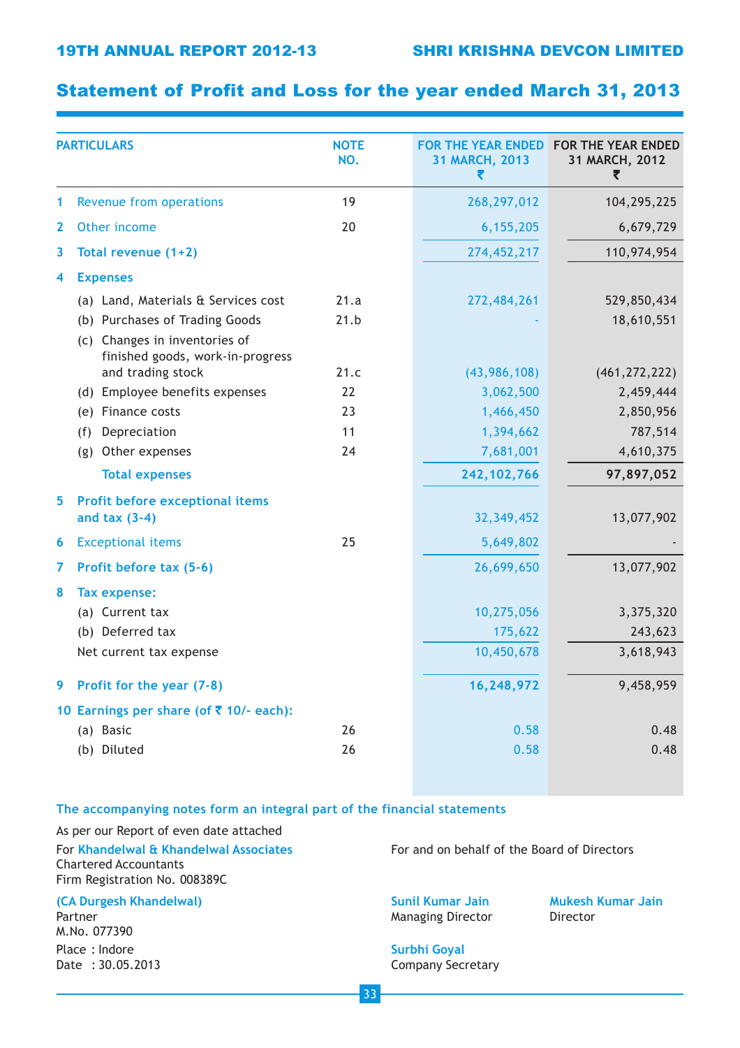# Statement of Profit and Loss for the year ended March 31, 2013

| | PARTICULARS | NOTE NO. | FOR THE YEAR ENDED 31 MARCH, 2013 ₹ | FOR THE YEAR ENDED 31 MARCH, 2012 ₹ |
|---|---|---|---|---|
| 1 | Revenue from operations | 19 | 268,297,012 | 104,295,225 |
| 2 | Other income | 20 | 6,155,205 | 6,679,729 |
| 3 | **Total revenue (1+2)** | | 274,452,217 | 110,974,954 |
| 4 | **Expenses** | | | |
| | (a) Land, Materials & Services cost | 21.a | 272,484,261 | 529,850,434 |
| | (b) Purchases of Trading Goods | 21.b | - | 18,610,551 |
| | (c) Changes in inventories of finished goods, work-in-progress and trading stock | 21.c | (43,986,108) | (461,272,222) |
| | (d) Employee benefits expenses | 22 | 3,062,500 | 2,459,444 |
| | (e) Finance costs | 23 | 1,466,450 | 2,850,956 |
| | (f) Depreciation | 11 | 1,394,662 | 787,514 |
| | (g) Other expenses | 24 | 7,681,001 | 4,610,375 |
| | **Total expenses** | | **242,102,766** | **97,897,052** |
| 5 | **Profit before exceptional items and tax (3-4)** | | 32,349,452 | 13,077,902 |
| 6 | Exceptional items | 25 | 5,649,802 | - |
| 7 | **Profit before tax (5-6)** | | 26,699,650 | 13,077,902 |
| 8 | **Tax expense:** | | | |
| | (a) Current tax | | 10,275,056 | 3,375,320 |
| | (b) Deferred tax | | 175,622 | 243,623 |
| | Net current tax expense | | 10,450,678 | 3,618,943 |
| 9 | **Profit for the year (7-8)** | | **16,248,972** | 9,458,959 |
| 10 | **Earnings per share (of ₹ 10/- each):** | | | |
| | (a) Basic | 26 | 0.58 | 0.48 |
| | (b) Diluted | 26 | 0.58 | 0.48 |

**The accompanying notes form an integral part of the financial statements**

As per our Report of even date attached

For **Khandelwal & Khandelwal Associates**
Chartered Accountants
Firm Registration No. 008389C

**(CA Durgesh Khandelwal)**
Partner
M.No. 077390

Place : Indore
Date : 30.05.2013

For and on behalf of the Board of Directors

**Sunil Kumar Jain**
Managing Director

**Mukesh Kumar Jain**
Director

**Surbhi Goyal**
Company Secretary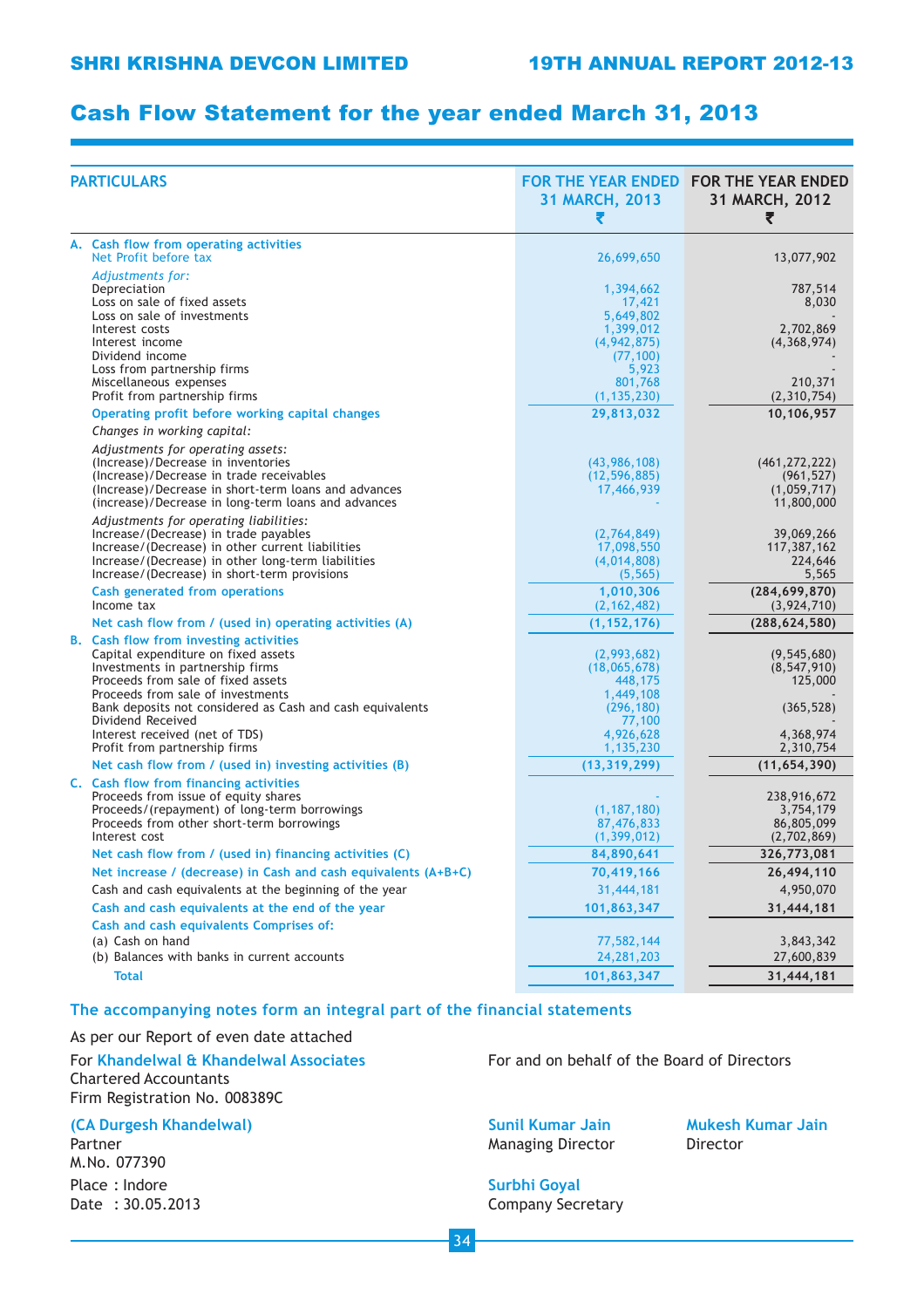# Cash Flow Statement for the year ended March 31, 2013

| PARTICULARS | FOR THE YEAR ENDED 31 MARCH, 2013 ₹ | FOR THE YEAR ENDED 31 MARCH, 2012 ₹ |
|---|---|---|
| **A. Cash flow from operating activities** | | |
| Net Profit before tax | 26,699,650 | 13,077,902 |
| *Adjustments for:* | | |
| Depreciation | 1,394,662 | 787,514 |
| Loss on sale of fixed assets | 17,421 | 8,030 |
| Loss on sale of investments | 5,649,802 | - |
| Interest costs | 1,399,012 | 2,702,869 |
| Interest income | (4,942,875) | (4,368,974) |
| Dividend income | (77,100) | - |
| Loss from partnership firms | 5,923 | - |
| Miscellaneous expenses | 801,768 | 210,371 |
| Profit from partnership firms | (1,135,230) | (2,310,754) |
| **Operating profit before working capital changes** | **29,813,032** | **10,106,957** |
| *Changes in working capital:* | | |
| *Adjustments for operating assets:* | | |
| (Increase)/Decrease in inventories | (43,986,108) | (461,272,222) |
| (Increase)/Decrease in trade receivables | (12,596,885) | (961,527) |
| (Increase)/Decrease in short-term loans and advances | 17,466,939 | (1,059,717) |
| (increase)/Decrease in long-term loans and advances | - | 11,800,000 |
| *Adjustments for operating liabilities:* | | |
| Increase/(Decrease) in trade payables | (2,764,849) | 39,069,266 |
| Increase/(Decrease) in other current liabilities | 17,098,550 | 117,387,162 |
| Increase/(Decrease) in other long-term liabilities | (4,014,808) | 224,646 |
| Increase/(Decrease) in short-term provisions | (5,565) | 5,565 |
| **Cash generated from operations** | **1,010,306** | **(284,699,870)** |
| Income tax | (2,162,482) | (3,924,710) |
| **Net cash flow from / (used in) operating activities (A)** | **(1,152,176)** | **(288,624,580)** |
| **B. Cash flow from investing activities** | | |
| Capital expenditure on fixed assets | (2,993,682) | (9,545,680) |
| Investments in partnership firms | (18,065,678) | (8,547,910) |
| Proceeds from sale of fixed assets | 448,175 | 125,000 |
| Proceeds from sale of investments | 1,449,108 | - |
| Bank deposits not considered as Cash and cash equivalents | (296,180) | (365,528) |
| Dividend Received | 77,100 | - |
| Interest received (net of TDS) | 4,926,628 | 4,368,974 |
| Profit from partnership firms | 1,135,230 | 2,310,754 |
| **Net cash flow from / (used in) investing activities (B)** | **(13,319,299)** | **(11,654,390)** |
| **C. Cash flow from financing activities** | | |
| Proceeds from issue of equity shares | - | 238,916,672 |
| Proceeds/(repayment) of long-term borrowings | (1,187,180) | 3,754,179 |
| Proceeds from other short-term borrowings | 87,476,833 | 86,805,099 |
| Interest cost | (1,399,012) | (2,702,869) |
| **Net cash flow from / (used in) financing activities (C)** | **84,890,641** | **326,773,081** |
| **Net increase / (decrease) in Cash and cash equivalents (A+B+C)** | **70,419,166** | **26,494,110** |
| Cash and cash equivalents at the beginning of the year | 31,444,181 | 4,950,070 |
| **Cash and cash equivalents at the end of the year** | **101,863,347** | **31,444,181** |
| **Cash and cash equivalents Comprises of:** | | |
| (a) Cash on hand | 77,582,144 | 3,843,342 |
| (b) Balances with banks in current accounts | 24,281,203 | 27,600,839 |
| **Total** | **101,863,347** | **31,444,181** |

**The accompanying notes form an integral part of the financial statements**

As per our Report of even date attached

For **Khandelwal & Khandelwal Associates**
Chartered Accountants
Firm Registration No. 008389C

**(CA Durgesh Khandelwal)**
Partner
M.No. 077390

Place : Indore
Date : 30.05.2013

For and on behalf of the Board of Directors

**Sunil Kumar Jain**
Managing Director

**Mukesh Kumar Jain**
Director

**Surbhi Goyal**
Company Secretary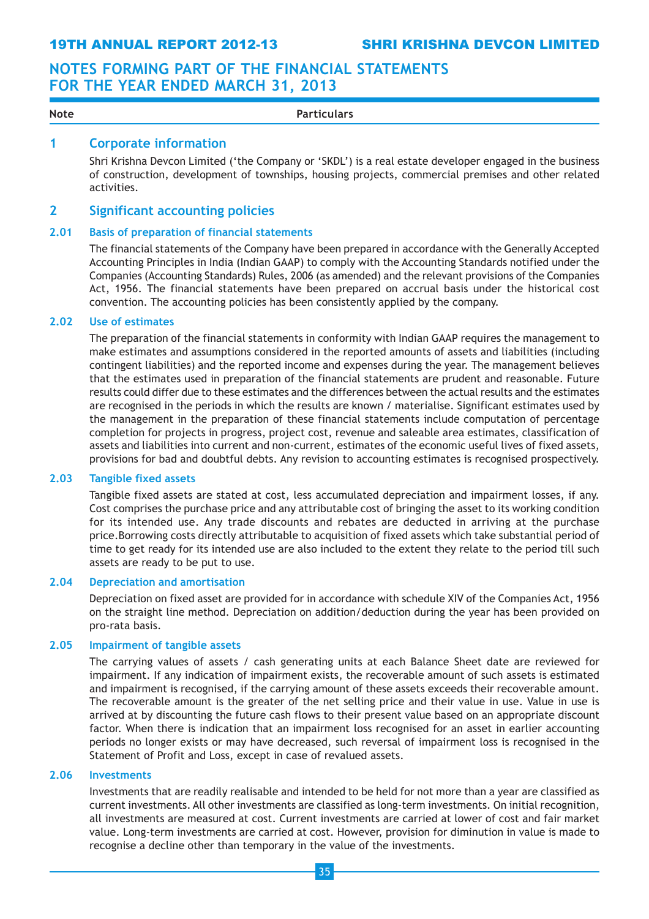# NOTES FORMING PART OF THE FINANCIAL STATEMENTS FOR THE YEAR ENDED MARCH 31, 2013

| Note | Particulars |
|---|---|

## 1 Corporate information

Shri Krishna Devcon Limited ('the Company or 'SKDL') is a real estate developer engaged in the business of construction, development of townships, housing projects, commercial premises and other related activities.

## 2 Significant accounting policies

### 2.01 Basis of preparation of financial statements

The financial statements of the Company have been prepared in accordance with the Generally Accepted Accounting Principles in India (Indian GAAP) to comply with the Accounting Standards notified under the Companies (Accounting Standards) Rules, 2006 (as amended) and the relevant provisions of the Companies Act, 1956. The financial statements have been prepared on accrual basis under the historical cost convention. The accounting policies has been consistently applied by the company.

### 2.02 Use of estimates

The preparation of the financial statements in conformity with Indian GAAP requires the management to make estimates and assumptions considered in the reported amounts of assets and liabilities (including contingent liabilities) and the reported income and expenses during the year. The management believes that the estimates used in preparation of the financial statements are prudent and reasonable. Future results could differ due to these estimates and the differences between the actual results and the estimates are recognised in the periods in which the results are known / materialise. Significant estimates used by the management in the preparation of these financial statements include computation of percentage completion for projects in progress, project cost, revenue and saleable area estimates, classification of assets and liabilities into current and non-current, estimates of the economic useful lives of fixed assets, provisions for bad and doubtful debts. Any revision to accounting estimates is recognised prospectively.

### 2.03 Tangible fixed assets

Tangible fixed assets are stated at cost, less accumulated depreciation and impairment losses, if any. Cost comprises the purchase price and any attributable cost of bringing the asset to its working condition for its intended use. Any trade discounts and rebates are deducted in arriving at the purchase price.Borrowing costs directly attributable to acquisition of fixed assets which take substantial period of time to get ready for its intended use are also included to the extent they relate to the period till such assets are ready to be put to use.

### 2.04 Depreciation and amortisation

Depreciation on fixed asset are provided for in accordance with schedule XIV of the Companies Act, 1956 on the straight line method. Depreciation on addition/deduction during the year has been provided on pro-rata basis.

### 2.05 Impairment of tangible assets

The carrying values of assets / cash generating units at each Balance Sheet date are reviewed for impairment. If any indication of impairment exists, the recoverable amount of such assets is estimated and impairment is recognised, if the carrying amount of these assets exceeds their recoverable amount. The recoverable amount is the greater of the net selling price and their value in use. Value in use is arrived at by discounting the future cash flows to their present value based on an appropriate discount factor. When there is indication that an impairment loss recognised for an asset in earlier accounting periods no longer exists or may have decreased, such reversal of impairment loss is recognised in the Statement of Profit and Loss, except in case of revalued assets.

### 2.06 Investments

Investments that are readily realisable and intended to be held for not more than a year are classified as current investments. All other investments are classified as long-term investments. On initial recognition, all investments are measured at cost. Current investments are carried at lower of cost and fair market value. Long-term investments are carried at cost. However, provision for diminution in value is made to recognise a decline other than temporary in the value of the investments.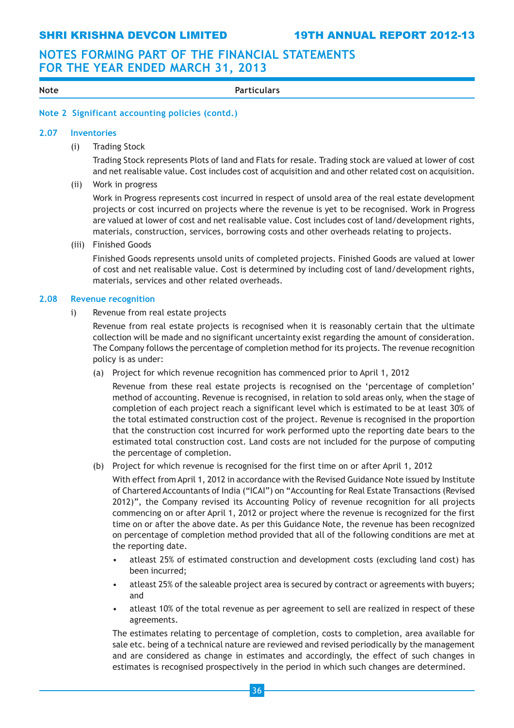# NOTES FORMING PART OF THE FINANCIAL STATEMENTS FOR THE YEAR ENDED MARCH 31, 2013

| Note | Particulars |
|---|---|

## Note 2 Significant accounting policies (contd.)

### 2.07 Inventories

(i) Trading Stock

Trading Stock represents Plots of land and Flats for resale. Trading stock are valued at lower of cost and net realisable value. Cost includes cost of acquisition and and other related cost on acquisition.

(ii) Work in progress

Work in Progress represents cost incurred in respect of unsold area of the real estate development projects or cost incurred on projects where the revenue is yet to be recognised. Work in Progress are valued at lower of cost and net realisable value. Cost includes cost of land/development rights, materials, construction, services, borrowing costs and other overheads relating to projects.

(iii) Finished Goods

Finished Goods represents unsold units of completed projects. Finished Goods are valued at lower of cost and net realisable value. Cost is determined by including cost of land/development rights, materials, services and other related overheads.

### 2.08 Revenue recognition

i) Revenue from real estate projects

Revenue from real estate projects is recognised when it is reasonably certain that the ultimate collection will be made and no significant uncertainty exist regarding the amount of consideration. The Company follows the percentage of completion method for its projects. The revenue recognition policy is as under:

(a) Project for which revenue recognition has commenced prior to April 1, 2012

Revenue from these real estate projects is recognised on the 'percentage of completion' method of accounting. Revenue is recognised, in relation to sold areas only, when the stage of completion of each project reach a significant level which is estimated to be at least 30% of the total estimated construction cost of the project. Revenue is recognised in the proportion that the construction cost incurred for work performed upto the reporting date bears to the estimated total construction cost. Land costs are not included for the purpose of computing the percentage of completion.

(b) Project for which revenue is recognised for the first time on or after April 1, 2012

With effect from April 1, 2012 in accordance with the Revised Guidance Note issued by Institute of Chartered Accountants of India ("ICAI") on "Accounting for Real Estate Transactions (Revised 2012)", the Company revised its Accounting Policy of revenue recognition for all projects commencing on or after April 1, 2012 or project where the revenue is recognized for the first time on or after the above date. As per this Guidance Note, the revenue has been recognized on percentage of completion method provided that all of the following conditions are met at the reporting date.

- atleast 25% of estimated construction and development costs (excluding land cost) has been incurred;
- atleast 25% of the saleable project area is secured by contract or agreements with buyers; and
- atleast 10% of the total revenue as per agreement to sell are realized in respect of these agreements.

The estimates relating to percentage of completion, costs to completion, area available for sale etc. being of a technical nature are reviewed and revised periodically by the management and are considered as change in estimates and accordingly, the effect of such changes in estimates is recognised prospectively in the period in which such changes are determined.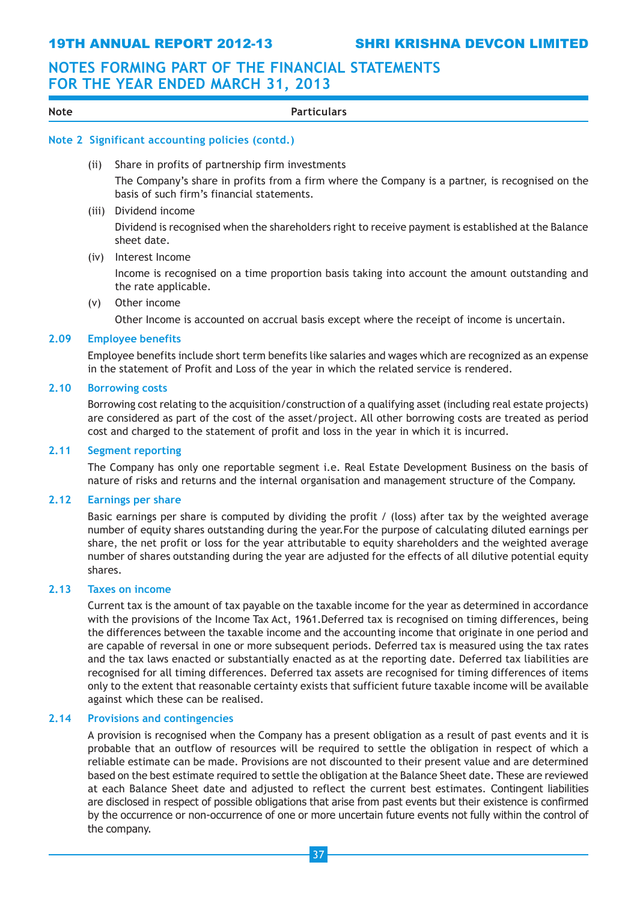# NOTES FORMING PART OF THE FINANCIAL STATEMENTS FOR THE YEAR ENDED MARCH 31, 2013

| Note | Particulars |
|---|---|

## Note 2 Significant accounting policies (contd.)

(ii) Share in profits of partnership firm investments

The Company's share in profits from a firm where the Company is a partner, is recognised on the basis of such firm's financial statements.

(iii) Dividend income

Dividend is recognised when the shareholders right to receive payment is established at the Balance sheet date.

(iv) Interest Income

Income is recognised on a time proportion basis taking into account the amount outstanding and the rate applicable.

(v) Other income

Other Income is accounted on accrual basis except where the receipt of income is uncertain.

### 2.09 Employee benefits

Employee benefits include short term benefits like salaries and wages which are recognized as an expense in the statement of Profit and Loss of the year in which the related service is rendered.

### 2.10 Borrowing costs

Borrowing cost relating to the acquisition/construction of a qualifying asset (including real estate projects) are considered as part of the cost of the asset/project. All other borrowing costs are treated as period cost and charged to the statement of profit and loss in the year in which it is incurred.

### 2.11 Segment reporting

The Company has only one reportable segment i.e. Real Estate Development Business on the basis of nature of risks and returns and the internal organisation and management structure of the Company.

### 2.12 Earnings per share

Basic earnings per share is computed by dividing the profit / (loss) after tax by the weighted average number of equity shares outstanding during the year.For the purpose of calculating diluted earnings per share, the net profit or loss for the year attributable to equity shareholders and the weighted average number of shares outstanding during the year are adjusted for the effects of all dilutive potential equity shares.

### 2.13 Taxes on income

Current tax is the amount of tax payable on the taxable income for the year as determined in accordance with the provisions of the Income Tax Act, 1961.Deferred tax is recognised on timing differences, being the differences between the taxable income and the accounting income that originate in one period and are capable of reversal in one or more subsequent periods. Deferred tax is measured using the tax rates and the tax laws enacted or substantially enacted as at the reporting date. Deferred tax liabilities are recognised for all timing differences. Deferred tax assets are recognised for timing differences of items only to the extent that reasonable certainty exists that sufficient future taxable income will be available against which these can be realised.

### 2.14 Provisions and contingencies

A provision is recognised when the Company has a present obligation as a result of past events and it is probable that an outflow of resources will be required to settle the obligation in respect of which a reliable estimate can be made. Provisions are not discounted to their present value and are determined based on the best estimate required to settle the obligation at the Balance Sheet date. These are reviewed at each Balance Sheet date and adjusted to reflect the current best estimates. Contingent liabilities are disclosed in respect of possible obligations that arise from past events but their existence is confirmed by the occurrence or non-occurrence of one or more uncertain future events not fully within the control of the company.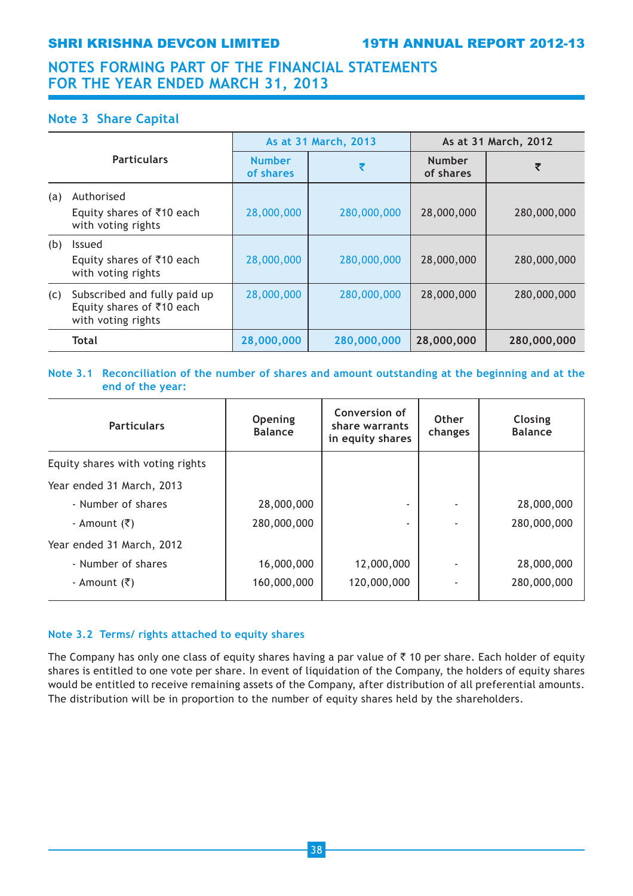## NOTES FORMING PART OF THE FINANCIAL STATEMENTS FOR THE YEAR ENDED MARCH 31, 2013

### Note 3 Share Capital

| Particulars | As at 31 March, 2013 | | As at 31 March, 2012 | |
|---|---|---|---|---|
| | Number of shares | ₹ | Number of shares | ₹ |
| (a) Authorised<br>Equity shares of ₹10 each with voting rights | 28,000,000 | 280,000,000 | 28,000,000 | 280,000,000 |
| (b) Issued<br>Equity shares of ₹10 each with voting rights | 28,000,000 | 280,000,000 | 28,000,000 | 280,000,000 |
| (c) Subscribed and fully paid up Equity shares of ₹10 each with voting rights | 28,000,000 | 280,000,000 | 28,000,000 | 280,000,000 |
| **Total** | **28,000,000** | **280,000,000** | **28,000,000** | **280,000,000** |

### Note 3.1 Reconciliation of the number of shares and amount outstanding at the beginning and at the end of the year:

| Particulars | Opening Balance | Conversion of share warrants in equity shares | Other changes | Closing Balance |
|---|---|---|---|---|
| Equity shares with voting rights | | | | |
| Year ended 31 March, 2013 | | | | |
| - Number of shares | 28,000,000 | - | - | 28,000,000 |
| - Amount (₹) | 280,000,000 | - | - | 280,000,000 |
| Year ended 31 March, 2012 | | | | |
| - Number of shares | 16,000,000 | 12,000,000 | - | 28,000,000 |
| - Amount (₹) | 160,000,000 | 120,000,000 | - | 280,000,000 |

### Note 3.2 Terms/ rights attached to equity shares

The Company has only one class of equity shares having a par value of ₹ 10 per share. Each holder of equity shares is entitled to one vote per share. In event of liquidation of the Company, the holders of equity shares would be entitled to receive remaining assets of the Company, after distribution of all preferential amounts. The distribution will be in proportion to the number of equity shares held by the shareholders.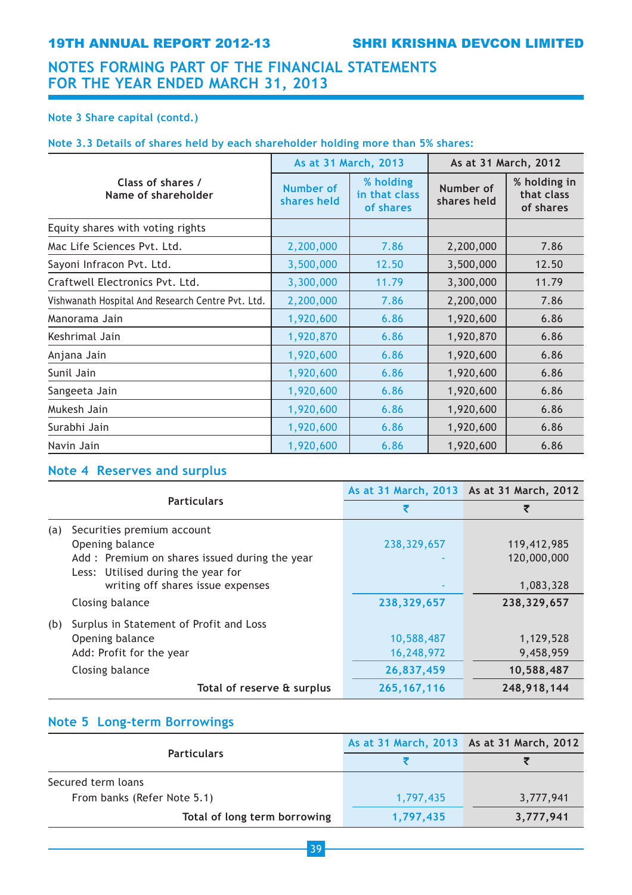## NOTES FORMING PART OF THE FINANCIAL STATEMENTS FOR THE YEAR ENDED MARCH 31, 2013

**Note 3 Share capital (contd.)**

**Note 3.3 Details of shares held by each shareholder holding more than 5% shares:**

| Class of shares / Name of shareholder | As at 31 March, 2013 | | As at 31 March, 2012 | |
|---|---|---|---|---|
| | Number of shares held | % holding in that class of shares | Number of shares held | % holding in that class of shares |
| Equity shares with voting rights | | | | |
| Mac Life Sciences Pvt. Ltd. | 2,200,000 | 7.86 | 2,200,000 | 7.86 |
| Sayoni Infracon Pvt. Ltd. | 3,500,000 | 12.50 | 3,500,000 | 12.50 |
| Craftwell Electronics Pvt. Ltd. | 3,300,000 | 11.79 | 3,300,000 | 11.79 |
| Vishwanath Hospital And Research Centre Pvt. Ltd. | 2,200,000 | 7.86 | 2,200,000 | 7.86 |
| Manorama Jain | 1,920,600 | 6.86 | 1,920,600 | 6.86 |
| Keshrimal Jain | 1,920,870 | 6.86 | 1,920,870 | 6.86 |
| Anjana Jain | 1,920,600 | 6.86 | 1,920,600 | 6.86 |
| Sunil Jain | 1,920,600 | 6.86 | 1,920,600 | 6.86 |
| Sangeeta Jain | 1,920,600 | 6.86 | 1,920,600 | 6.86 |
| Mukesh Jain | 1,920,600 | 6.86 | 1,920,600 | 6.86 |
| Surabhi Jain | 1,920,600 | 6.86 | 1,920,600 | 6.86 |
| Navin Jain | 1,920,600 | 6.86 | 1,920,600 | 6.86 |

## Note 4 Reserves and surplus

| Particulars | As at 31 March, 2013 | As at 31 March, 2012 |
|---|---|---|
| | ₹ | ₹ |
| (a) Securities premium account | | |
| Opening balance | 238,329,657 | 119,412,985 |
| Add : Premium on shares issued during the year | - | 120,000,000 |
| Less: Utilised during the year for writing off shares issue expenses | - | 1,083,328 |
| Closing balance | **238,329,657** | **238,329,657** |
| (b) Surplus in Statement of Profit and Loss | | |
| Opening balance | 10,588,487 | 1,129,528 |
| Add: Profit for the year | 16,248,972 | 9,458,959 |
| Closing balance | **26,837,459** | **10,588,487** |
| **Total of reserve & surplus** | **265,167,116** | **248,918,144** |

## Note 5 Long-term Borrowings

| Particulars | As at 31 March, 2013 | As at 31 March, 2012 |
|---|---|---|
| | ₹ | ₹ |
| Secured term loans | | |
| From banks (Refer Note 5.1) | 1,797,435 | 3,777,941 |
| **Total of long term borrowing** | **1,797,435** | **3,777,941** |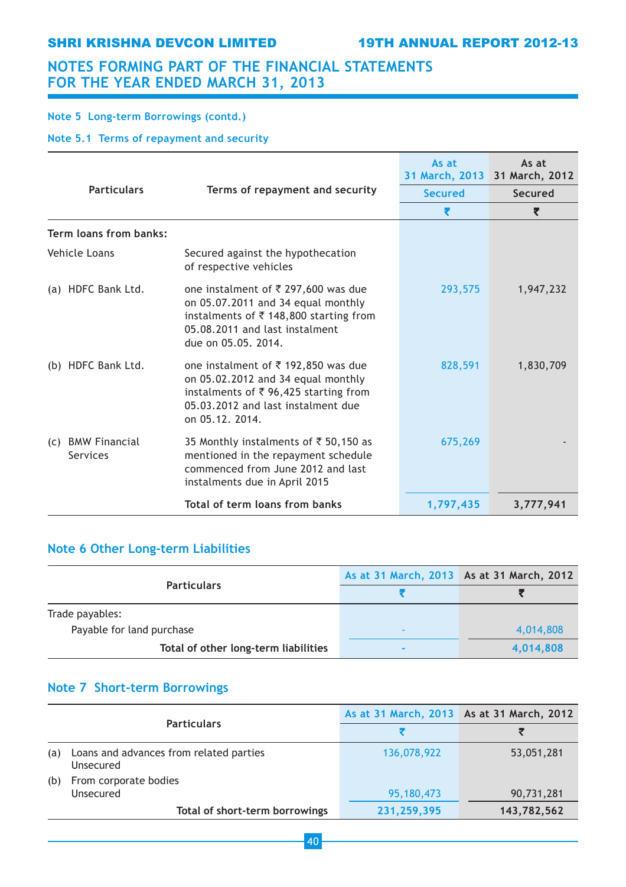## NOTES FORMING PART OF THE FINANCIAL STATEMENTS FOR THE YEAR ENDED MARCH 31, 2013

### Note 5 Long-term Borrowings (contd.)

#### Note 5.1 Terms of repayment and security

| Particulars | Terms of repayment and security | As at 31 March, 2013 | As at 31 March, 2012 |
|---|---|---|---|
| | | Secured | Secured |
| | | ₹ | ₹ |
| **Term loans from banks:** | | | |
| Vehicle Loans | Secured against the hypothecation of respective vehicles | | |
| (a) HDFC Bank Ltd. | one instalment of ₹ 297,600 was due on 05.07.2011 and 34 equal monthly instalments of ₹ 148,800 starting from 05.08.2011 and last instalment due on 05.05. 2014. | 293,575 | 1,947,232 |
| (b) HDFC Bank Ltd. | one instalment of ₹ 192,850 was due on 05.02.2012 and 34 equal monthly instalments of ₹ 96,425 starting from 05.03.2012 and last instalment due on 05.12. 2014. | 828,591 | 1,830,709 |
| (c) BMW Financial Services | 35 Monthly instalments of ₹ 50,150 as mentioned in the repayment schedule commenced from June 2012 and last instalments due in April 2015 | 675,269 | - |
| | **Total of term loans from banks** | **1,797,435** | **3,777,941** |

### Note 6 Other Long-term Liabilities

| Particulars | As at 31 March, 2013 | As at 31 March, 2012 |
|---|---|---|
| | ₹ | ₹ |
| Trade payables: | | |
| Payable for land purchase | - | 4,014,808 |
| **Total of other long-term liabilities** | **-** | **4,014,808** |

### Note 7 Short-term Borrowings

| Particulars | As at 31 March, 2013 | As at 31 March, 2012 |
|---|---|---|
| | ₹ | ₹ |
| (a) Loans and advances from related parties Unsecured | 136,078,922 | 53,051,281 |
| (b) From corporate bodies Unsecured | 95,180,473 | 90,731,281 |
| **Total of short-term borrowings** | **231,259,395** | **143,782,562** |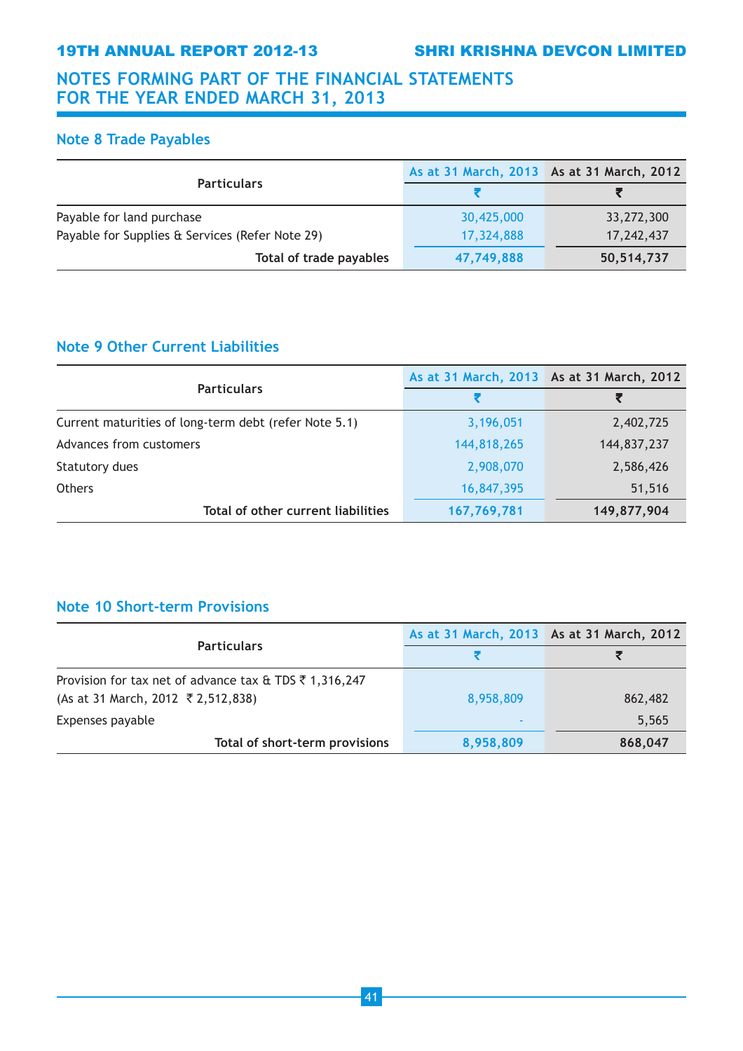## NOTES FORMING PART OF THE FINANCIAL STATEMENTS FOR THE YEAR ENDED MARCH 31, 2013

### Note 8 Trade Payables

| Particulars | As at 31 March, 2013 | As at 31 March, 2012 |
|---|---|---|
| | ₹ | ₹ |
| Payable for land purchase | 30,425,000 | 33,272,300 |
| Payable for Supplies & Services (Refer Note 29) | 17,324,888 | 17,242,437 |
| **Total of trade payables** | **47,749,888** | **50,514,737** |

### Note 9 Other Current Liabilities

| Particulars | As at 31 March, 2013 | As at 31 March, 2012 |
|---|---|---|
| | ₹ | ₹ |
| Current maturities of long-term debt (refer Note 5.1) | 3,196,051 | 2,402,725 |
| Advances from customers | 144,818,265 | 144,837,237 |
| Statutory dues | 2,908,070 | 2,586,426 |
| Others | 16,847,395 | 51,516 |
| **Total of other current liabilities** | **167,769,781** | **149,877,904** |

### Note 10 Short-term Provisions

| Particulars | As at 31 March, 2013 | As at 31 March, 2012 |
|---|---|---|
| | ₹ | ₹ |
| Provision for tax net of advance tax & TDS ₹ 1,316,247 (As at 31 March, 2012 ₹ 2,512,838) | 8,958,809 | 862,482 |
| Expenses payable | - | 5,565 |
| **Total of short-term provisions** | **8,958,809** | **868,047** |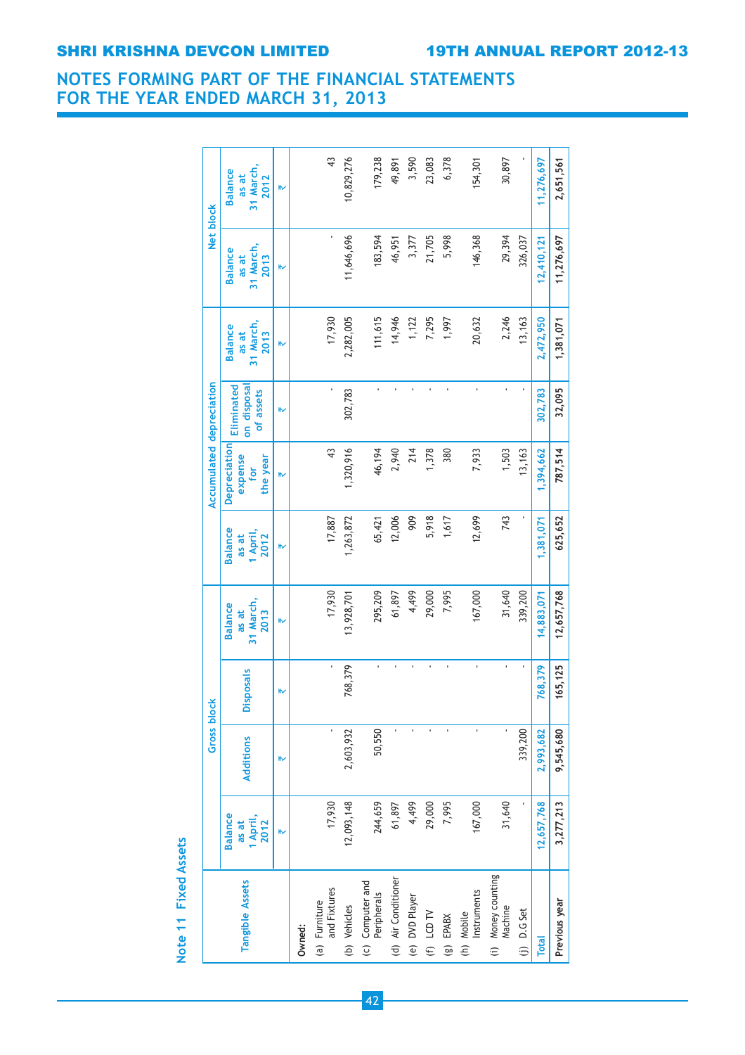## NOTES FORMING PART OF THE FINANCIAL STATEMENTS FOR THE YEAR ENDED MARCH 31, 2013

### Note 11 Fixed Assets

| Tangible Assets | Gross block | | | | Accumulated depreciation | | | | Net block | |
|---|---|---|---|---|---|---|---|---|---|---|
| | Balance as at 1 April, 2012 | Additions | Disposals | Balance as at 31 March, 2013 | Balance as at 1 April, 2012 | Depreciation expense for the year | Eliminated on disposal of assets | Balance as at 31 March, 2013 | Balance as at 31 March, 2013 | Balance as at 31 March, 2012 |
| | ₹ | ₹ | ₹ | ₹ | ₹ | ₹ | ₹ | ₹ | ₹ | ₹ |
| **Owned:** | | | | | | | | | | |
| (a) Furniture and Fixtures | 17,930 | - | - | 17,930 | 17,887 | 43 | - | 17,930 | - | 43 |
| (b) Vehicles | 12,093,148 | 2,603,932 | 768,379 | 13,928,701 | 1,263,872 | 1,320,916 | 302,783 | 2,282,005 | 11,646,696 | 10,829,276 |
| (c) Computer and Peripherals | 244,659 | 50,550 | - | 295,209 | 65,421 | 46,194 | - | 111,615 | 183,594 | 179,238 |
| (d) Air Conditioner | 61,897 | - | - | 61,897 | 12,006 | 2,940 | - | 14,946 | 46,951 | 49,891 |
| (e) DVD Player | 4,499 | - | - | 4,499 | 909 | 214 | - | 1,122 | 3,377 | 3,590 |
| (f) LCD TV | 29,000 | - | - | 29,000 | 5,918 | 1,378 | - | 7,295 | 21,705 | 23,083 |
| (g) EPABX | 7,995 | - | - | 7,995 | 1,617 | 380 | - | 1,997 | 5,998 | 6,378 |
| (h) Mobile Instruments | 167,000 | - | - | 167,000 | 12,699 | 7,933 | - | 20,632 | 146,368 | 154,301 |
| (i) Money counting Machine | 31,640 | - | - | 31,640 | 743 | 1,503 | - | 2,246 | 29,394 | 30,897 |
| (j) D.G Set | - | 339,200 | - | 339,200 | - | 13,163 | - | 13,163 | 326,037 | - |
| **Total** | 12,657,768 | 2,993,682 | 768,379 | 14,883,071 | 1,381,071 | 1,394,662 | 302,783 | 2,472,950 | 12,410,121 | 11,276,697 |
| **Previous year** | 3,277,213 | 9,545,680 | 165,125 | 12,657,768 | 625,652 | 787,514 | 32,095 | 1,381,071 | 11,276,697 | 2,651,561 |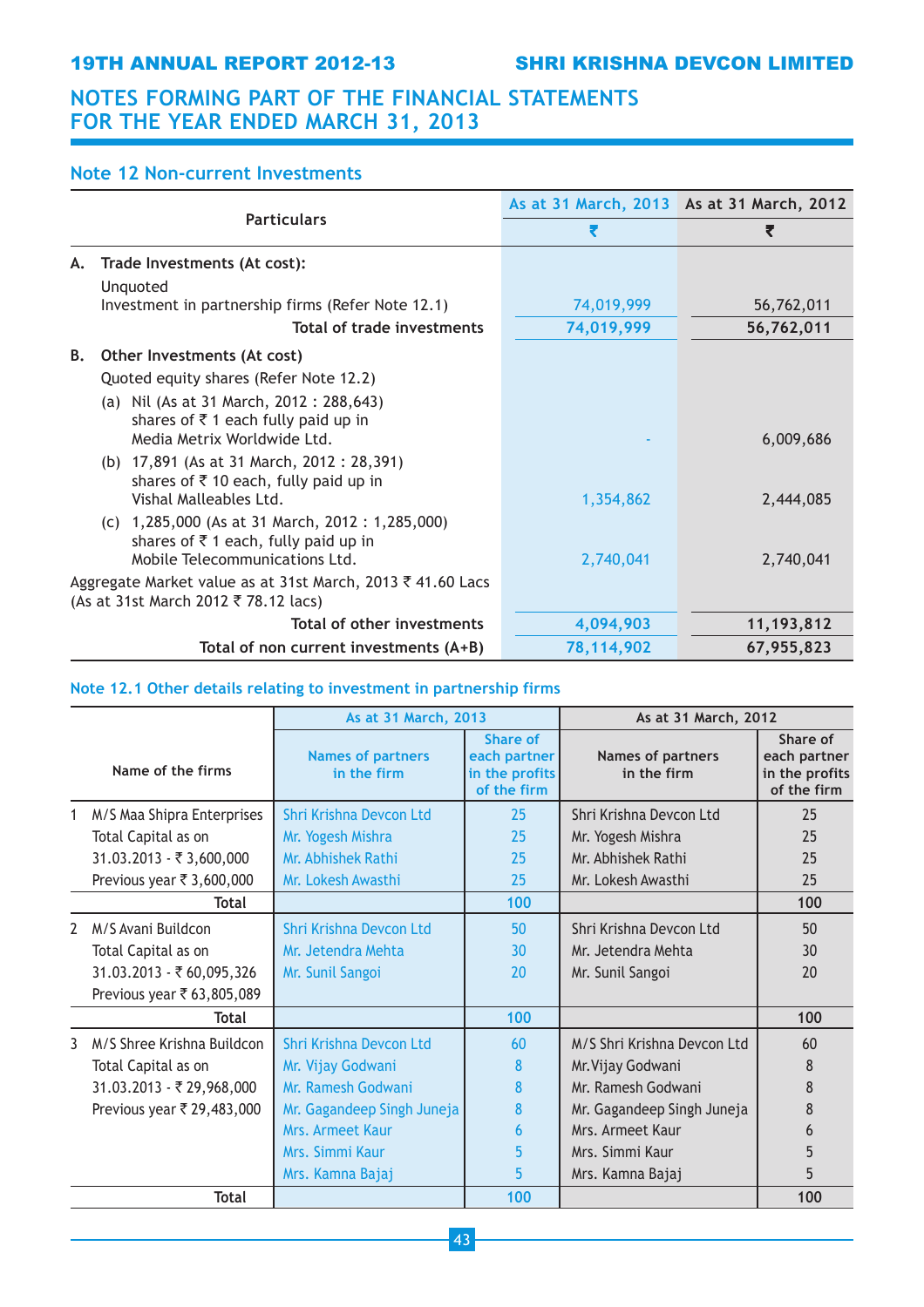# NOTES FORMING PART OF THE FINANCIAL STATEMENTS FOR THE YEAR ENDED MARCH 31, 2013

## Note 12 Non-current Investments

| Particulars | As at 31 March, 2013 | As at 31 March, 2012 |
|---|---|---|
| | ₹ | ₹ |
| **A. Trade Investments (At cost):** | | |
| Unquoted | | |
| Investment in partnership firms (Refer Note 12.1) | 74,019,999 | 56,762,011 |
| **Total of trade investments** | **74,019,999** | **56,762,011** |
| **B. Other Investments (At cost)** | | |
| Quoted equity shares (Refer Note 12.2) | | |
| (a) Nil (As at 31 March, 2012 : 288,643) shares of ₹ 1 each fully paid up in Media Metrix Worldwide Ltd. | - | 6,009,686 |
| (b) 17,891 (As at 31 March, 2012 : 28,391) shares of ₹ 10 each, fully paid up in Vishal Malleables Ltd. | 1,354,862 | 2,444,085 |
| (c) 1,285,000 (As at 31 March, 2012 : 1,285,000) shares of ₹ 1 each, fully paid up in Mobile Telecommunications Ltd. | 2,740,041 | 2,740,041 |
| Aggregate Market value as at 31st March, 2013 ₹ 41.60 Lacs (As at 31st March 2012 ₹ 78.12 lacs) | | |
| **Total of other investments** | **4,094,903** | **11,193,812** |
| **Total of non current investments (A+B)** | **78,114,902** | **67,955,823** |

### Note 12.1 Other details relating to investment in partnership firms

| Name of the firms | As at 31 March, 2013 | | As at 31 March, 2012 | |
|---|---|---|---|---|
| | Names of partners in the firm | Share of each partner in the profits of the firm | Names of partners in the firm | Share of each partner in the profits of the firm |
| 1 M/S Maa Shipra Enterprises | Shri Krishna Devcon Ltd | 25 | Shri Krishna Devcon Ltd | 25 |
| Total Capital as on | Mr. Yogesh Mishra | 25 | Mr. Yogesh Mishra | 25 |
| 31.03.2013 - ₹ 3,600,000 | Mr. Abhishek Rathi | 25 | Mr. Abhishek Rathi | 25 |
| Previous year ₹ 3,600,000 | Mr. Lokesh Awasthi | 25 | Mr. Lokesh Awasthi | 25 |
| **Total** | | **100** | | **100** |
| 2 M/S Avani Buildcon | Shri Krishna Devcon Ltd | 50 | Shri Krishna Devcon Ltd | 50 |
| Total Capital as on | Mr. Jetendra Mehta | 30 | Mr. Jetendra Mehta | 30 |
| 31.03.2013 - ₹ 60,095,326 | Mr. Sunil Sangoi | 20 | Mr. Sunil Sangoi | 20 |
| Previous year ₹ 63,805,089 | | | | |
| **Total** | | **100** | | **100** |
| 3 M/S Shree Krishna Buildcon | Shri Krishna Devcon Ltd | 60 | M/S Shri Krishna Devcon Ltd | 60 |
| Total Capital as on | Mr. Vijay Godwani | 8 | Mr.Vijay Godwani | 8 |
| 31.03.2013 - ₹ 29,968,000 | Mr. Ramesh Godwani | 8 | Mr. Ramesh Godwani | 8 |
| Previous year ₹ 29,483,000 | Mr. Gagandeep Singh Juneja | 8 | Mr. Gagandeep Singh Juneja | 8 |
| | Mrs. Armeet Kaur | 6 | Mrs. Armeet Kaur | 6 |
| | Mrs. Simmi Kaur | 5 | Mrs. Simmi Kaur | 5 |
| | Mrs. Kamna Bajaj | 5 | Mrs. Kamna Bajaj | 5 |
| **Total** | | **100** | | **100** |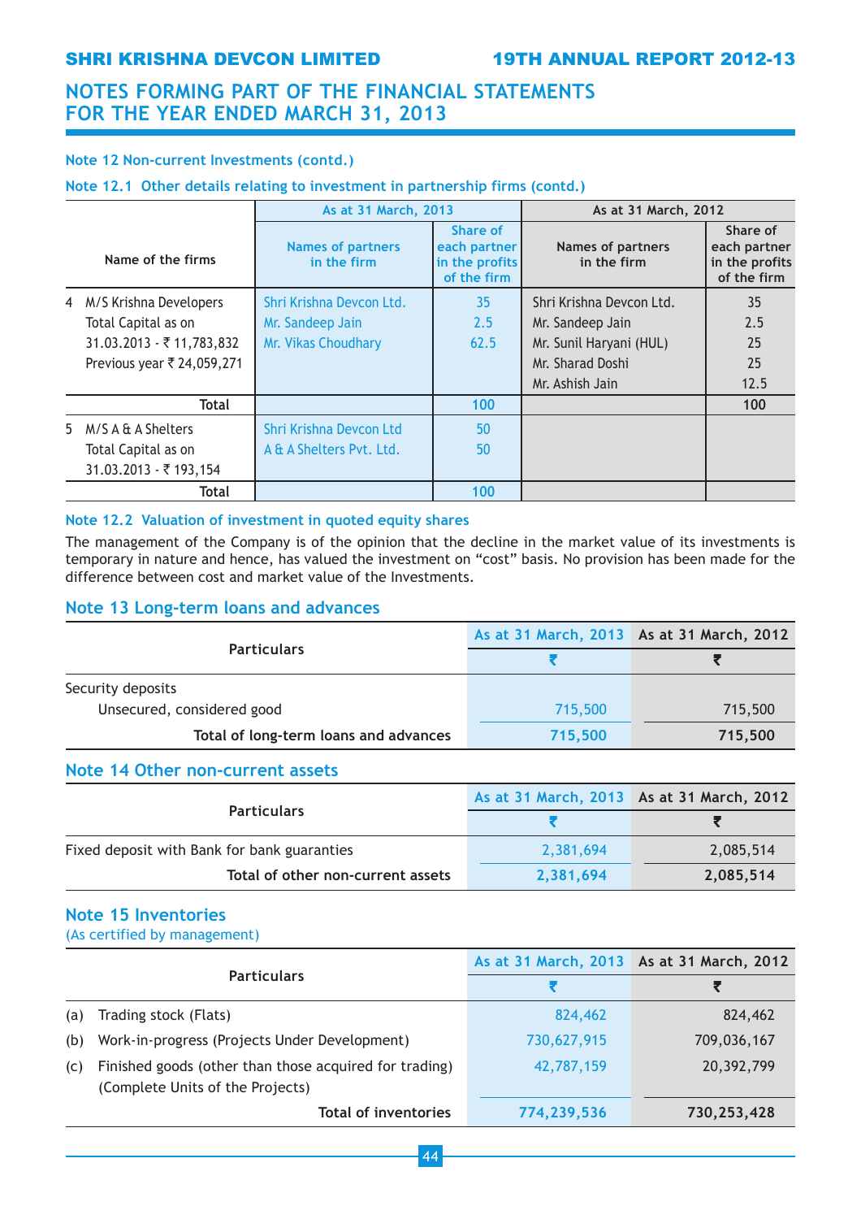# NOTES FORMING PART OF THE FINANCIAL STATEMENTS FOR THE YEAR ENDED MARCH 31, 2013

### Note 12 Non-current Investments (contd.)

### Note 12.1 Other details relating to investment in partnership firms (contd.)

| Name of the firms | As at 31 March, 2013 | | As at 31 March, 2012 | |
|---|---|---|---|---|
| | Names of partners in the firm | Share of each partner in the profits of the firm | Names of partners in the firm | Share of each partner in the profits of the firm |
| 4 M/S Krishna Developers | Shri Krishna Devcon Ltd. | 35 | Shri Krishna Devcon Ltd. | 35 |
| Total Capital as on | Mr. Sandeep Jain | 2.5 | Mr. Sandeep Jain | 2.5 |
| 31.03.2013 - ₹ 11,783,832 | Mr. Vikas Choudhary | 62.5 | Mr. Sunil Haryani (HUL) | 25 |
| Previous year ₹ 24,059,271 | | | Mr. Sharad Doshi | 25 |
| | | | Mr. Ashish Jain | 12.5 |
| **Total** | | 100 | | **100** |
| 5 M/S A & A Shelters | Shri Krishna Devcon Ltd | 50 | | |
| Total Capital as on | A & A Shelters Pvt. Ltd. | 50 | | |
| 31.03.2013 - ₹ 193,154 | | | | |
| **Total** | | 100 | | |

### Note 12.2 Valuation of investment in quoted equity shares

The management of the Company is of the opinion that the decline in the market value of its investments is temporary in nature and hence, has valued the investment on "cost" basis. No provision has been made for the difference between cost and market value of the Investments.

## Note 13 Long-term loans and advances

| Particulars | As at 31 March, 2013 | As at 31 March, 2012 |
|---|---|---|
| | ₹ | ₹ |
| Security deposits | | |
| Unsecured, considered good | 715,500 | 715,500 |
| **Total of long-term loans and advances** | **715,500** | **715,500** |

## Note 14 Other non-current assets

| Particulars | As at 31 March, 2013 | As at 31 March, 2012 |
|---|---|---|
| | ₹ | ₹ |
| Fixed deposit with Bank for bank guaranties | 2,381,694 | 2,085,514 |
| **Total of other non-current assets** | **2,381,694** | **2,085,514** |

## Note 15 Inventories

(As certified by management)

| Particulars | As at 31 March, 2013 | As at 31 March, 2012 |
|---|---|---|
| | ₹ | ₹ |
| (a) Trading stock (Flats) | 824,462 | 824,462 |
| (b) Work-in-progress (Projects Under Development) | 730,627,915 | 709,036,167 |
| (c) Finished goods (other than those acquired for trading) (Complete Units of the Projects) | 42,787,159 | 20,392,799 |
| **Total of inventories** | **774,239,536** | **730,253,428** |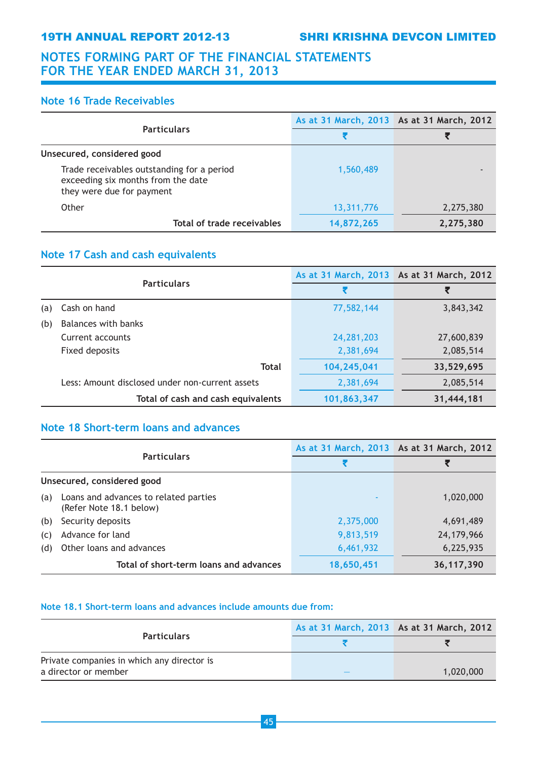# NOTES FORMING PART OF THE FINANCIAL STATEMENTS FOR THE YEAR ENDED MARCH 31, 2013

## Note 16 Trade Receivables

| Particulars | As at 31 March, 2013 | As at 31 March, 2012 |
|---|---|---|
| | ₹ | ₹ |
| **Unsecured, considered good** | | |
| Trade receivables outstanding for a period exceeding six months from the date they were due for payment | 1,560,489 | - |
| Other | 13,311,776 | 2,275,380 |
| **Total of trade receivables** | **14,872,265** | **2,275,380** |

## Note 17 Cash and cash equivalents

| | Particulars | As at 31 March, 2013 | As at 31 March, 2012 |
|---|---|---|---|
| | | ₹ | ₹ |
| (a) | Cash on hand | 77,582,144 | 3,843,342 |
| (b) | Balances with banks | | |
| | Current accounts | 24,281,203 | 27,600,839 |
| | Fixed deposits | 2,381,694 | 2,085,514 |
| | **Total** | **104,245,041** | **33,529,695** |
| | Less: Amount disclosed under non-current assets | 2,381,694 | 2,085,514 |
| | **Total of cash and cash equivalents** | **101,863,347** | **31,444,181** |

## Note 18 Short-term loans and advances

| | Particulars | As at 31 March, 2013 | As at 31 March, 2012 |
|---|---|---|---|
| | | ₹ | ₹ |
| | **Unsecured, considered good** | | |
| (a) | Loans and advances to related parties (Refer Note 18.1 below) | - | 1,020,000 |
| (b) | Security deposits | 2,375,000 | 4,691,489 |
| (c) | Advance for land | 9,813,519 | 24,179,966 |
| (d) | Other loans and advances | 6,461,932 | 6,225,935 |
| | **Total of short-term loans and advances** | **18,650,451** | **36,117,390** |

### Note 18.1 Short-term loans and advances include amounts due from:

| Particulars | As at 31 March, 2013 | As at 31 March, 2012 |
|---|---|---|
| | ₹ | ₹ |
| Private companies in which any director is a director or member | — | 1,020,000 |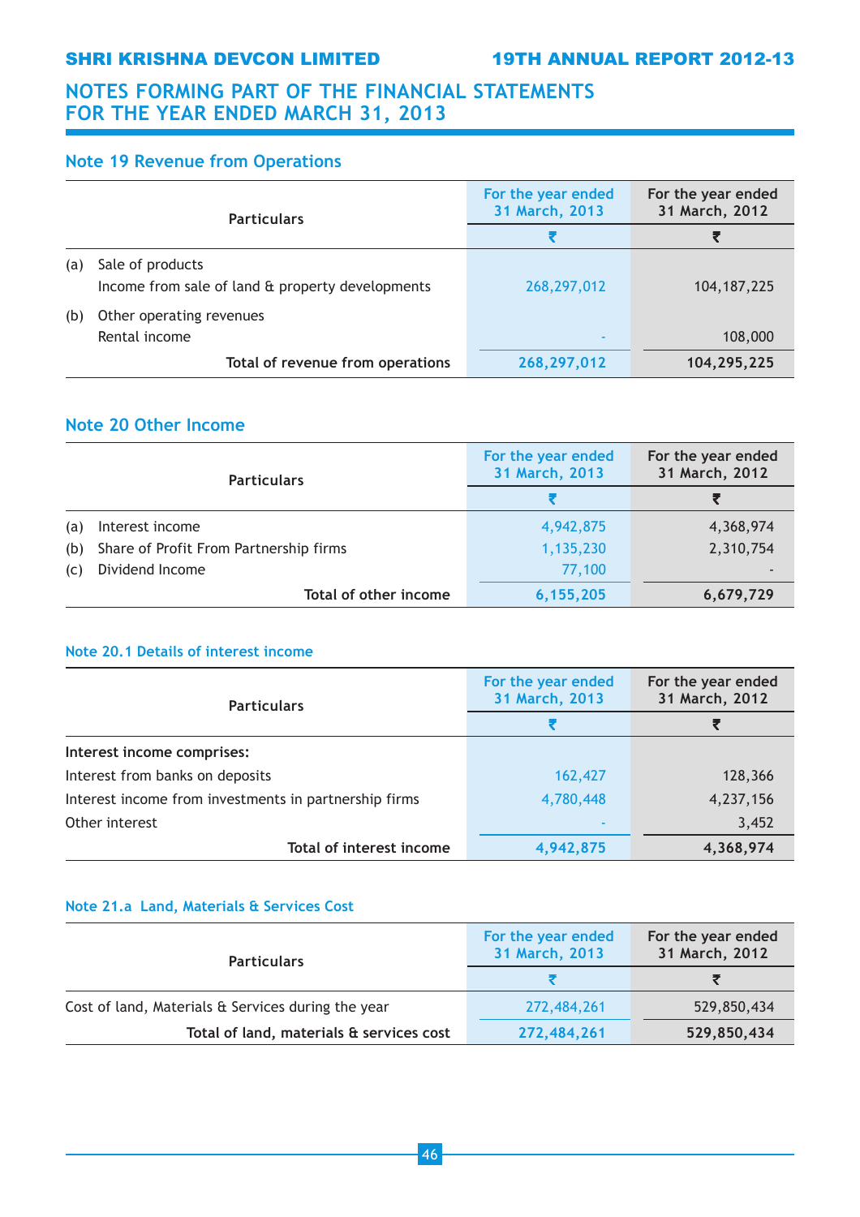# NOTES FORMING PART OF THE FINANCIAL STATEMENTS FOR THE YEAR ENDED MARCH 31, 2013

## Note 19 Revenue from Operations

| | Particulars | For the year ended 31 March, 2013 | For the year ended 31 March, 2012 |
|---|---|---|---|
| | | ₹ | ₹ |
| (a) | Sale of products | | |
| | Income from sale of land & property developments | 268,297,012 | 104,187,225 |
| (b) | Other operating revenues | | |
| | Rental income | - | 108,000 |
| | **Total of revenue from operations** | **268,297,012** | **104,295,225** |

## Note 20 Other Income

| | Particulars | For the year ended 31 March, 2013 | For the year ended 31 March, 2012 |
|---|---|---|---|
| | | ₹ | ₹ |
| (a) | Interest income | 4,942,875 | 4,368,974 |
| (b) | Share of Profit From Partnership firms | 1,135,230 | 2,310,754 |
| (c) | Dividend Income | 77,100 | - |
| | **Total of other income** | **6,155,205** | **6,679,729** |

### Note 20.1 Details of interest income

| Particulars | For the year ended 31 March, 2013 | For the year ended 31 March, 2012 |
|---|---|---|
| | ₹ | ₹ |
| **Interest income comprises:** | | |
| Interest from banks on deposits | 162,427 | 128,366 |
| Interest income from investments in partnership firms | 4,780,448 | 4,237,156 |
| Other interest | - | 3,452 |
| **Total of interest income** | **4,942,875** | **4,368,974** |

### Note 21.a Land, Materials & Services Cost

| Particulars | For the year ended 31 March, 2013 | For the year ended 31 March, 2012 |
|---|---|---|
| | ₹ | ₹ |
| Cost of land, Materials & Services during the year | 272,484,261 | 529,850,434 |
| **Total of land, materials & services cost** | **272,484,261** | **529,850,434** |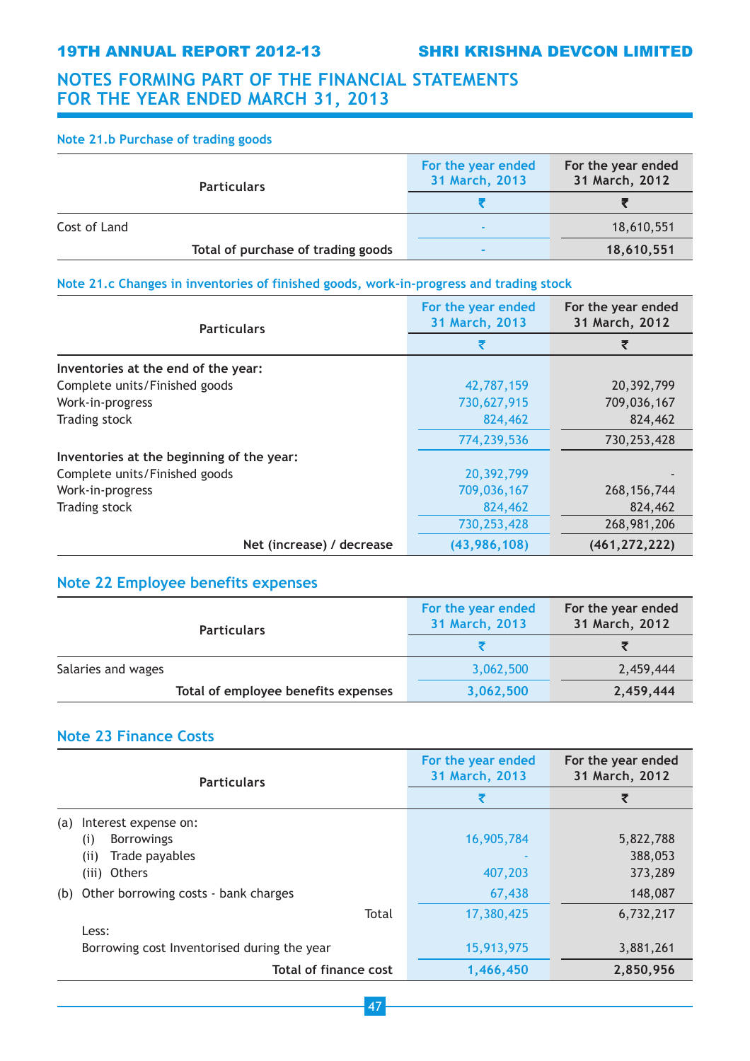## NOTES FORMING PART OF THE FINANCIAL STATEMENTS FOR THE YEAR ENDED MARCH 31, 2013

### Note 21.b Purchase of trading goods

| Particulars | For the year ended 31 March, 2013 | For the year ended 31 March, 2012 |
|---|---|---|
| | ₹ | ₹ |
| Cost of Land | - | 18,610,551 |
| **Total of purchase of trading goods** | **-** | **18,610,551** |

### Note 21.c Changes in inventories of finished goods, work-in-progress and trading stock

| Particulars | For the year ended 31 March, 2013 | For the year ended 31 March, 2012 |
|---|---|---|
| | ₹ | ₹ |
| **Inventories at the end of the year:** | | |
| Complete units/Finished goods | 42,787,159 | 20,392,799 |
| Work-in-progress | 730,627,915 | 709,036,167 |
| Trading stock | 824,462 | 824,462 |
| | 774,239,536 | 730,253,428 |
| **Inventories at the beginning of the year:** | | |
| Complete units/Finished goods | 20,392,799 | - |
| Work-in-progress | 709,036,167 | 268,156,744 |
| Trading stock | 824,462 | 824,462 |
| | 730,253,428 | 268,981,206 |
| **Net (increase) / decrease** | **(43,986,108)** | **(461,272,222)** |

## Note 22 Employee benefits expenses

| Particulars | For the year ended 31 March, 2013 | For the year ended 31 March, 2012 |
|---|---|---|
| | ₹ | ₹ |
| Salaries and wages | 3,062,500 | 2,459,444 |
| **Total of employee benefits expenses** | **3,062,500** | **2,459,444** |

## Note 23 Finance Costs

| Particulars | For the year ended 31 March, 2013 | For the year ended 31 March, 2012 |
|---|---|---|
| | ₹ | ₹ |
| (a) Interest expense on: | | |
| (i) Borrowings | 16,905,784 | 5,822,788 |
| (ii) Trade payables | - | 388,053 |
| (iii) Others | 407,203 | 373,289 |
| (b) Other borrowing costs - bank charges | 67,438 | 148,087 |
| Total | 17,380,425 | 6,732,217 |
| Less: | | |
| Borrowing cost Inventorised during the year | 15,913,975 | 3,881,261 |
| **Total of finance cost** | **1,466,450** | **2,850,956** |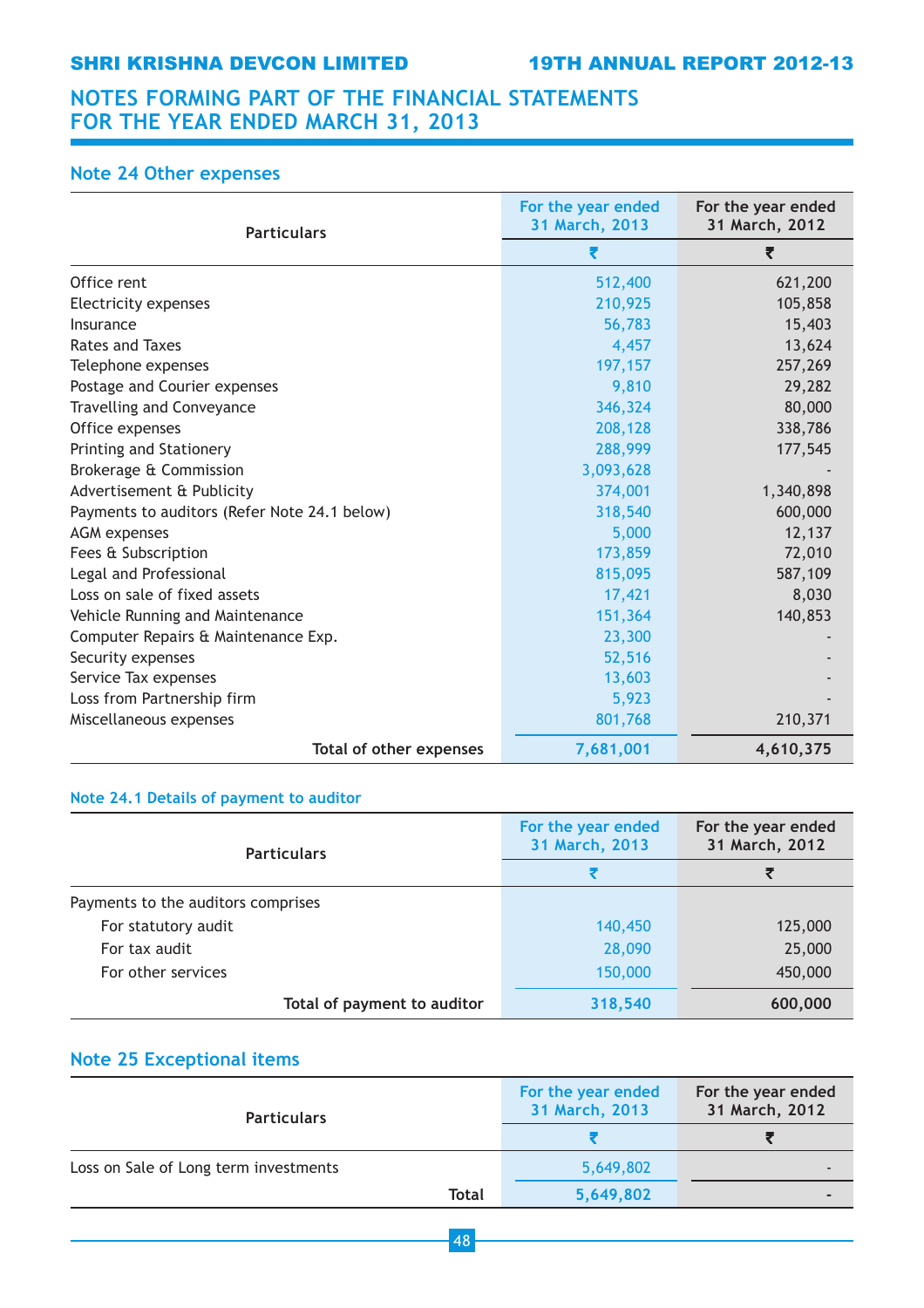# NOTES FORMING PART OF THE FINANCIAL STATEMENTS FOR THE YEAR ENDED MARCH 31, 2013

## Note 24 Other expenses

| Particulars | For the year ended 31 March, 2013 | For the year ended 31 March, 2012 |
|---|---|---|
| | ₹ | ₹ |
| Office rent | 512,400 | 621,200 |
| Electricity expenses | 210,925 | 105,858 |
| Insurance | 56,783 | 15,403 |
| Rates and Taxes | 4,457 | 13,624 |
| Telephone expenses | 197,157 | 257,269 |
| Postage and Courier expenses | 9,810 | 29,282 |
| Travelling and Conveyance | 346,324 | 80,000 |
| Office expenses | 208,128 | 338,786 |
| Printing and Stationery | 288,999 | 177,545 |
| Brokerage & Commission | 3,093,628 | - |
| Advertisement & Publicity | 374,001 | 1,340,898 |
| Payments to auditors (Refer Note 24.1 below) | 318,540 | 600,000 |
| AGM expenses | 5,000 | 12,137 |
| Fees & Subscription | 173,859 | 72,010 |
| Legal and Professional | 815,095 | 587,109 |
| Loss on sale of fixed assets | 17,421 | 8,030 |
| Vehicle Running and Maintenance | 151,364 | 140,853 |
| Computer Repairs & Maintenance Exp. | 23,300 | - |
| Security expenses | 52,516 | - |
| Service Tax expenses | 13,603 | - |
| Loss from Partnership firm | 5,923 | - |
| Miscellaneous expenses | 801,768 | 210,371 |
| **Total of other expenses** | **7,681,001** | **4,610,375** |

### Note 24.1 Details of payment to auditor

| Particulars | For the year ended 31 March, 2013 | For the year ended 31 March, 2012 |
|---|---|---|
| | ₹ | ₹ |
| Payments to the auditors comprises | | |
| For statutory audit | 140,450 | 125,000 |
| For tax audit | 28,090 | 25,000 |
| For other services | 150,000 | 450,000 |
| **Total of payment to auditor** | **318,540** | **600,000** |

## Note 25 Exceptional items

| Particulars | For the year ended 31 March, 2013 | For the year ended 31 March, 2012 |
|---|---|---|
| | ₹ | ₹ |
| Loss on Sale of Long term investments | 5,649,802 | - |
| **Total** | **5,649,802** | **-** |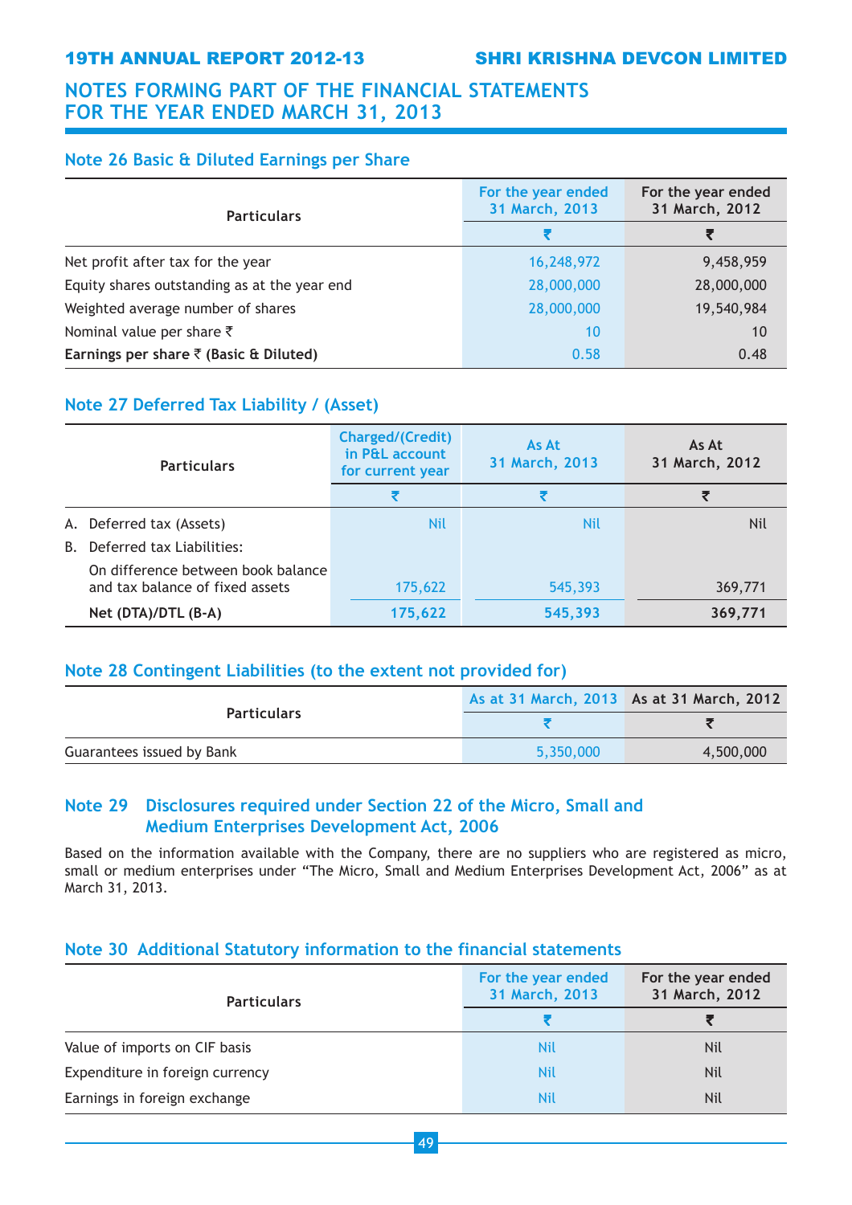# NOTES FORMING PART OF THE FINANCIAL STATEMENTS FOR THE YEAR ENDED MARCH 31, 2013

## Note 26 Basic & Diluted Earnings per Share

| Particulars | For the year ended 31 March, 2013 | For the year ended 31 March, 2012 |
|---|---|---|
| | ₹ | ₹ |
| Net profit after tax for the year | 16,248,972 | 9,458,959 |
| Equity shares outstanding as at the year end | 28,000,000 | 28,000,000 |
| Weighted average number of shares | 28,000,000 | 19,540,984 |
| Nominal value per share ₹ | 10 | 10 |
| **Earnings per share ₹ (Basic & Diluted)** | 0.58 | 0.48 |

## Note 27 Deferred Tax Liability / (Asset)

| Particulars | Charged/(Credit) in P&L account for current year | As At 31 March, 2013 | As At 31 March, 2012 |
|---|---|---|---|
| | ₹ | ₹ | ₹ |
| A. Deferred tax (Assets) | Nil | Nil | Nil |
| B. Deferred tax Liabilities: | | | |
| On difference between book balance and tax balance of fixed assets | 175,622 | 545,393 | 369,771 |
| **Net (DTA)/DTL (B-A)** | **175,622** | **545,393** | **369,771** |

## Note 28 Contingent Liabilities (to the extent not provided for)

| Particulars | As at 31 March, 2013 | As at 31 March, 2012 |
|---|---|---|
| | ₹ | ₹ |
| Guarantees issued by Bank | 5,350,000 | 4,500,000 |

## Note 29 Disclosures required under Section 22 of the Micro, Small and Medium Enterprises Development Act, 2006

Based on the information available with the Company, there are no suppliers who are registered as micro, small or medium enterprises under "The Micro, Small and Medium Enterprises Development Act, 2006" as at March 31, 2013.

## Note 30 Additional Statutory information to the financial statements

| Particulars | For the year ended 31 March, 2013 | For the year ended 31 March, 2012 |
|---|---|---|
| | ₹ | ₹ |
| Value of imports on CIF basis | Nil | Nil |
| Expenditure in foreign currency | Nil | Nil |
| Earnings in foreign exchange | Nil | Nil |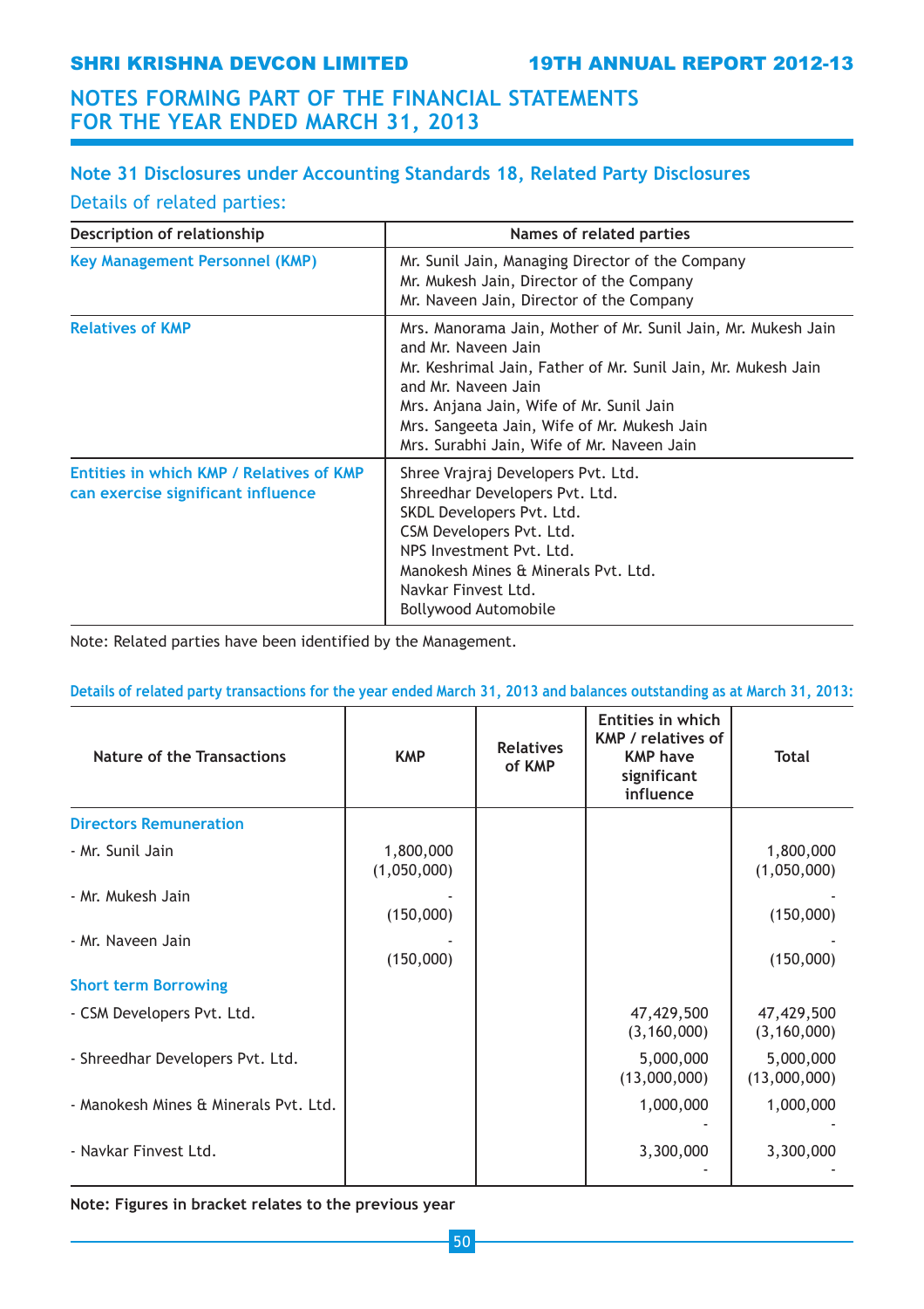# NOTES FORMING PART OF THE FINANCIAL STATEMENTS FOR THE YEAR ENDED MARCH 31, 2013

## Note 31 Disclosures under Accounting Standards 18, Related Party Disclosures

### Details of related parties:

| Description of relationship | Names of related parties |
|---|---|
| Key Management Personnel (KMP) | Mr. Sunil Jain, Managing Director of the Company<br>Mr. Mukesh Jain, Director of the Company<br>Mr. Naveen Jain, Director of the Company |
| Relatives of KMP | Mrs. Manorama Jain, Mother of Mr. Sunil Jain, Mr. Mukesh Jain and Mr. Naveen Jain<br>Mr. Keshrimal Jain, Father of Mr. Sunil Jain, Mr. Mukesh Jain and Mr. Naveen Jain<br>Mrs. Anjana Jain, Wife of Mr. Sunil Jain<br>Mrs. Sangeeta Jain, Wife of Mr. Mukesh Jain<br>Mrs. Surabhi Jain, Wife of Mr. Naveen Jain |
| Entities in which KMP / Relatives of KMP can exercise significant influence | Shree Vrajraj Developers Pvt. Ltd.<br>Shreedhar Developers Pvt. Ltd.<br>SKDL Developers Pvt. Ltd.<br>CSM Developers Pvt. Ltd.<br>NPS Investment Pvt. Ltd.<br>Manokesh Mines & Minerals Pvt. Ltd.<br>Navkar Finvest Ltd.<br>Bollywood Automobile |

Note: Related parties have been identified by the Management.

**Details of related party transactions for the year ended March 31, 2013 and balances outstanding as at March 31, 2013:**

| Nature of the Transactions | KMP | Relatives of KMP | Entities in which KMP / relatives of KMP have significant influence | Total |
|---|---|---|---|---|
| **Directors Remuneration** | | | | |
| - Mr. Sunil Jain | 1,800,000<br>(1,050,000) | | | 1,800,000<br>(1,050,000) |
| - Mr. Mukesh Jain | -<br>(150,000) | | | -<br>(150,000) |
| - Mr. Naveen Jain | -<br>(150,000) | | | -<br>(150,000) |
| **Short term Borrowing** | | | | |
| - CSM Developers Pvt. Ltd. | | | 47,429,500<br>(3,160,000) | 47,429,500<br>(3,160,000) |
| - Shreedhar Developers Pvt. Ltd. | | | 5,000,000<br>(13,000,000) | 5,000,000<br>(13,000,000) |
| - Manokesh Mines & Minerals Pvt. Ltd. | | | 1,000,000<br>- | 1,000,000<br>- |
| - Navkar Finvest Ltd. | | | 3,300,000<br>- | 3,300,000<br>- |

**Note: Figures in bracket relates to the previous year**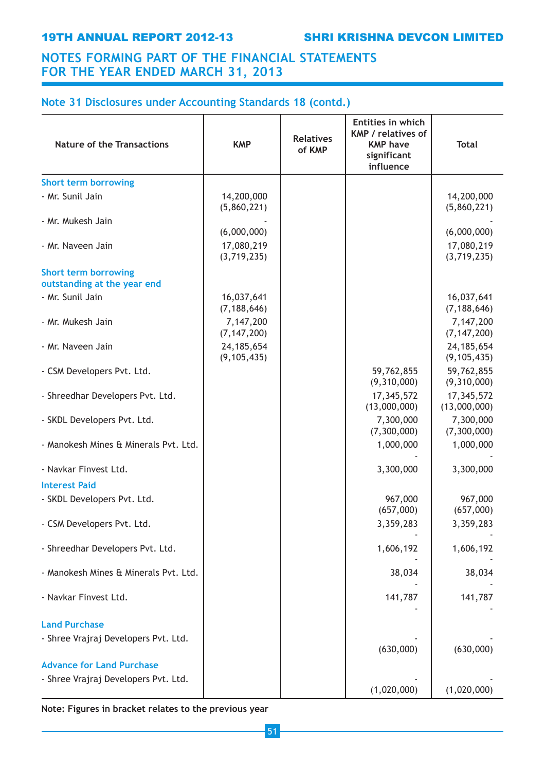## NOTES FORMING PART OF THE FINANCIAL STATEMENTS FOR THE YEAR ENDED MARCH 31, 2013

### Note 31 Disclosures under Accounting Standards 18 (contd.)

| Nature of the Transactions | KMP | Relatives of KMP | Entities in which KMP / relatives of KMP have significant influence | Total |
|---|---|---|---|---|
| **Short term borrowing** | | | | |
| - Mr. Sunil Jain | 14,200,000<br>(5,860,221) | | | 14,200,000<br>(5,860,221) |
| - Mr. Mukesh Jain | -<br>(6,000,000) | | | -<br>(6,000,000) |
| - Mr. Naveen Jain | 17,080,219<br>(3,719,235) | | | 17,080,219<br>(3,719,235) |
| **Short term borrowing outstanding at the year end** | | | | |
| - Mr. Sunil Jain | 16,037,641<br>(7,188,646) | | | 16,037,641<br>(7,188,646) |
| - Mr. Mukesh Jain | 7,147,200<br>(7,147,200) | | | 7,147,200<br>(7,147,200) |
| - Mr. Naveen Jain | 24,185,654<br>(9,105,435) | | | 24,185,654<br>(9,105,435) |
| - CSM Developers Pvt. Ltd. | | | 59,762,855<br>(9,310,000) | 59,762,855<br>(9,310,000) |
| - Shreedhar Developers Pvt. Ltd. | | | 17,345,572<br>(13,000,000) | 17,345,572<br>(13,000,000) |
| - SKDL Developers Pvt. Ltd. | | | 7,300,000<br>(7,300,000) | 7,300,000<br>(7,300,000) |
| - Manokesh Mines & Minerals Pvt. Ltd. | | | 1,000,000<br>- | 1,000,000<br>- |
| - Navkar Finvest Ltd. | | | 3,300,000 | 3,300,000 |
| **Interest Paid** | | | | |
| - SKDL Developers Pvt. Ltd. | | | 967,000<br>(657,000) | 967,000<br>(657,000) |
| - CSM Developers Pvt. Ltd. | | | 3,359,283<br>- | 3,359,283<br>- |
| - Shreedhar Developers Pvt. Ltd. | | | 1,606,192<br>- | 1,606,192<br>- |
| - Manokesh Mines & Minerals Pvt. Ltd. | | | 38,034<br>- | 38,034<br>- |
| - Navkar Finvest Ltd. | | | 141,787<br>- | 141,787<br>- |
| **Land Purchase** | | | | |
| - Shree Vrajraj Developers Pvt. Ltd. | | | -<br>(630,000) | -<br>(630,000) |
| **Advance for Land Purchase** | | | | |
| - Shree Vrajraj Developers Pvt. Ltd. | | | -<br>(1,020,000) | -<br>(1,020,000) |

**Note: Figures in bracket relates to the previous year**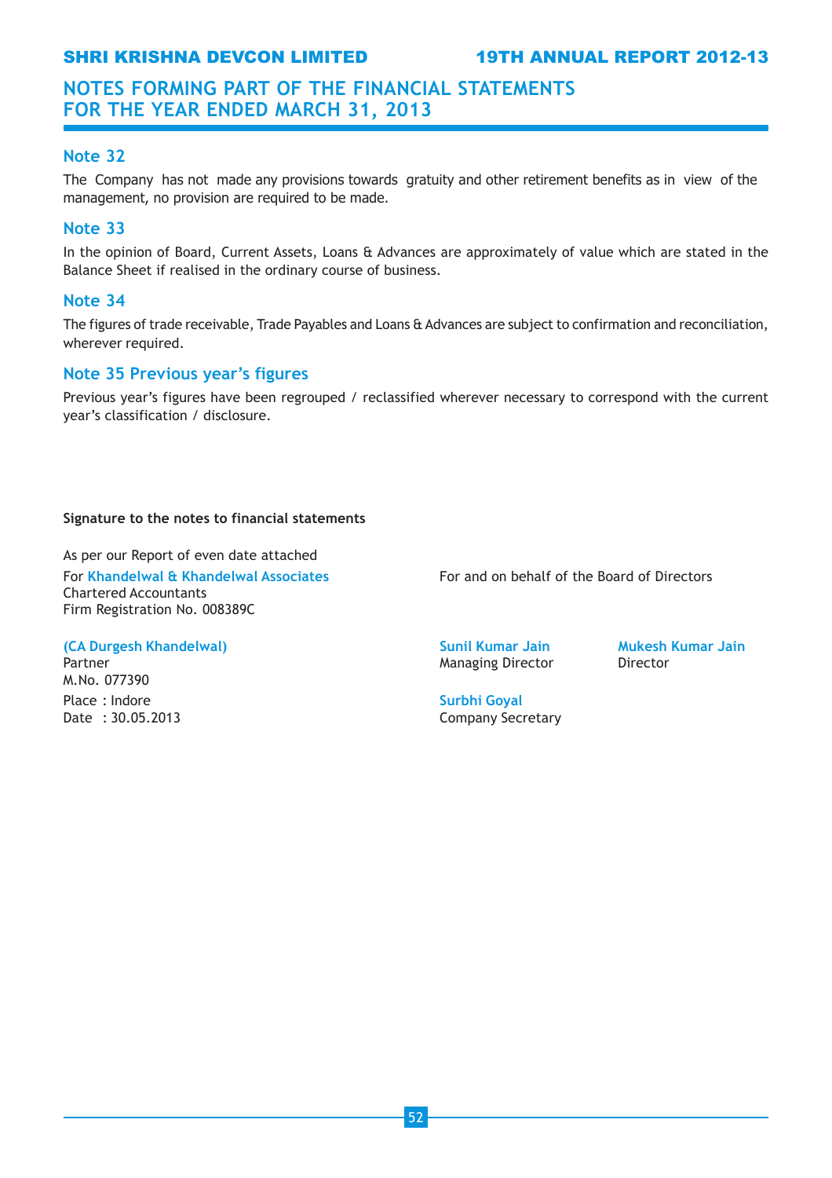# NOTES FORMING PART OF THE FINANCIAL STATEMENTS FOR THE YEAR ENDED MARCH 31, 2013

## Note 32

The Company has not made any provisions towards gratuity and other retirement benefits as in view of the management, no provision are required to be made.

## Note 33

In the opinion of Board, Current Assets, Loans & Advances are approximately of value which are stated in the Balance Sheet if realised in the ordinary course of business.

## Note 34

The figures of trade receivable, Trade Payables and Loans & Advances are subject to confirmation and reconciliation, wherever required.

## Note 35 Previous year's figures

Previous year's figures have been regrouped / reclassified wherever necessary to correspond with the current year's classification / disclosure.

**Signature to the notes to financial statements**

As per our Report of even date attached
For **Khandelwal & Khandelwal Associates**
Chartered Accountants
Firm Registration No. 008389C

**(CA Durgesh Khandelwal)**
Partner
M.No. 077390
Place : Indore
Date : 30.05.2013

For and on behalf of the Board of Directors

**Sunil Kumar Jain**
Managing Director

**Mukesh Kumar Jain**
Director

**Surbhi Goyal**
Company Secretary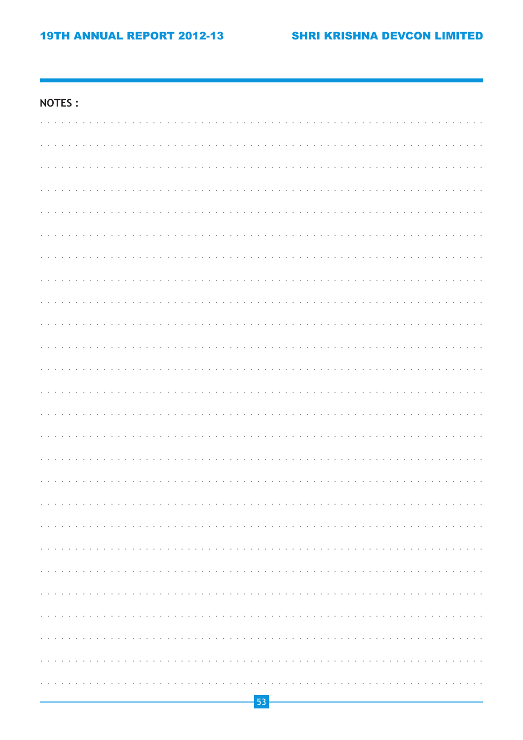**NOTES :**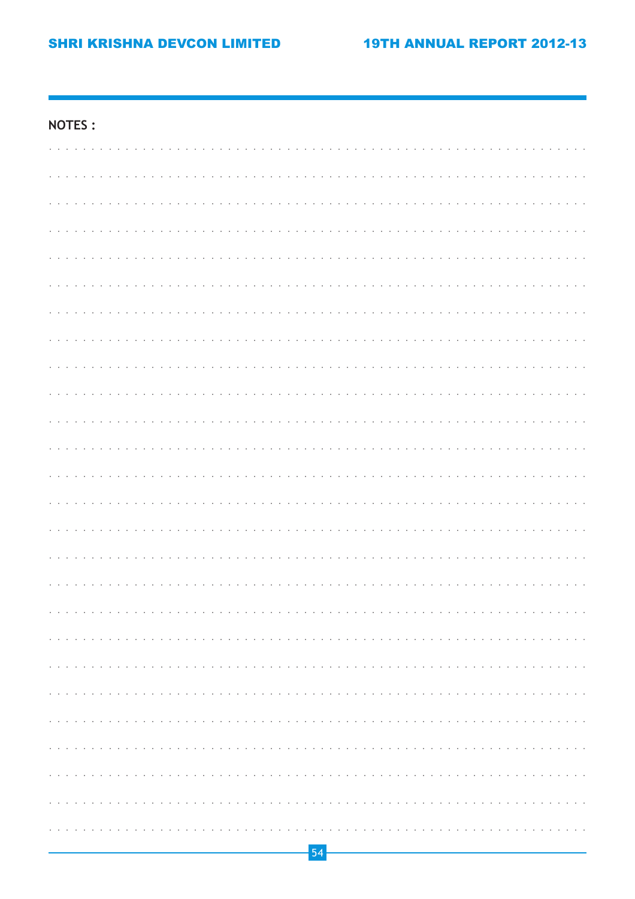**NOTES :**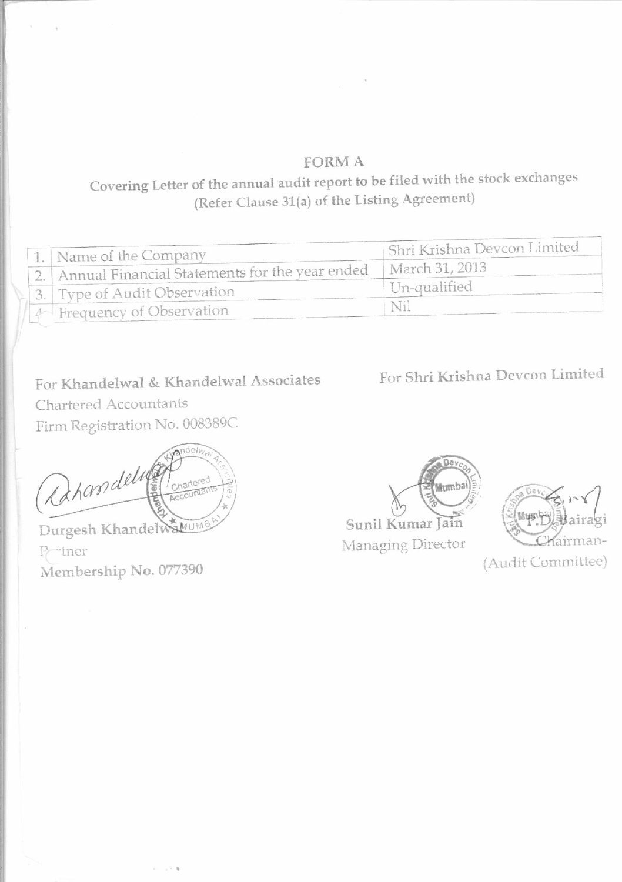# FORM A

Covering Letter of the annual audit report to be filed with the stock exchanges
(Refer Clause 31(a) of the Listing Agreement)

| | | |
|---|---|---|
| 1. | Name of the Company | Shri Krishna Devcon Limited |
| 2. | Annual Financial Statements for the year ended | March 31, 2013 |
| 3. | Type of Audit Observation | Un-qualified |
| 4. | Frequency of Observation | Nil |

For **Khandelwal & Khandelwal Associates**
Chartered Accountants
Firm Registration No. 008389C

Durgesh Khandelwal
Partner
Membership No. 077390

For **Shri Krishna Devcon Limited**

**Sunil Kumar Jain**
Managing Director

P.D. Bairagi
Chairman-
(Audit Committee)